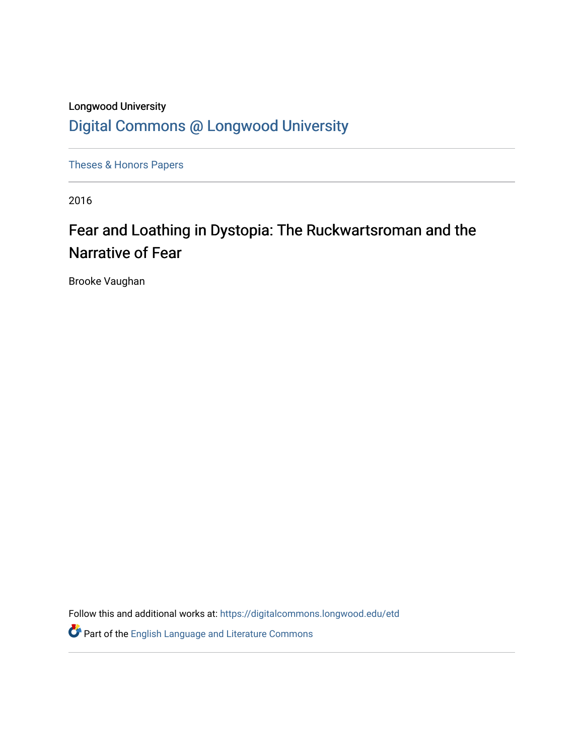Longwood University

# Digital Commons @ Longwood University

Theses & Honors Papers

2016

## Fear and Loathing in Dystopia: The Ruckwartsroman and the Narrative of Fear

Brooke Vaughan

Follow this and additional works at: https://digitalcommons.longwood.edu/etd

Part of the English Language and Literature Commons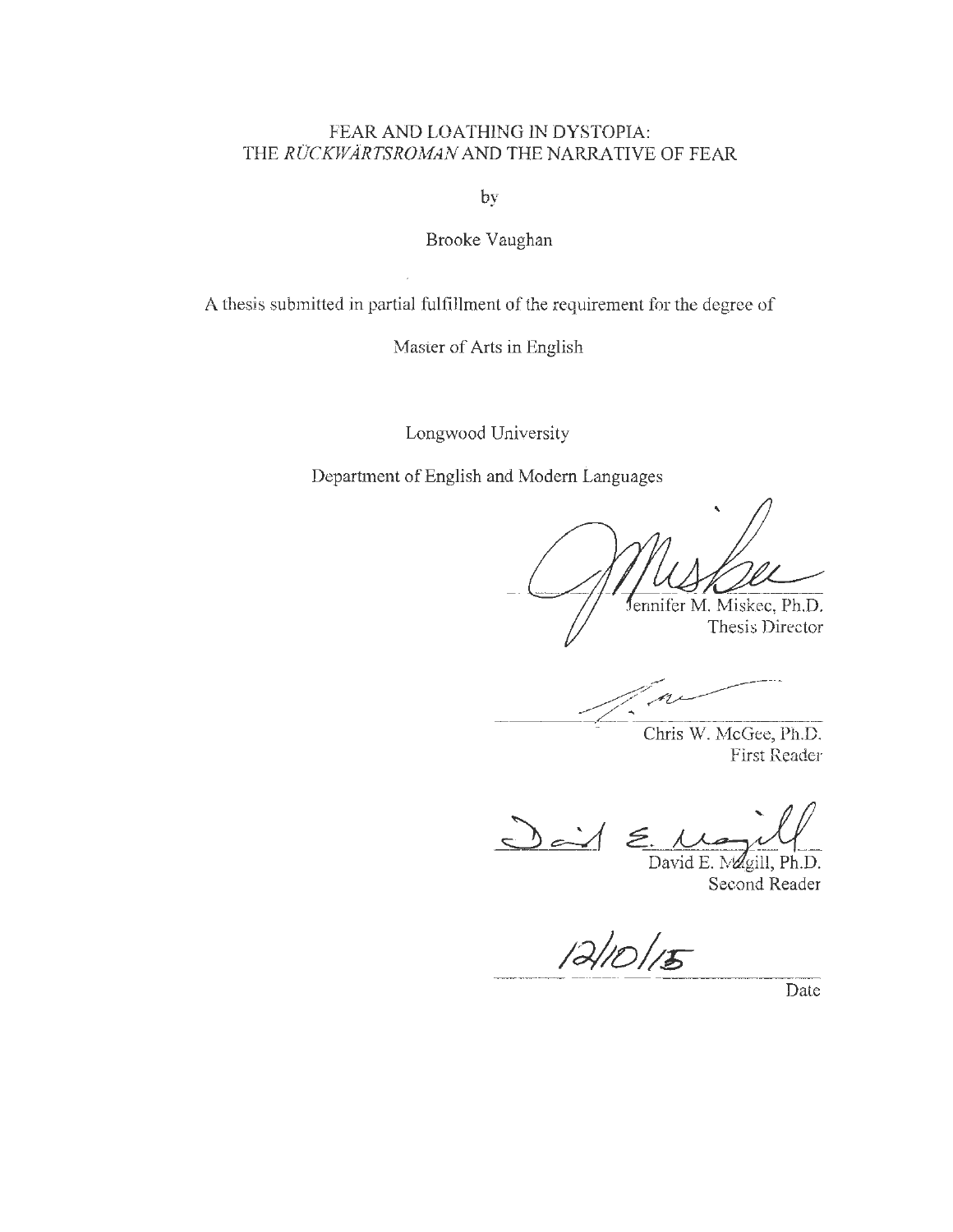# FEAR AND LOATHING IN DYSTOPIA:
# THE *RÜCKWÄRTSROMAN* AND THE NARRATIVE OF FEAR

by

Brooke Vaughan

A thesis submitted in partial fulfillment of the requirement for the degree of

Master of Arts in English

Longwood University

Department of English and Modern Languages

Jennifer M. Miskec, Ph.D.
Thesis Director

Chris W. McGee, Ph.D.
First Reader

David E. Magill, Ph.D.
Second Reader

12/10/15

Date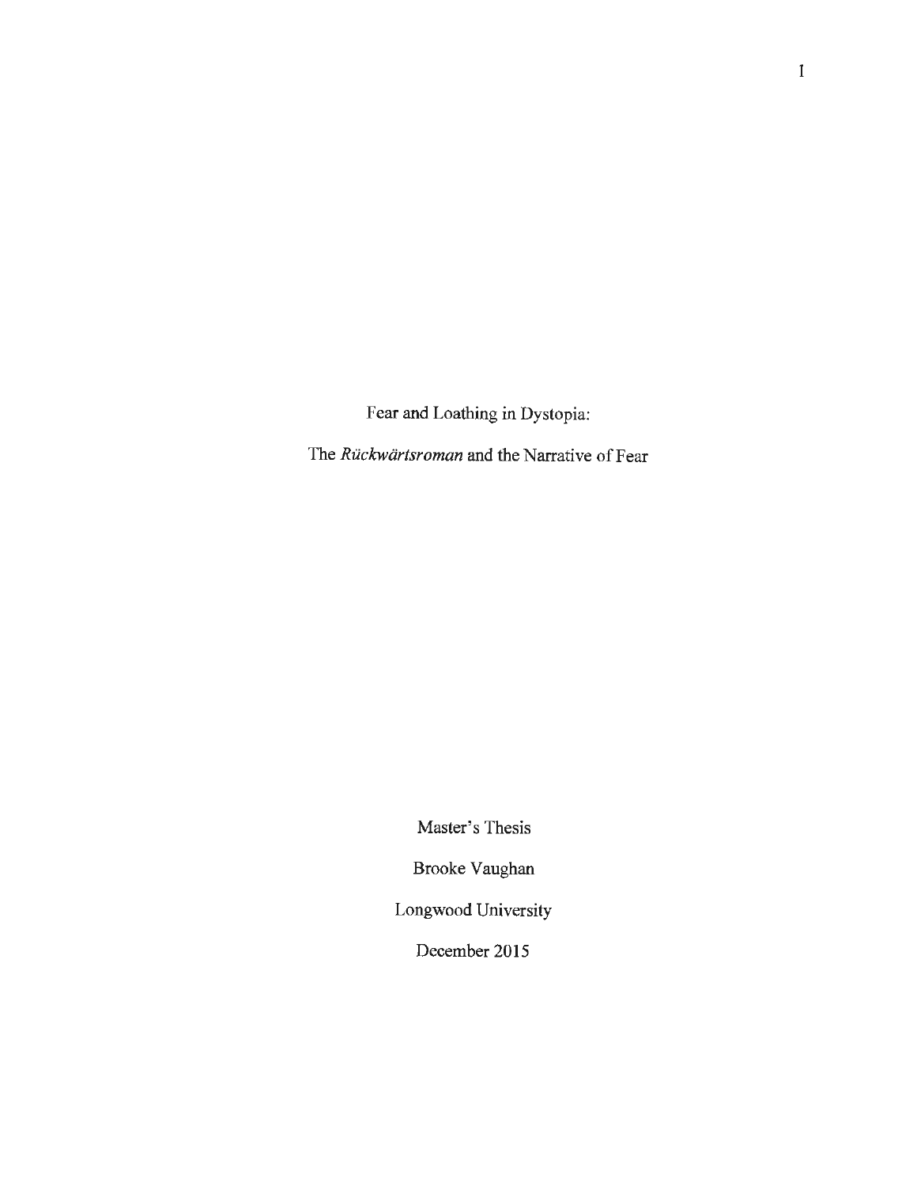Fear and Loathing in Dystopia:

The *Rückwärtsroman* and the Narrative of Fear

Master's Thesis

Brooke Vaughan

Longwood University

December 2015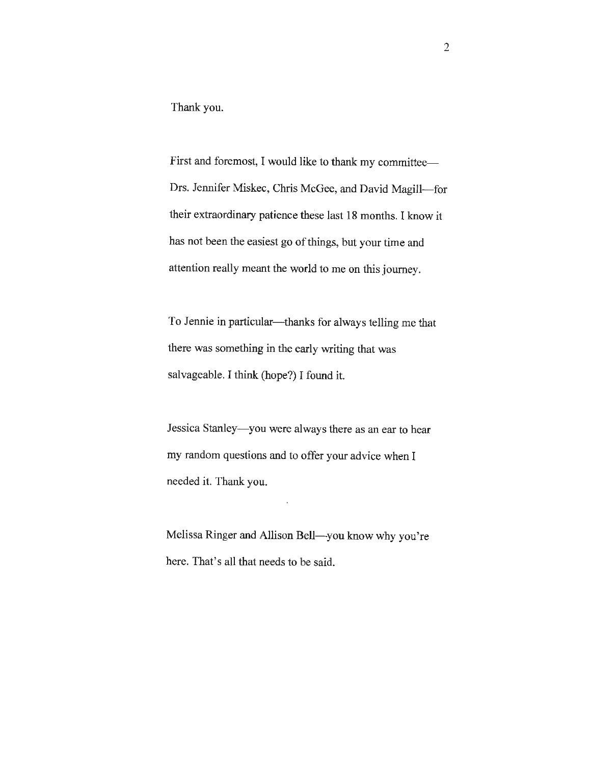Thank you.

First and foremost, I would like to thank my committee—Drs. Jennifer Miskec, Chris McGee, and David Magill—for their extraordinary patience these last 18 months. I know it has not been the easiest go of things, but your time and attention really meant the world to me on this journey.

To Jennie in particular—thanks for always telling me that there was something in the early writing that was salvageable. I think (hope?) I found it.

Jessica Stanley—you were always there as an ear to hear my random questions and to offer your advice when I needed it. Thank you.

Melissa Ringer and Allison Bell—you know why you're here. That's all that needs to be said.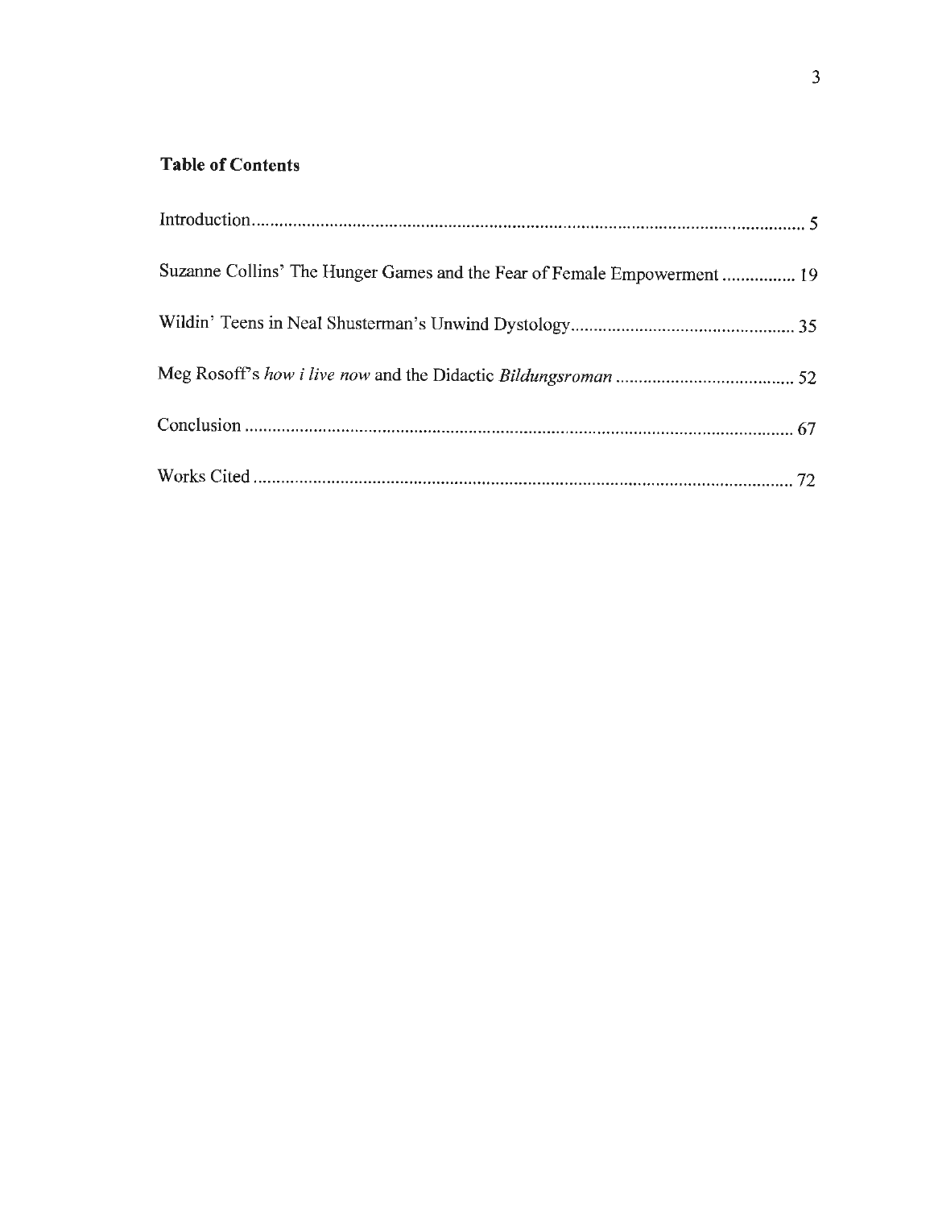**Table of Contents**

Introduction ........................................................................................................................ 5

Suzanne Collins' The Hunger Games and the Fear of Female Empowerment ................ 19

Wildin' Teens in Neal Shusterman's Unwind Dystology ................................................ 35

Meg Rosoff's *how i live now* and the Didactic *Bildungsroman* ....................................... 52

Conclusion ........................................................................................................................ 67

Works Cited ....................................................................................................................... 72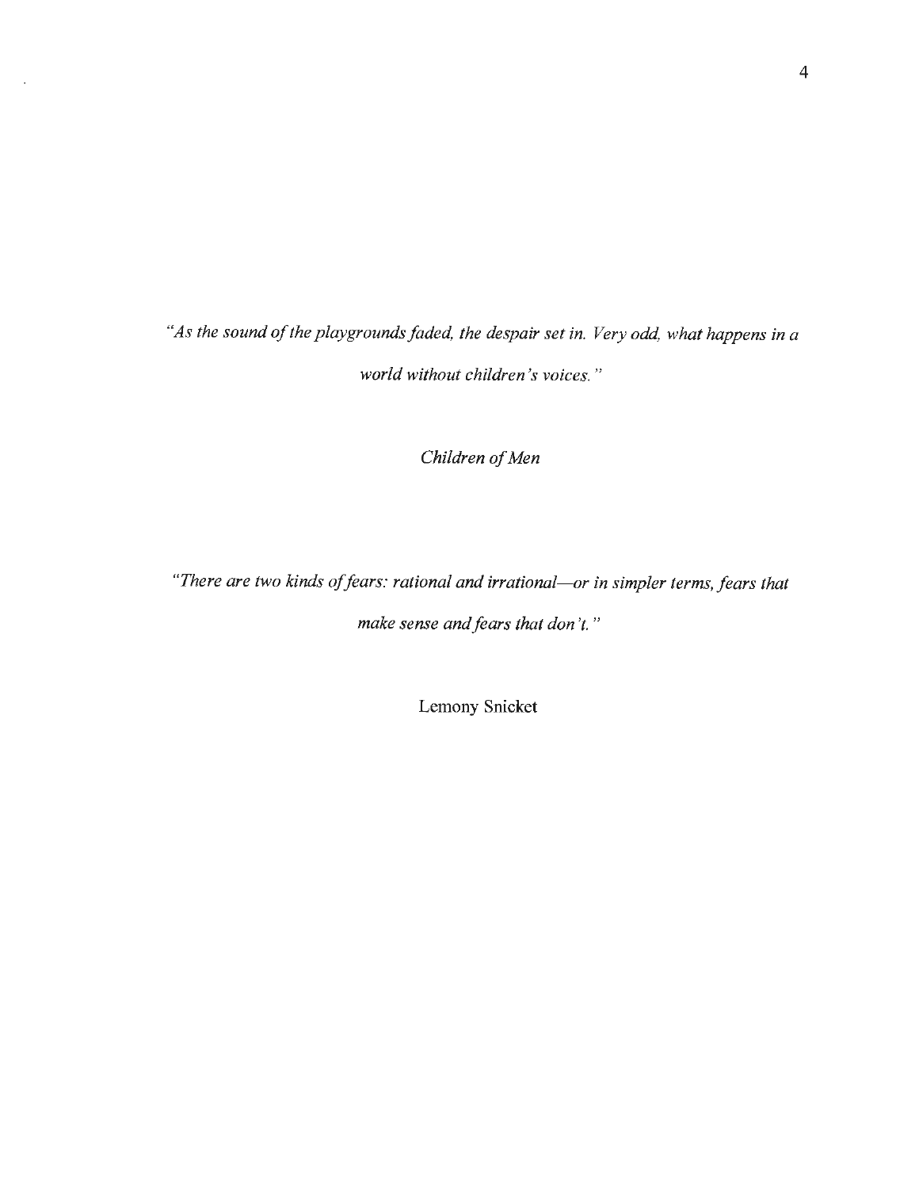*"As the sound of the playgrounds faded, the despair set in. Very odd, what happens in a world without children's voices."*

*Children of Men*

*"There are two kinds of fears: rational and irrational—or in simpler terms, fears that make sense and fears that don't."*

Lemony Snicket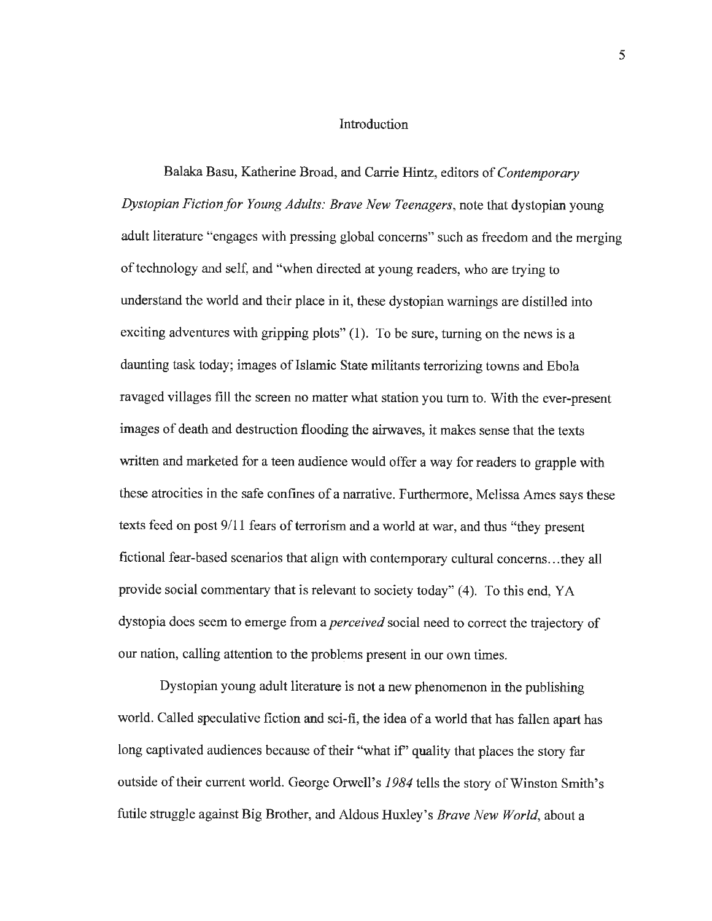# Introduction

Balaka Basu, Katherine Broad, and Carrie Hintz, editors of *Contemporary Dystopian Fiction for Young Adults: Brave New Teenagers*, note that dystopian young adult literature "engages with pressing global concerns" such as freedom and the merging of technology and self, and "when directed at young readers, who are trying to understand the world and their place in it, these dystopian warnings are distilled into exciting adventures with gripping plots" (1). To be sure, turning on the news is a daunting task today; images of Islamic State militants terrorizing towns and Ebola ravaged villages fill the screen no matter what station you turn to. With the ever-present images of death and destruction flooding the airwaves, it makes sense that the texts written and marketed for a teen audience would offer a way for readers to grapple with these atrocities in the safe confines of a narrative. Furthermore, Melissa Ames says these texts feed on post 9/11 fears of terrorism and a world at war, and thus "they present fictional fear-based scenarios that align with contemporary cultural concerns…they all provide social commentary that is relevant to society today" (4). To this end, YA dystopia does seem to emerge from a *perceived* social need to correct the trajectory of our nation, calling attention to the problems present in our own times.

Dystopian young adult literature is not a new phenomenon in the publishing world. Called speculative fiction and sci-fi, the idea of a world that has fallen apart has long captivated audiences because of their "what if" quality that places the story far outside of their current world. George Orwell's *1984* tells the story of Winston Smith's futile struggle against Big Brother, and Aldous Huxley's *Brave New World*, about a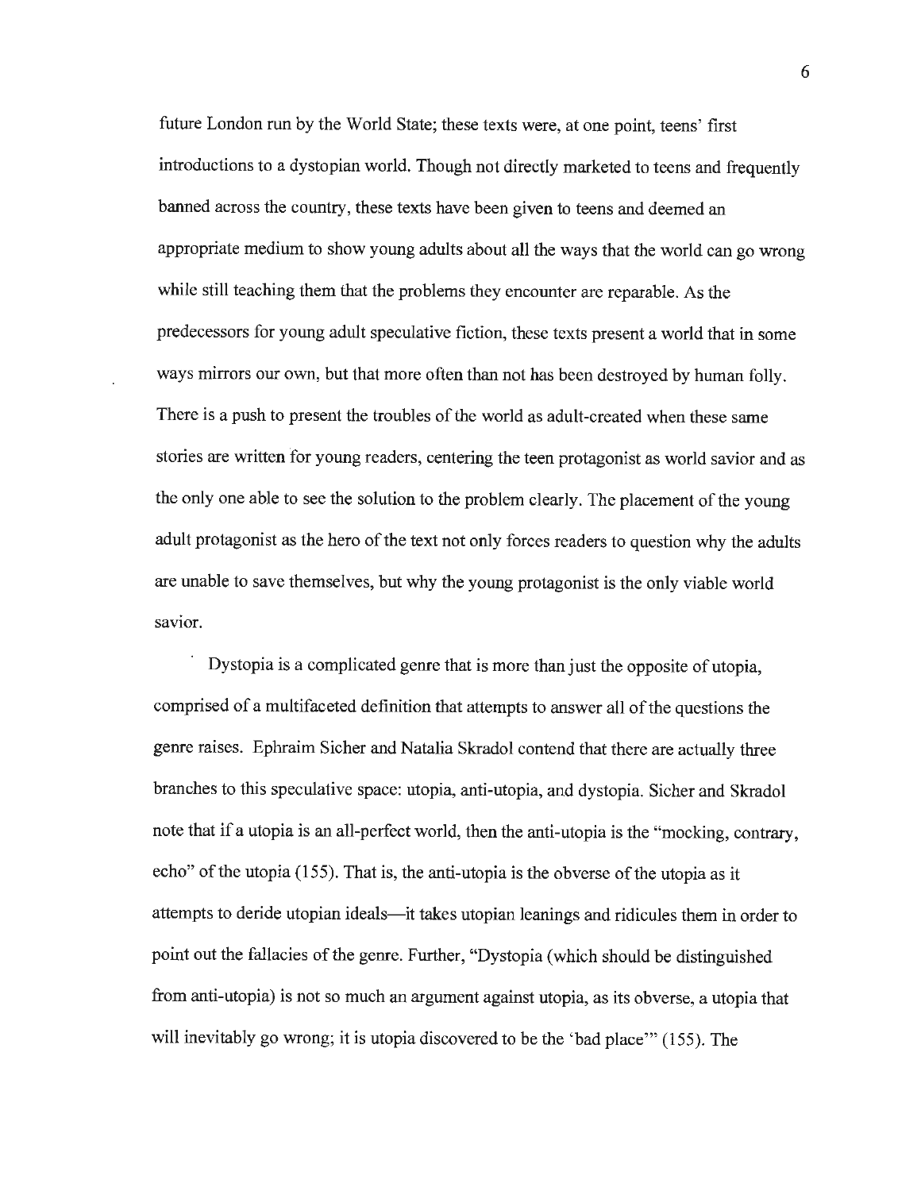future London run by the World State; these texts were, at one point, teens' first introductions to a dystopian world. Though not directly marketed to teens and frequently banned across the country, these texts have been given to teens and deemed an appropriate medium to show young adults about all the ways that the world can go wrong while still teaching them that the problems they encounter are reparable. As the predecessors for young adult speculative fiction, these texts present a world that in some ways mirrors our own, but that more often than not has been destroyed by human folly. There is a push to present the troubles of the world as adult-created when these same stories are written for young readers, centering the teen protagonist as world savior and as the only one able to see the solution to the problem clearly. The placement of the young adult protagonist as the hero of the text not only forces readers to question why the adults are unable to save themselves, but why the young protagonist is the only viable world savior.

Dystopia is a complicated genre that is more than just the opposite of utopia, comprised of a multifaceted definition that attempts to answer all of the questions the genre raises. Ephraim Sicher and Natalia Skradol contend that there are actually three branches to this speculative space: utopia, anti-utopia, and dystopia. Sicher and Skradol note that if a utopia is an all-perfect world, then the anti-utopia is the "mocking, contrary, echo" of the utopia (155). That is, the anti-utopia is the obverse of the utopia as it attempts to deride utopian ideals—it takes utopian leanings and ridicules them in order to point out the fallacies of the genre. Further, "Dystopia (which should be distinguished from anti-utopia) is not so much an argument against utopia, as its obverse, a utopia that will inevitably go wrong; it is utopia discovered to be the 'bad place'" (155). The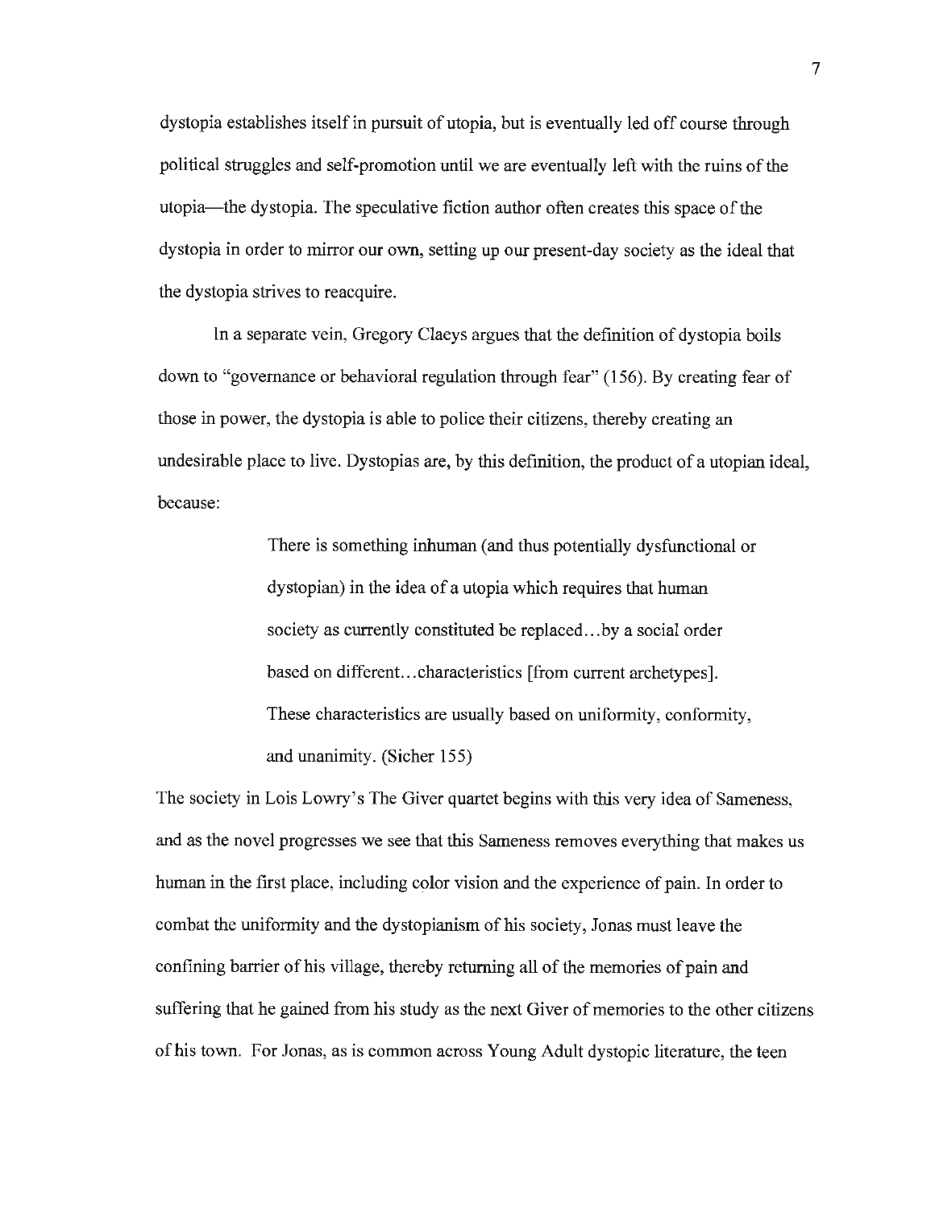dystopia establishes itself in pursuit of utopia, but is eventually led off course through political struggles and self-promotion until we are eventually left with the ruins of the utopia—the dystopia. The speculative fiction author often creates this space of the dystopia in order to mirror our own, setting up our present-day society as the ideal that the dystopia strives to reacquire.

In a separate vein, Gregory Claeys argues that the definition of dystopia boils down to "governance or behavioral regulation through fear" (156). By creating fear of those in power, the dystopia is able to police their citizens, thereby creating an undesirable place to live. Dystopias are, by this definition, the product of a utopian ideal, because:

> There is something inhuman (and thus potentially dysfunctional or dystopian) in the idea of a utopia which requires that human society as currently constituted be replaced…by a social order based on different…characteristics [from current archetypes]. These characteristics are usually based on uniformity, conformity, and unanimity. (Sicher 155)

The society in Lois Lowry's The Giver quartet begins with this very idea of Sameness, and as the novel progresses we see that this Sameness removes everything that makes us human in the first place, including color vision and the experience of pain. In order to combat the uniformity and the dystopianism of his society, Jonas must leave the confining barrier of his village, thereby returning all of the memories of pain and suffering that he gained from his study as the next Giver of memories to the other citizens of his town. For Jonas, as is common across Young Adult dystopic literature, the teen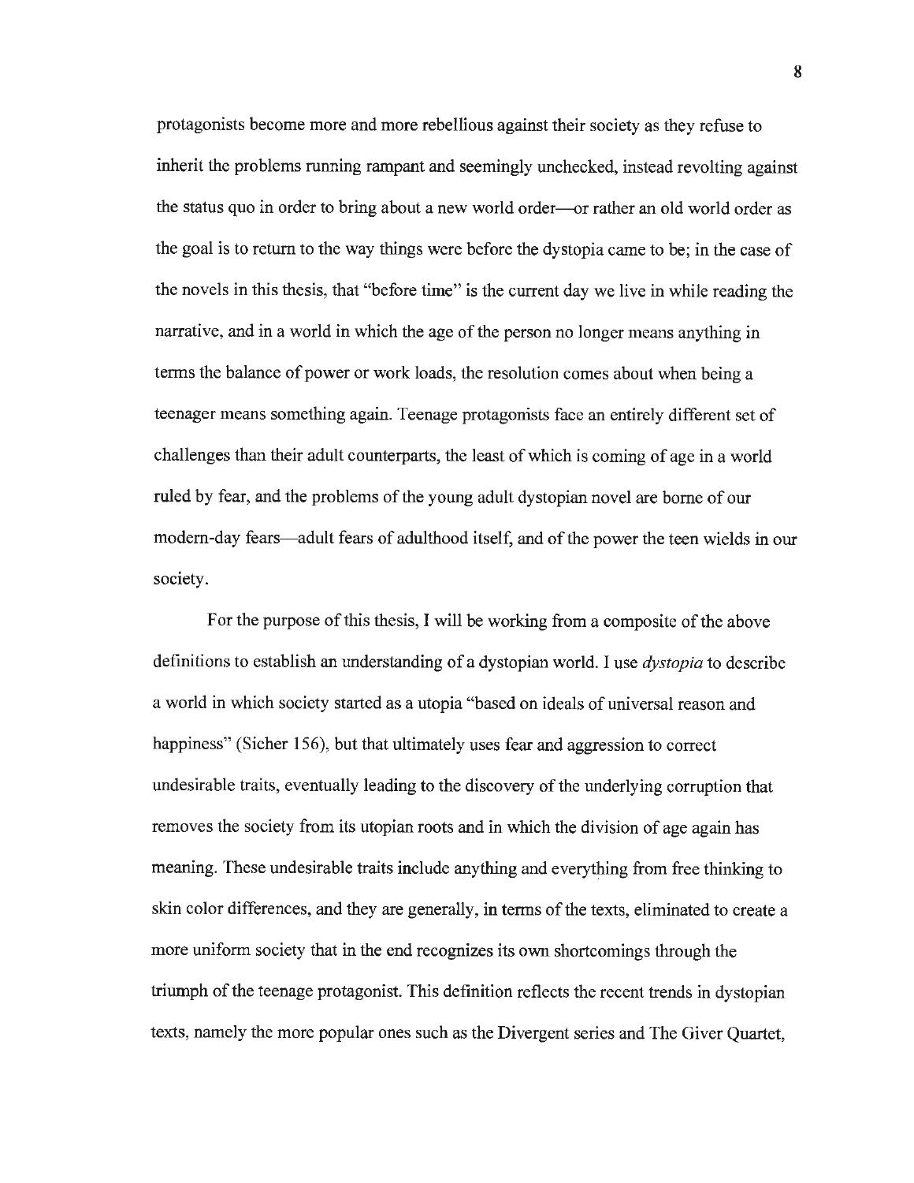protagonists become more and more rebellious against their society as they refuse to inherit the problems running rampant and seemingly unchecked, instead revolting against the status quo in order to bring about a new world order—or rather an old world order as the goal is to return to the way things were before the dystopia came to be; in the case of the novels in this thesis, that "before time" is the current day we live in while reading the narrative, and in a world in which the age of the person no longer means anything in terms the balance of power or work loads, the resolution comes about when being a teenager means something again. Teenage protagonists face an entirely different set of challenges than their adult counterparts, the least of which is coming of age in a world ruled by fear, and the problems of the young adult dystopian novel are borne of our modern-day fears—adult fears of adulthood itself, and of the power the teen wields in our society.

For the purpose of this thesis, I will be working from a composite of the above definitions to establish an understanding of a dystopian world. I use *dystopia* to describe a world in which society started as a utopia "based on ideals of universal reason and happiness" (Sicher 156), but that ultimately uses fear and aggression to correct undesirable traits, eventually leading to the discovery of the underlying corruption that removes the society from its utopian roots and in which the division of age again has meaning. These undesirable traits include anything and everything from free thinking to skin color differences, and they are generally, in terms of the texts, eliminated to create a more uniform society that in the end recognizes its own shortcomings through the triumph of the teenage protagonist. This definition reflects the recent trends in dystopian texts, namely the more popular ones such as the Divergent series and The Giver Quartet,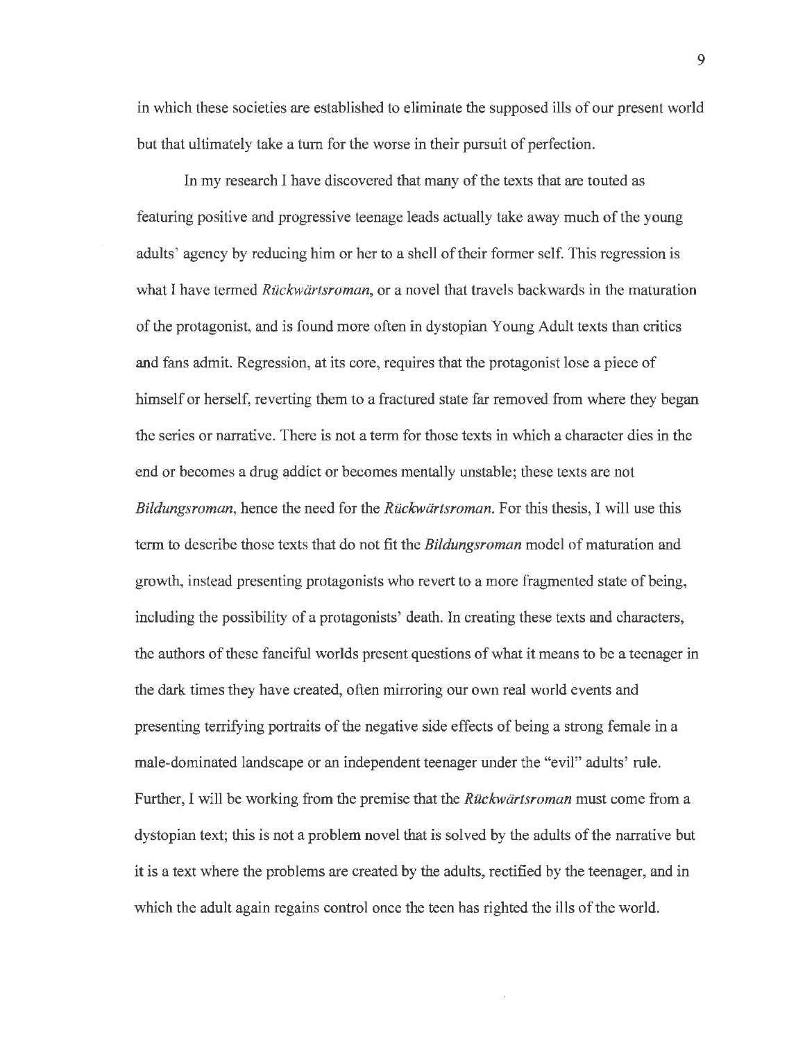in which these societies are established to eliminate the supposed ills of our present world but that ultimately take a turn for the worse in their pursuit of perfection.

In my research I have discovered that many of the texts that are touted as featuring positive and progressive teenage leads actually take away much of the young adults' agency by reducing him or her to a shell of their former self. This regression is what I have termed *Rückwärtsroman*, or a novel that travels backwards in the maturation of the protagonist, and is found more often in dystopian Young Adult texts than critics and fans admit. Regression, at its core, requires that the protagonist lose a piece of himself or herself, reverting them to a fractured state far removed from where they began the series or narrative. There is not a term for those texts in which a character dies in the end or becomes a drug addict or becomes mentally unstable; these texts are not *Bildungsroman*, hence the need for the *Rückwärtsroman*. For this thesis, I will use this term to describe those texts that do not fit the *Bildungsroman* model of maturation and growth, instead presenting protagonists who revert to a more fragmented state of being, including the possibility of a protagonists' death. In creating these texts and characters, the authors of these fanciful worlds present questions of what it means to be a teenager in the dark times they have created, often mirroring our own real world events and presenting terrifying portraits of the negative side effects of being a strong female in a male-dominated landscape or an independent teenager under the "evil" adults' rule. Further, I will be working from the premise that the *Rückwärtsroman* must come from a dystopian text; this is not a problem novel that is solved by the adults of the narrative but it is a text where the problems are created by the adults, rectified by the teenager, and in which the adult again regains control once the teen has righted the ills of the world.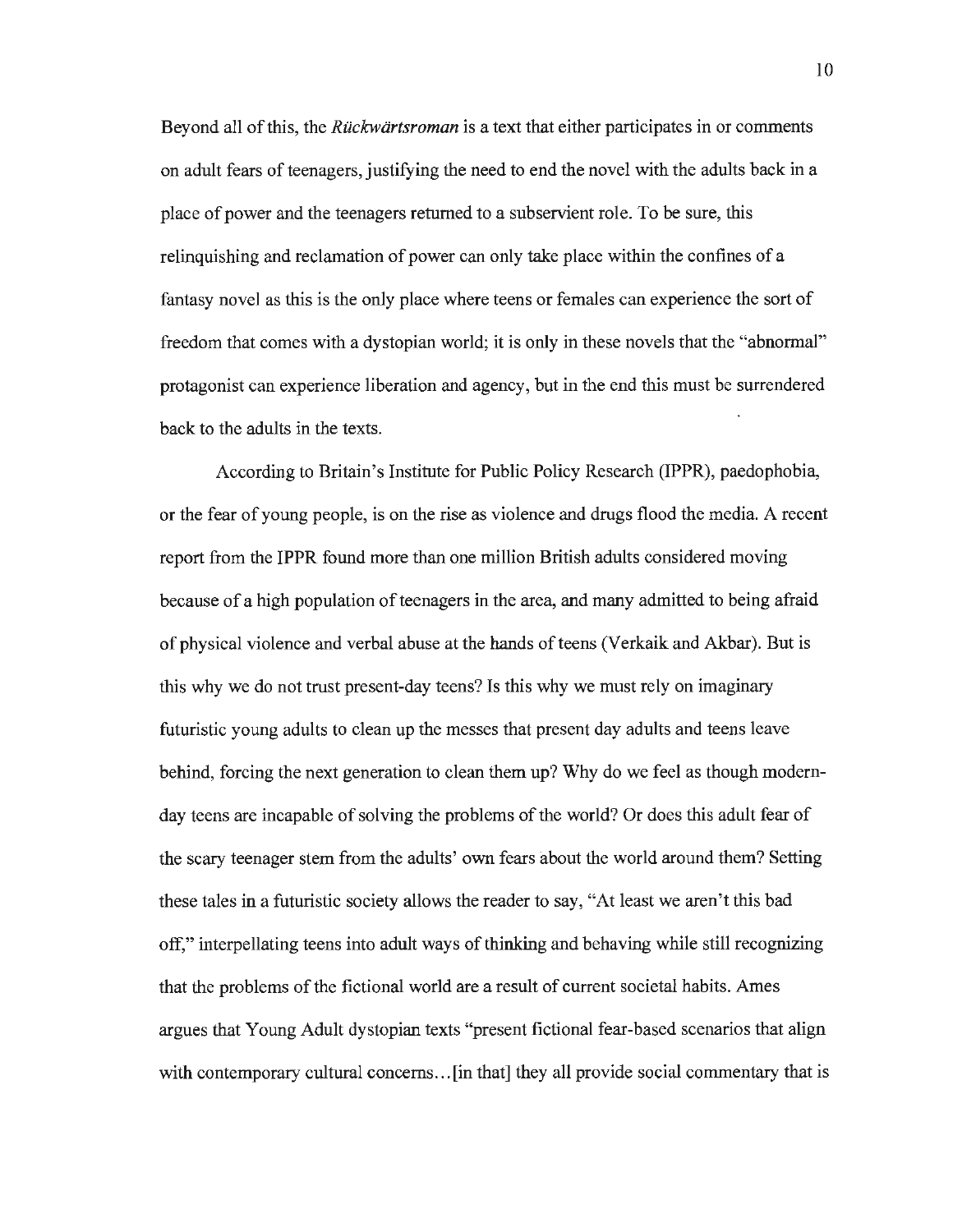Beyond all of this, the *Rückwärtsroman* is a text that either participates in or comments on adult fears of teenagers, justifying the need to end the novel with the adults back in a place of power and the teenagers returned to a subservient role. To be sure, this relinquishing and reclamation of power can only take place within the confines of a fantasy novel as this is the only place where teens or females can experience the sort of freedom that comes with a dystopian world; it is only in these novels that the "abnormal" protagonist can experience liberation and agency, but in the end this must be surrendered back to the adults in the texts.

According to Britain's Institute for Public Policy Research (IPPR), paedophobia, or the fear of young people, is on the rise as violence and drugs flood the media. A recent report from the IPPR found more than one million British adults considered moving because of a high population of teenagers in the area, and many admitted to being afraid of physical violence and verbal abuse at the hands of teens (Verkaik and Akbar). But is this why we do not trust present-day teens? Is this why we must rely on imaginary futuristic young adults to clean up the messes that present day adults and teens leave behind, forcing the next generation to clean them up? Why do we feel as though modern-day teens are incapable of solving the problems of the world? Or does this adult fear of the scary teenager stem from the adults' own fears about the world around them? Setting these tales in a futuristic society allows the reader to say, "At least we aren't this bad off," interpellating teens into adult ways of thinking and behaving while still recognizing that the problems of the fictional world are a result of current societal habits. Ames argues that Young Adult dystopian texts "present fictional fear-based scenarios that align with contemporary cultural concerns…[in that] they all provide social commentary that is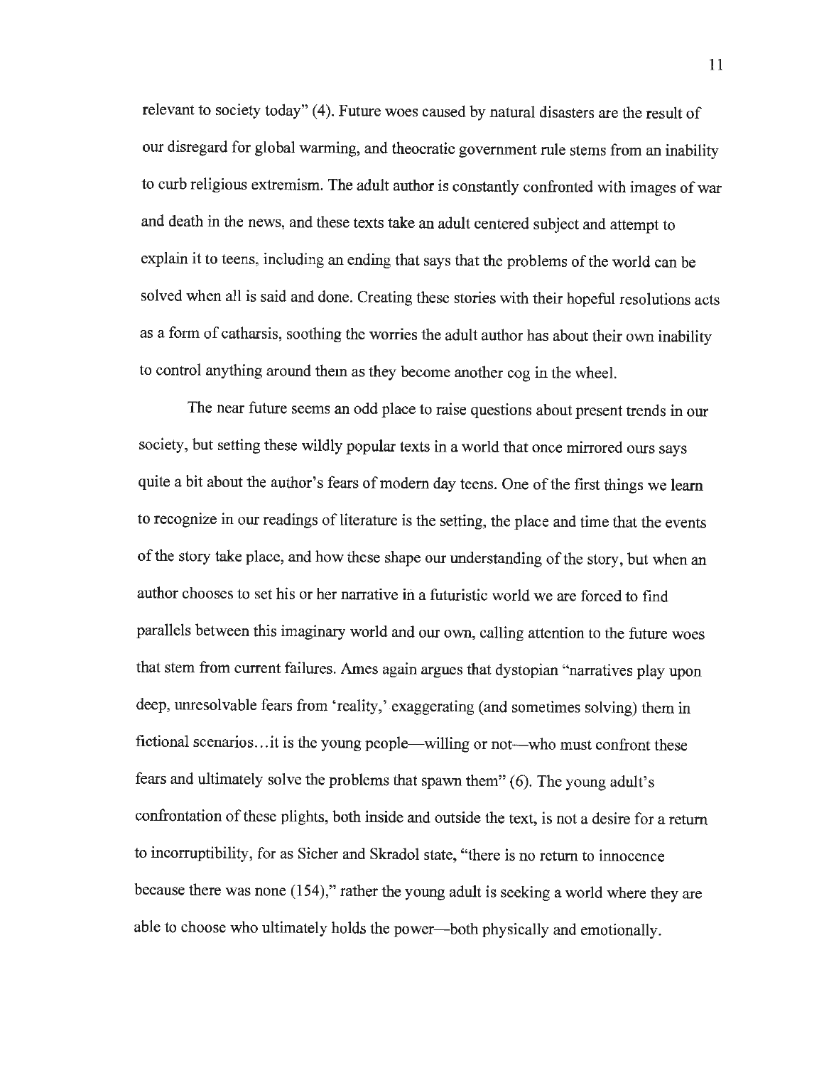relevant to society today" (4). Future woes caused by natural disasters are the result of our disregard for global warming, and theocratic government rule stems from an inability to curb religious extremism. The adult author is constantly confronted with images of war and death in the news, and these texts take an adult centered subject and attempt to explain it to teens, including an ending that says that the problems of the world can be solved when all is said and done. Creating these stories with their hopeful resolutions acts as a form of catharsis, soothing the worries the adult author has about their own inability to control anything around them as they become another cog in the wheel.

The near future seems an odd place to raise questions about present trends in our society, but setting these wildly popular texts in a world that once mirrored ours says quite a bit about the author's fears of modern day teens. One of the first things we learn to recognize in our readings of literature is the setting, the place and time that the events of the story take place, and how these shape our understanding of the story, but when an author chooses to set his or her narrative in a futuristic world we are forced to find parallels between this imaginary world and our own, calling attention to the future woes that stem from current failures. Ames again argues that dystopian "narratives play upon deep, unresolvable fears from 'reality,' exaggerating (and sometimes solving) them in fictional scenarios…it is the young people—willing or not—who must confront these fears and ultimately solve the problems that spawn them" (6). The young adult's confrontation of these plights, both inside and outside the text, is not a desire for a return to incorruptibility, for as Sicher and Skradol state, "there is no return to innocence because there was none (154)," rather the young adult is seeking a world where they are able to choose who ultimately holds the power—both physically and emotionally.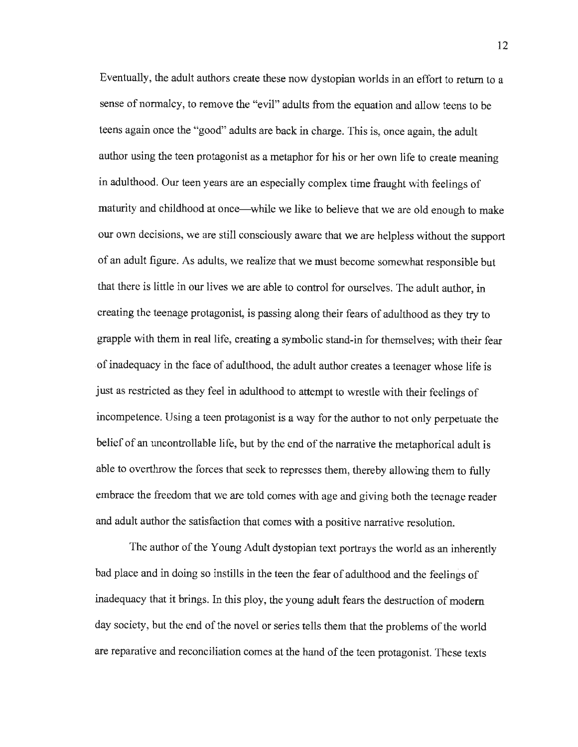Eventually, the adult authors create these now dystopian worlds in an effort to return to a sense of normalcy, to remove the "evil" adults from the equation and allow teens to be teens again once the "good" adults are back in charge. This is, once again, the adult author using the teen protagonist as a metaphor for his or her own life to create meaning in adulthood. Our teen years are an especially complex time fraught with feelings of maturity and childhood at once—while we like to believe that we are old enough to make our own decisions, we are still consciously aware that we are helpless without the support of an adult figure. As adults, we realize that we must become somewhat responsible but that there is little in our lives we are able to control for ourselves. The adult author, in creating the teenage protagonist, is passing along their fears of adulthood as they try to grapple with them in real life, creating a symbolic stand-in for themselves; with their fear of inadequacy in the face of adulthood, the adult author creates a teenager whose life is just as restricted as they feel in adulthood to attempt to wrestle with their feelings of incompetence. Using a teen protagonist is a way for the author to not only perpetuate the belief of an uncontrollable life, but by the end of the narrative the metaphorical adult is able to overthrow the forces that seek to represses them, thereby allowing them to fully embrace the freedom that we are told comes with age and giving both the teenage reader and adult author the satisfaction that comes with a positive narrative resolution.

The author of the Young Adult dystopian text portrays the world as an inherently bad place and in doing so instills in the teen the fear of adulthood and the feelings of inadequacy that it brings. In this ploy, the young adult fears the destruction of modern day society, but the end of the novel or series tells them that the problems of the world are reparative and reconciliation comes at the hand of the teen protagonist. These texts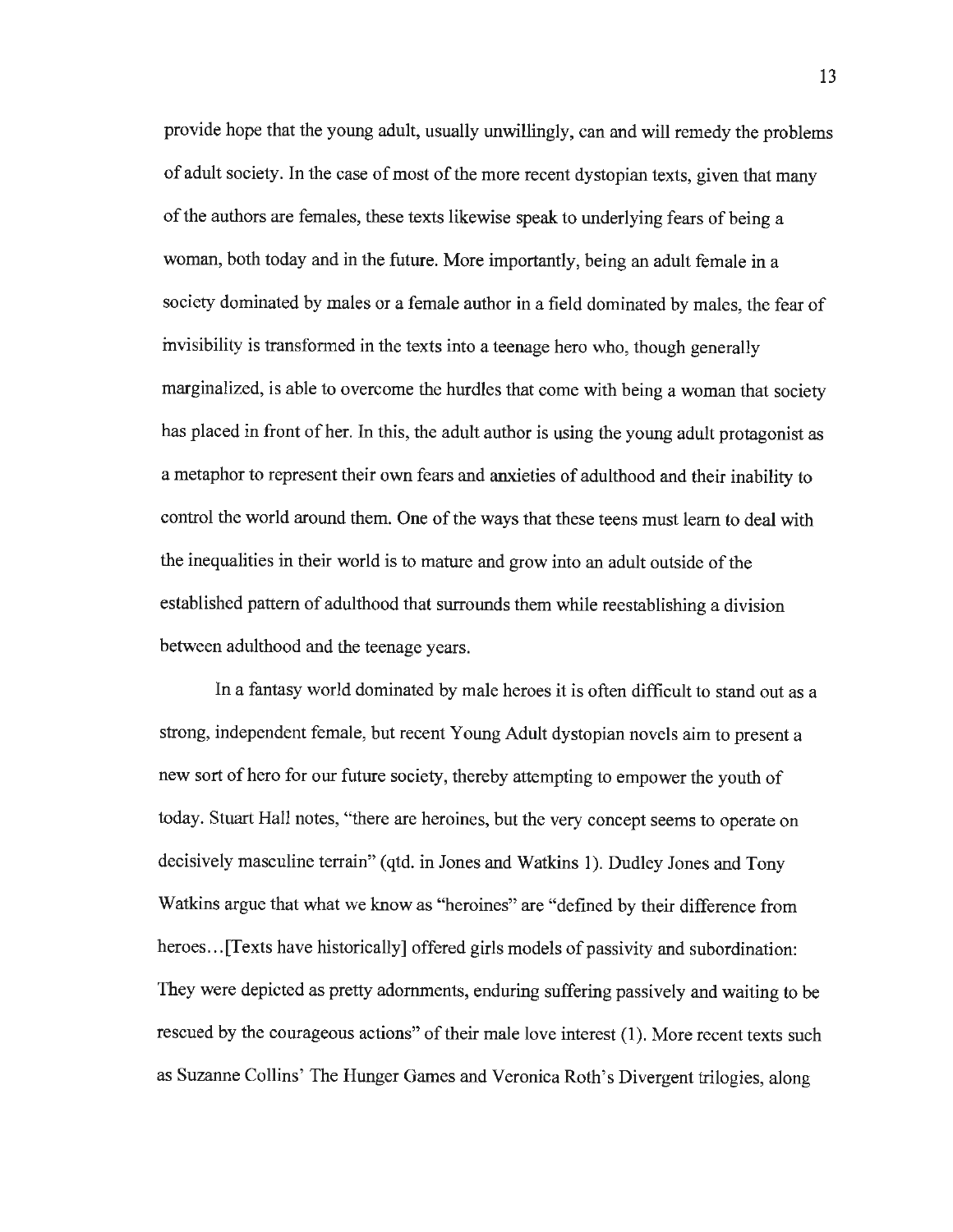provide hope that the young adult, usually unwillingly, can and will remedy the problems of adult society. In the case of most of the more recent dystopian texts, given that many of the authors are females, these texts likewise speak to underlying fears of being a woman, both today and in the future. More importantly, being an adult female in a society dominated by males or a female author in a field dominated by males, the fear of invisibility is transformed in the texts into a teenage hero who, though generally marginalized, is able to overcome the hurdles that come with being a woman that society has placed in front of her. In this, the adult author is using the young adult protagonist as a metaphor to represent their own fears and anxieties of adulthood and their inability to control the world around them. One of the ways that these teens must learn to deal with the inequalities in their world is to mature and grow into an adult outside of the established pattern of adulthood that surrounds them while reestablishing a division between adulthood and the teenage years.

In a fantasy world dominated by male heroes it is often difficult to stand out as a strong, independent female, but recent Young Adult dystopian novels aim to present a new sort of hero for our future society, thereby attempting to empower the youth of today. Stuart Hall notes, "there are heroines, but the very concept seems to operate on decisively masculine terrain" (qtd. in Jones and Watkins 1). Dudley Jones and Tony Watkins argue that what we know as "heroines" are "defined by their difference from heroes…[Texts have historically] offered girls models of passivity and subordination: They were depicted as pretty adornments, enduring suffering passively and waiting to be rescued by the courageous actions" of their male love interest (1). More recent texts such as Suzanne Collins' The Hunger Games and Veronica Roth's Divergent trilogies, along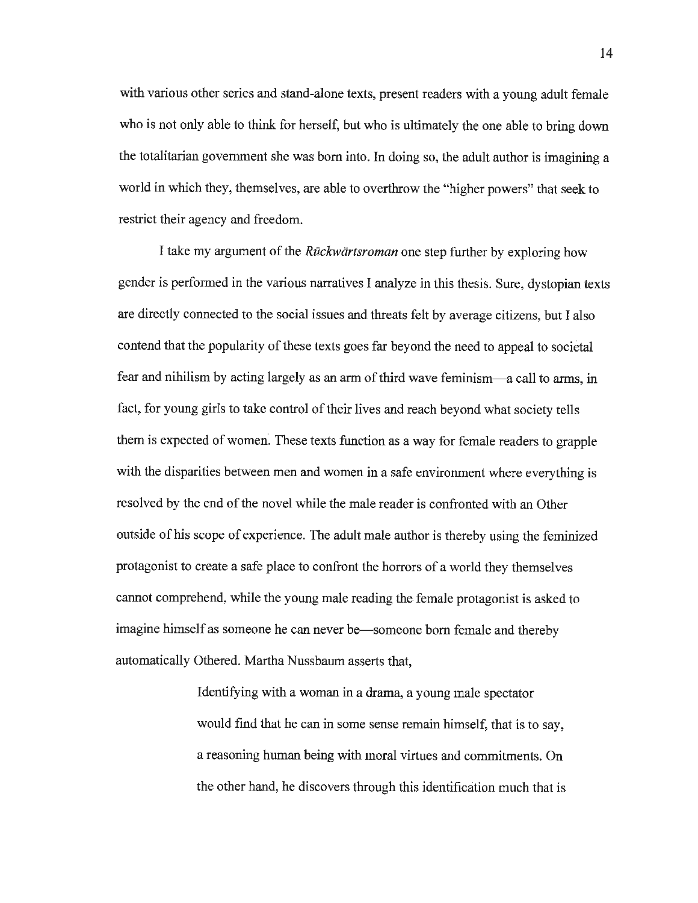with various other series and stand-alone texts, present readers with a young adult female who is not only able to think for herself, but who is ultimately the one able to bring down the totalitarian government she was born into. In doing so, the adult author is imagining a world in which they, themselves, are able to overthrow the "higher powers" that seek to restrict their agency and freedom.

I take my argument of the *Rückwärtsroman* one step further by exploring how gender is performed in the various narratives I analyze in this thesis. Sure, dystopian texts are directly connected to the social issues and threats felt by average citizens, but I also contend that the popularity of these texts goes far beyond the need to appeal to societal fear and nihilism by acting largely as an arm of third wave feminism—a call to arms, in fact, for young girls to take control of their lives and reach beyond what society tells them is expected of women. These texts function as a way for female readers to grapple with the disparities between men and women in a safe environment where everything is resolved by the end of the novel while the male reader is confronted with an Other outside of his scope of experience. The adult male author is thereby using the feminized protagonist to create a safe place to confront the horrors of a world they themselves cannot comprehend, while the young male reading the female protagonist is asked to imagine himself as someone he can never be—someone born female and thereby automatically Othered. Martha Nussbaum asserts that,

> Identifying with a woman in a drama, a young male spectator would find that he can in some sense remain himself, that is to say, a reasoning human being with moral virtues and commitments. On the other hand, he discovers through this identification much that is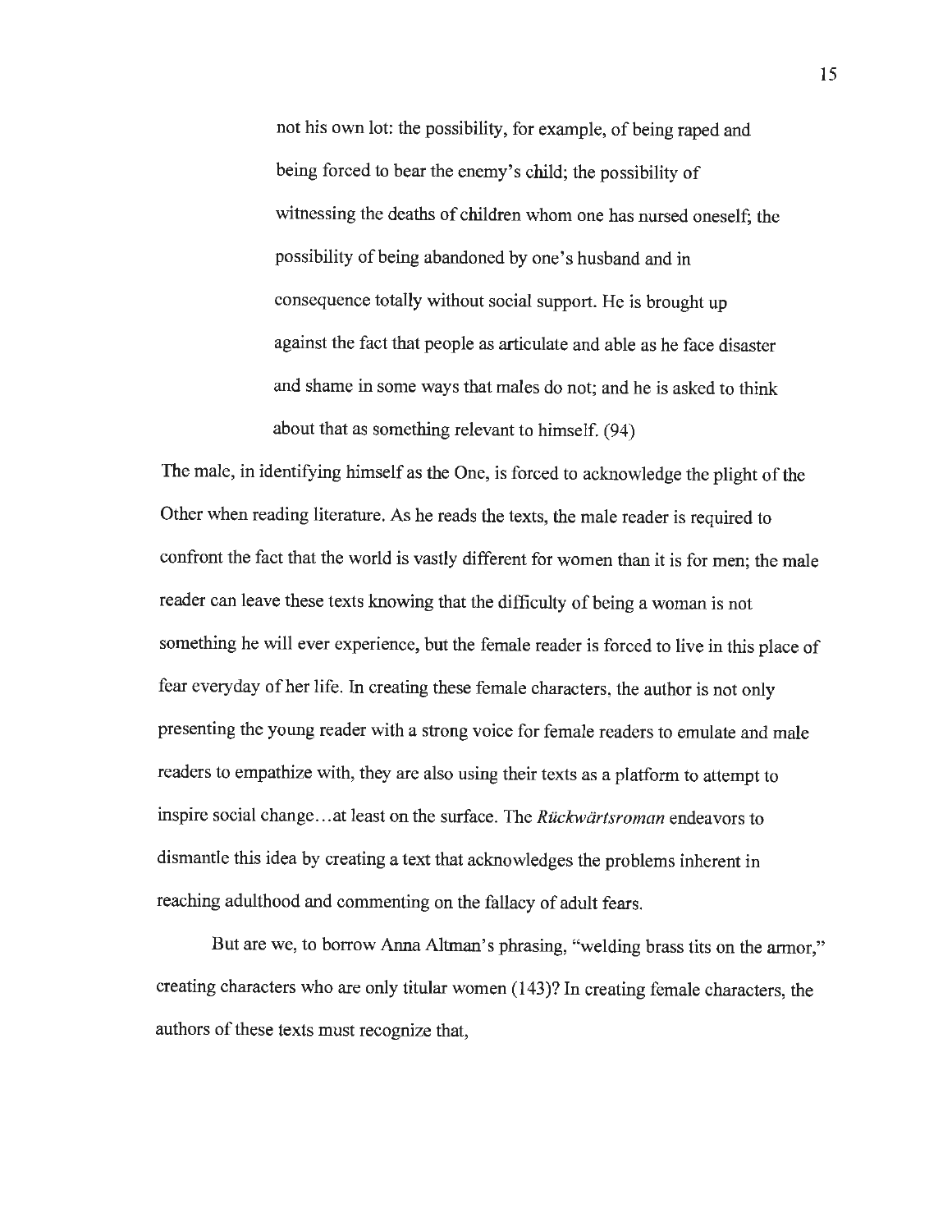> not his own lot: the possibility, for example, of being raped and being forced to bear the enemy's child; the possibility of witnessing the deaths of children whom one has nursed oneself; the possibility of being abandoned by one's husband and in consequence totally without social support. He is brought up against the fact that people as articulate and able as he face disaster and shame in some ways that males do not; and he is asked to think about that as something relevant to himself. (94)

The male, in identifying himself as the One, is forced to acknowledge the plight of the Other when reading literature. As he reads the texts, the male reader is required to confront the fact that the world is vastly different for women than it is for men; the male reader can leave these texts knowing that the difficulty of being a woman is not something he will ever experience, but the female reader is forced to live in this place of fear everyday of her life. In creating these female characters, the author is not only presenting the young reader with a strong voice for female readers to emulate and male readers to empathize with, they are also using their texts as a platform to attempt to inspire social change…at least on the surface. The *Rückwärtsroman* endeavors to dismantle this idea by creating a text that acknowledges the problems inherent in reaching adulthood and commenting on the fallacy of adult fears.

But are we, to borrow Anna Altman's phrasing, "welding brass tits on the armor," creating characters who are only titular women (143)? In creating female characters, the authors of these texts must recognize that,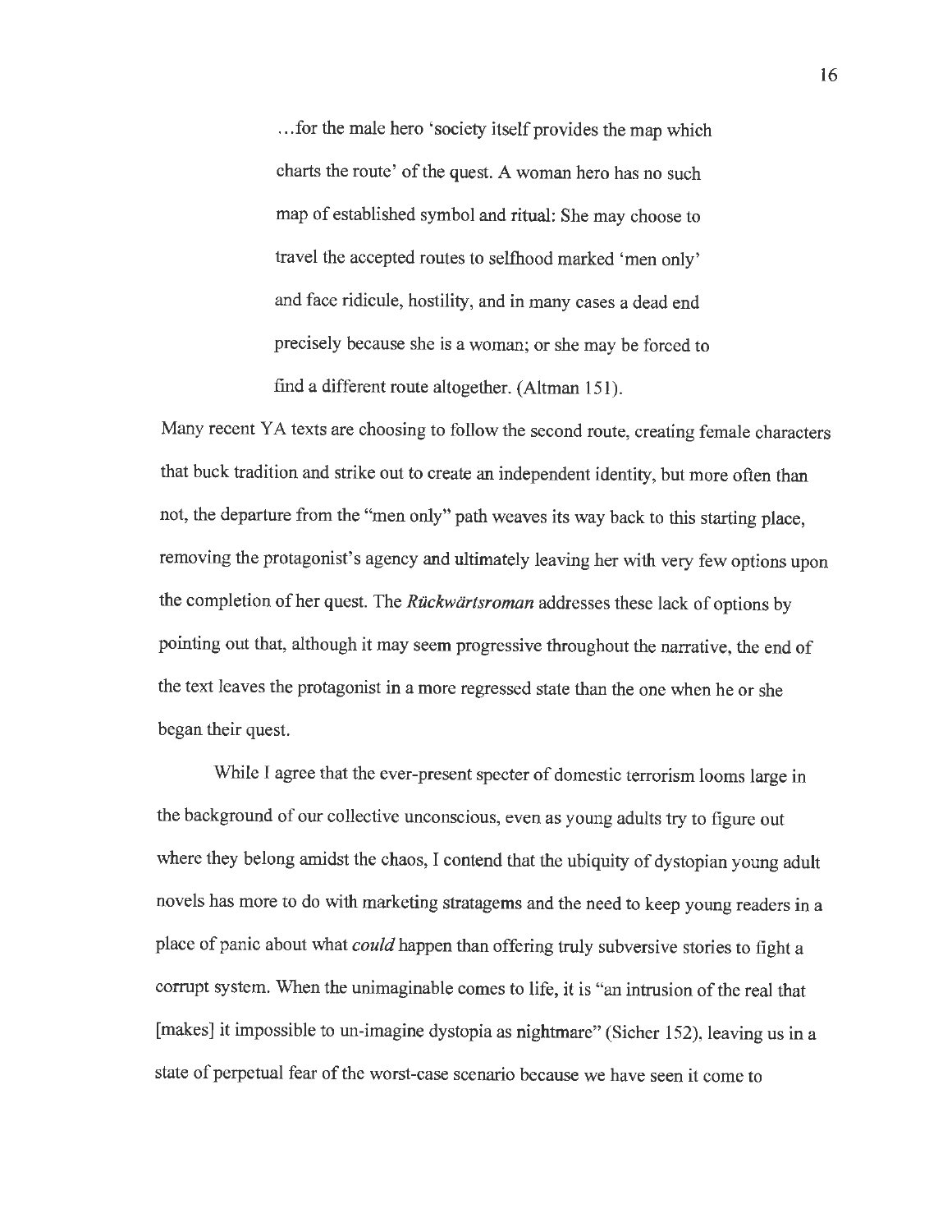> …for the male hero 'society itself provides the map which charts the route' of the quest. A woman hero has no such map of established symbol and ritual: She may choose to travel the accepted routes to selfhood marked 'men only' and face ridicule, hostility, and in many cases a dead end precisely because she is a woman; or she may be forced to find a different route altogether. (Altman 151).

Many recent YA texts are choosing to follow the second route, creating female characters that buck tradition and strike out to create an independent identity, but more often than not, the departure from the "men only" path weaves its way back to this starting place, removing the protagonist's agency and ultimately leaving her with very few options upon the completion of her quest. The *Rückwärtsroman* addresses these lack of options by pointing out that, although it may seem progressive throughout the narrative, the end of the text leaves the protagonist in a more regressed state than the one when he or she began their quest.

While I agree that the ever-present specter of domestic terrorism looms large in the background of our collective unconscious, even as young adults try to figure out where they belong amidst the chaos, I contend that the ubiquity of dystopian young adult novels has more to do with marketing stratagems and the need to keep young readers in a place of panic about what *could* happen than offering truly subversive stories to fight a corrupt system. When the unimaginable comes to life, it is "an intrusion of the real that [makes] it impossible to un-imagine dystopia as nightmare" (Sicher 152), leaving us in a state of perpetual fear of the worst-case scenario because we have seen it come to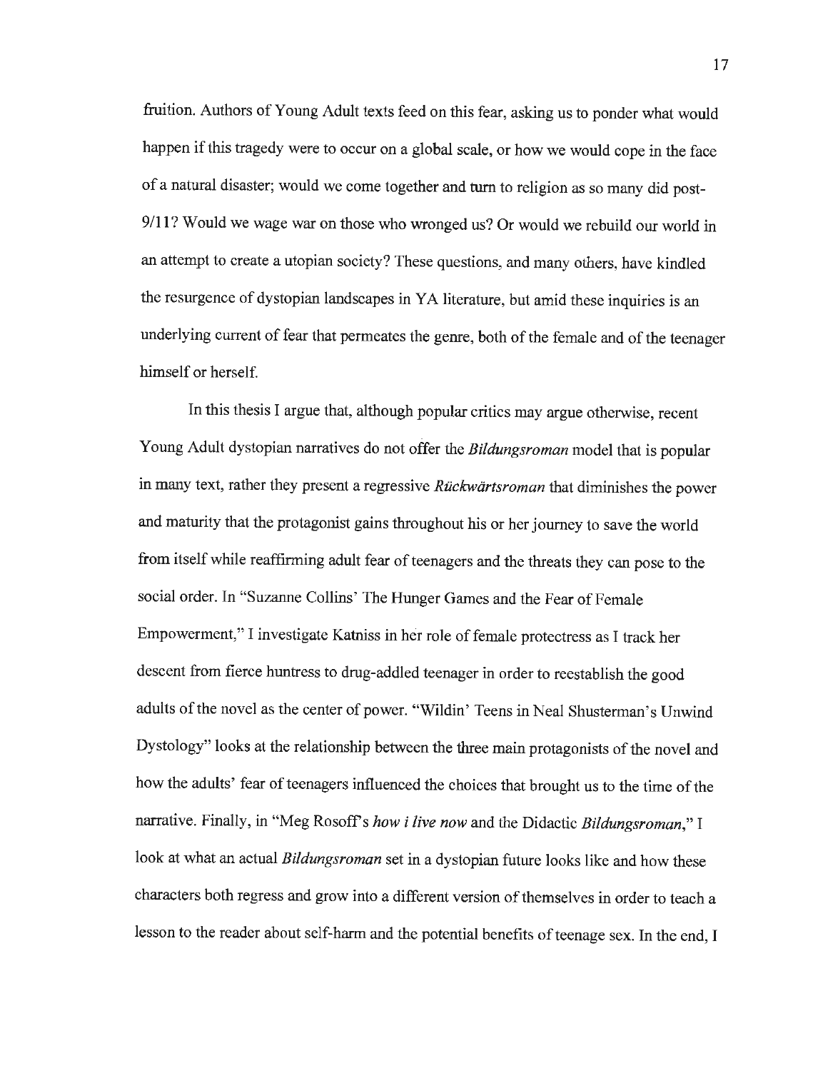fruition. Authors of Young Adult texts feed on this fear, asking us to ponder what would happen if this tragedy were to occur on a global scale, or how we would cope in the face of a natural disaster; would we come together and turn to religion as so many did post-9/11? Would we wage war on those who wronged us? Or would we rebuild our world in an attempt to create a utopian society? These questions, and many others, have kindled the resurgence of dystopian landscapes in YA literature, but amid these inquiries is an underlying current of fear that permeates the genre, both of the female and of the teenager himself or herself.

In this thesis I argue that, although popular critics may argue otherwise, recent Young Adult dystopian narratives do not offer the *Bildungsroman* model that is popular in many text, rather they present a regressive *Rückwärtsroman* that diminishes the power and maturity that the protagonist gains throughout his or her journey to save the world from itself while reaffirming adult fear of teenagers and the threats they can pose to the social order. In "Suzanne Collins' The Hunger Games and the Fear of Female Empowerment," I investigate Katniss in her role of female protectress as I track her descent from fierce huntress to drug-addled teenager in order to reestablish the good adults of the novel as the center of power. "Wildin' Teens in Neal Shusterman's Unwind Dystology" looks at the relationship between the three main protagonists of the novel and how the adults' fear of teenagers influenced the choices that brought us to the time of the narrative. Finally, in "Meg Rosoff's *how i live now* and the Didactic *Bildungsroman*," I look at what an actual *Bildungsroman* set in a dystopian future looks like and how these characters both regress and grow into a different version of themselves in order to teach a lesson to the reader about self-harm and the potential benefits of teenage sex. In the end, I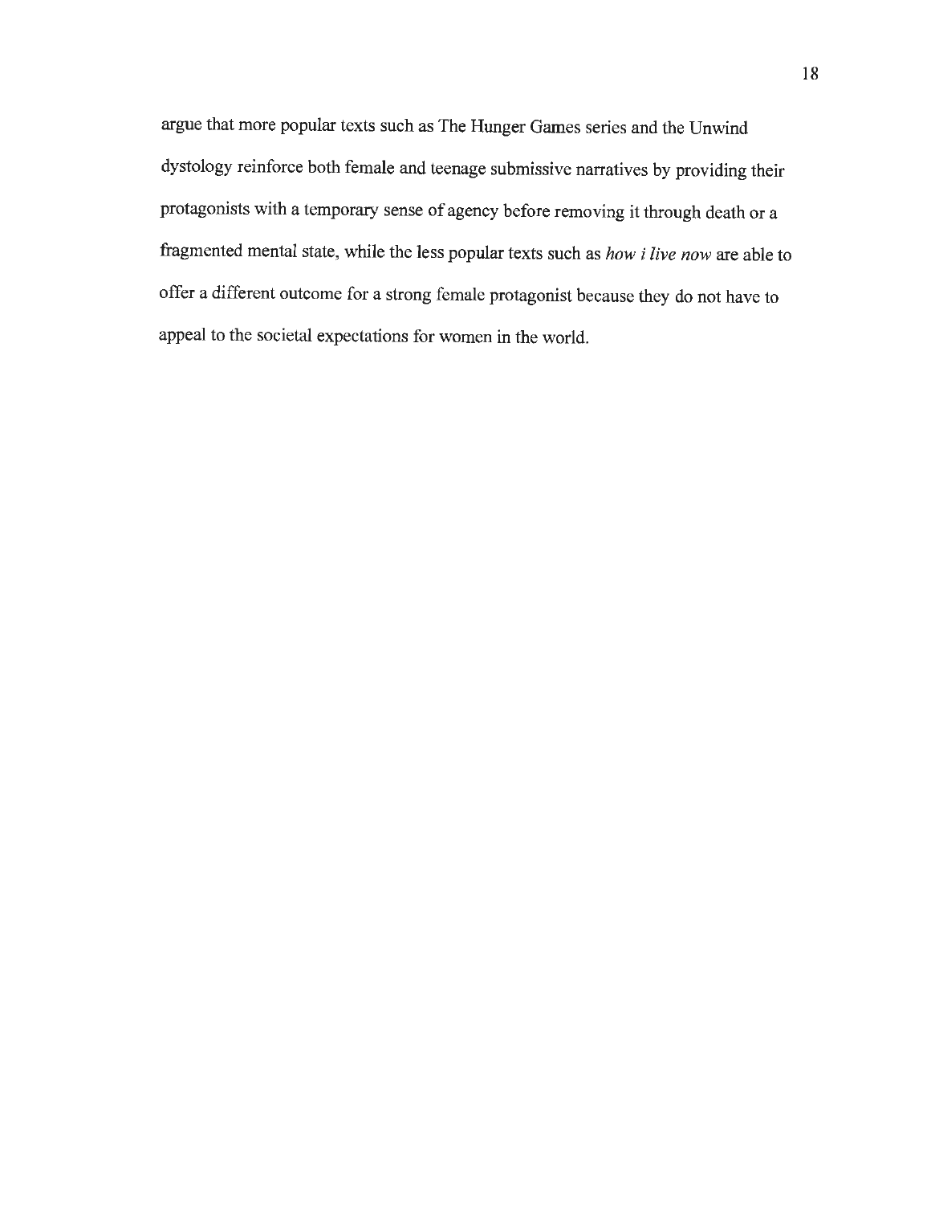argue that more popular texts such as The Hunger Games series and the Unwind dystology reinforce both female and teenage submissive narratives by providing their protagonists with a temporary sense of agency before removing it through death or a fragmented mental state, while the less popular texts such as *how i live now* are able to offer a different outcome for a strong female protagonist because they do not have to appeal to the societal expectations for women in the world.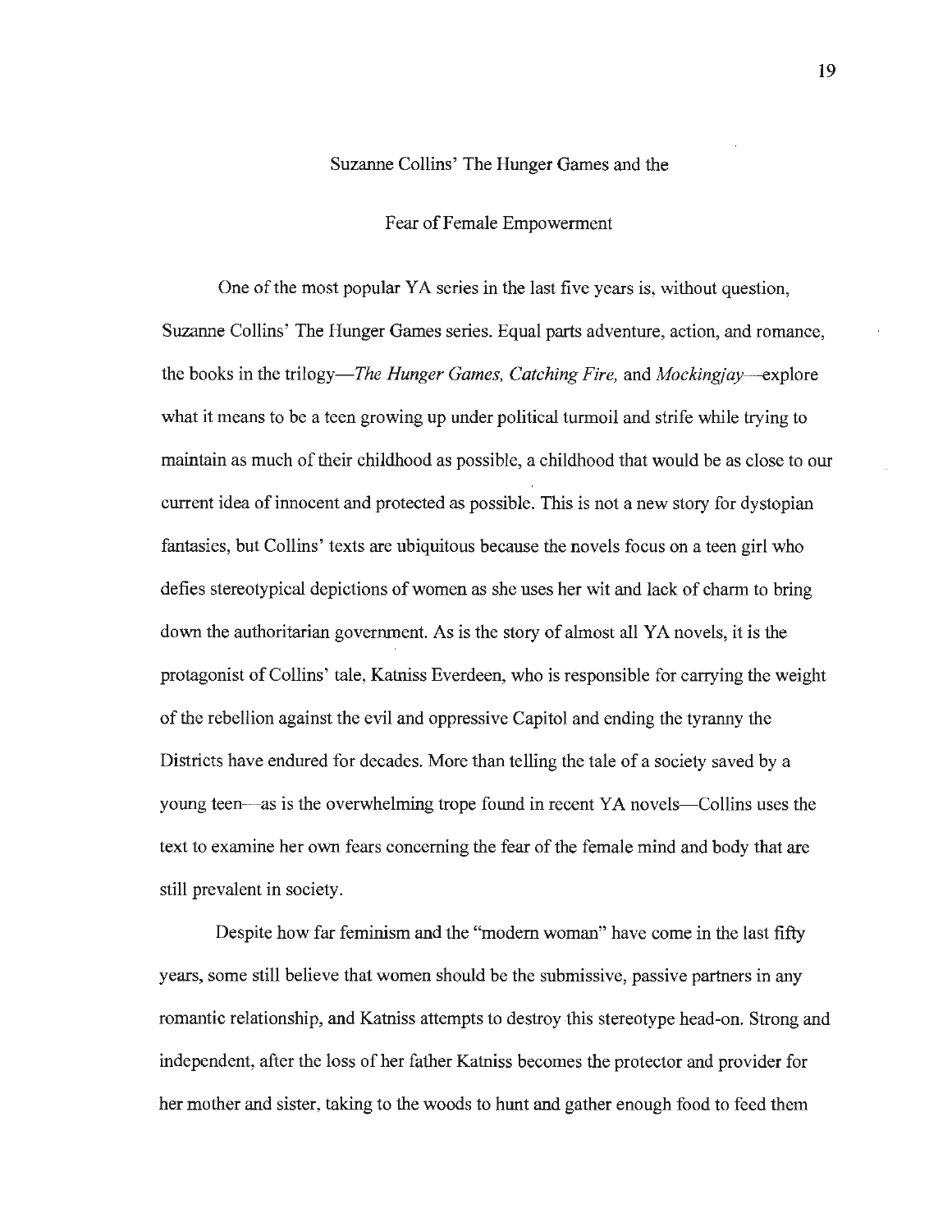## Suzanne Collins' The Hunger Games and the Fear of Female Empowerment

One of the most popular YA series in the last five years is, without question, Suzanne Collins' The Hunger Games series. Equal parts adventure, action, and romance, the books in the trilogy—*The Hunger Games, Catching Fire,* and *Mockingjay*—explore what it means to be a teen growing up under political turmoil and strife while trying to maintain as much of their childhood as possible, a childhood that would be as close to our current idea of innocent and protected as possible. This is not a new story for dystopian fantasies, but Collins' texts are ubiquitous because the novels focus on a teen girl who defies stereotypical depictions of women as she uses her wit and lack of charm to bring down the authoritarian government. As is the story of almost all YA novels, it is the protagonist of Collins' tale, Katniss Everdeen, who is responsible for carrying the weight of the rebellion against the evil and oppressive Capitol and ending the tyranny the Districts have endured for decades. More than telling the tale of a society saved by a young teen—as is the overwhelming trope found in recent YA novels—Collins uses the text to examine her own fears concerning the fear of the female mind and body that are still prevalent in society.

Despite how far feminism and the "modern woman" have come in the last fifty years, some still believe that women should be the submissive, passive partners in any romantic relationship, and Katniss attempts to destroy this stereotype head-on. Strong and independent, after the loss of her father Katniss becomes the protector and provider for her mother and sister, taking to the woods to hunt and gather enough food to feed them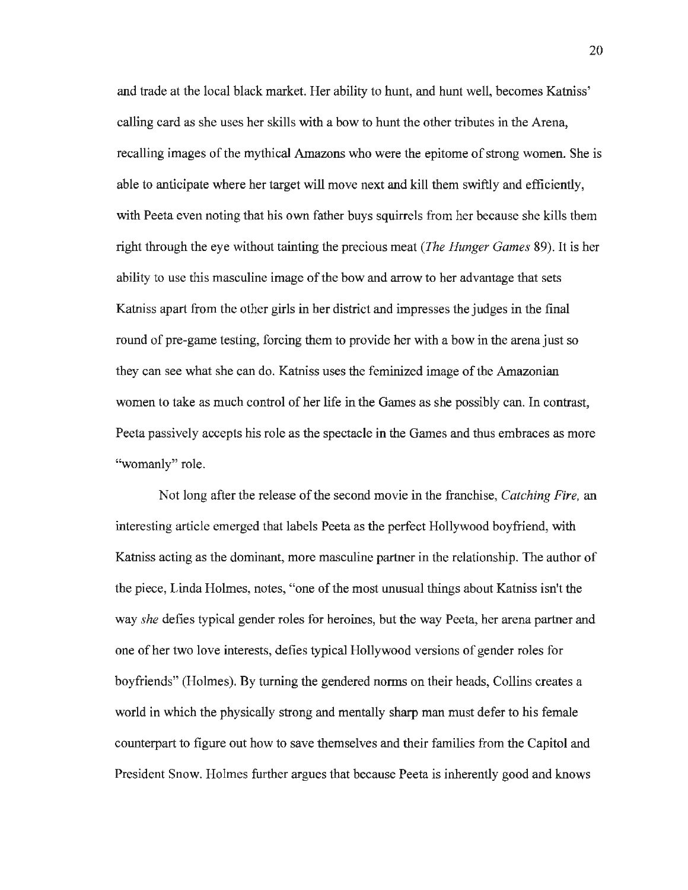and trade at the local black market. Her ability to hunt, and hunt well, becomes Katniss' calling card as she uses her skills with a bow to hunt the other tributes in the Arena, recalling images of the mythical Amazons who were the epitome of strong women. She is able to anticipate where her target will move next and kill them swiftly and efficiently, with Peeta even noting that his own father buys squirrels from her because she kills them right through the eye without tainting the precious meat (*The Hunger Games* 89). It is her ability to use this masculine image of the bow and arrow to her advantage that sets Katniss apart from the other girls in her district and impresses the judges in the final round of pre-game testing, forcing them to provide her with a bow in the arena just so they can see what she can do. Katniss uses the feminized image of the Amazonian women to take as much control of her life in the Games as she possibly can. In contrast, Peeta passively accepts his role as the spectacle in the Games and thus embraces as more "womanly" role.

Not long after the release of the second movie in the franchise, *Catching Fire,* an interesting article emerged that labels Peeta as the perfect Hollywood boyfriend, with Katniss acting as the dominant, more masculine partner in the relationship. The author of the piece, Linda Holmes, notes, "one of the most unusual things about Katniss isn't the way *she* defies typical gender roles for heroines, but the way Peeta, her arena partner and one of her two love interests, defies typical Hollywood versions of gender roles for boyfriends" (Holmes). By turning the gendered norms on their heads, Collins creates a world in which the physically strong and mentally sharp man must defer to his female counterpart to figure out how to save themselves and their families from the Capitol and President Snow. Holmes further argues that because Peeta is inherently good and knows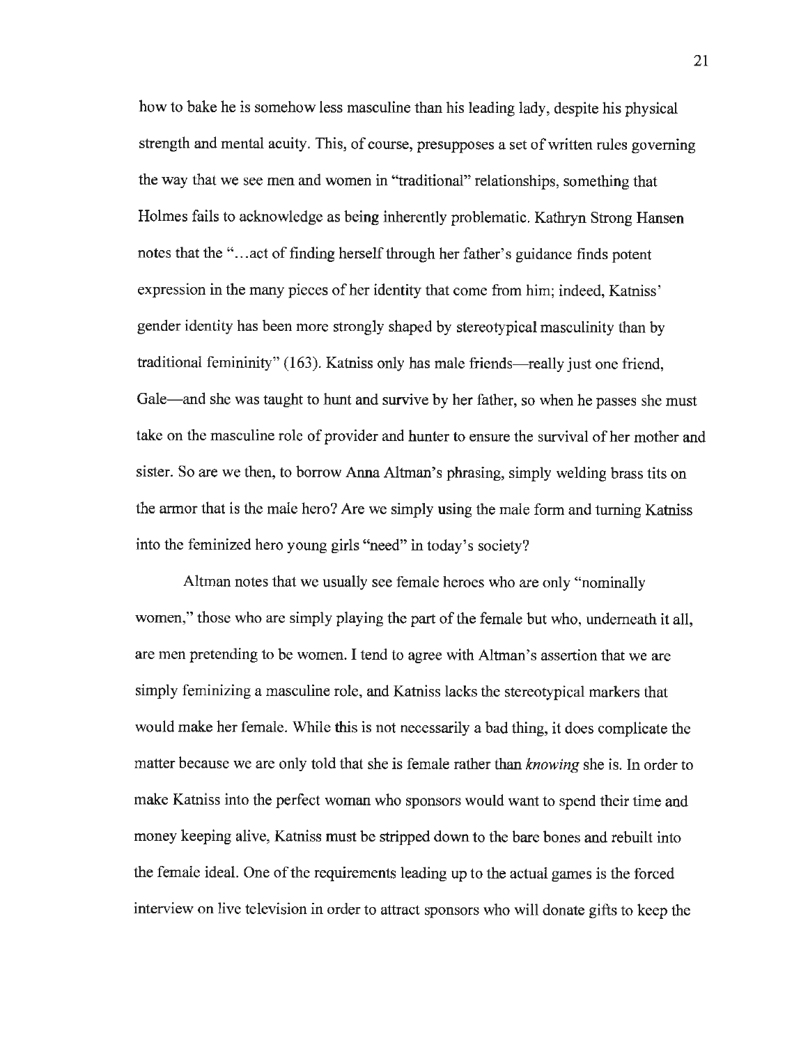how to bake he is somehow less masculine than his leading lady, despite his physical strength and mental acuity. This, of course, presupposes a set of written rules governing the way that we see men and women in "traditional" relationships, something that Holmes fails to acknowledge as being inherently problematic. Kathryn Strong Hansen notes that the "…act of finding herself through her father's guidance finds potent expression in the many pieces of her identity that come from him; indeed, Katniss' gender identity has been more strongly shaped by stereotypical masculinity than by traditional femininity" (163). Katniss only has male friends—really just one friend, Gale—and she was taught to hunt and survive by her father, so when he passes she must take on the masculine role of provider and hunter to ensure the survival of her mother and sister. So are we then, to borrow Anna Altman's phrasing, simply welding brass tits on the armor that is the male hero? Are we simply using the male form and turning Katniss into the feminized hero young girls "need" in today's society?

Altman notes that we usually see female heroes who are only "nominally women," those who are simply playing the part of the female but who, underneath it all, are men pretending to be women. I tend to agree with Altman's assertion that we are simply feminizing a masculine role, and Katniss lacks the stereotypical markers that would make her female. While this is not necessarily a bad thing, it does complicate the matter because we are only told that she is female rather than *knowing* she is. In order to make Katniss into the perfect woman who sponsors would want to spend their time and money keeping alive, Katniss must be stripped down to the bare bones and rebuilt into the female ideal. One of the requirements leading up to the actual games is the forced interview on live television in order to attract sponsors who will donate gifts to keep the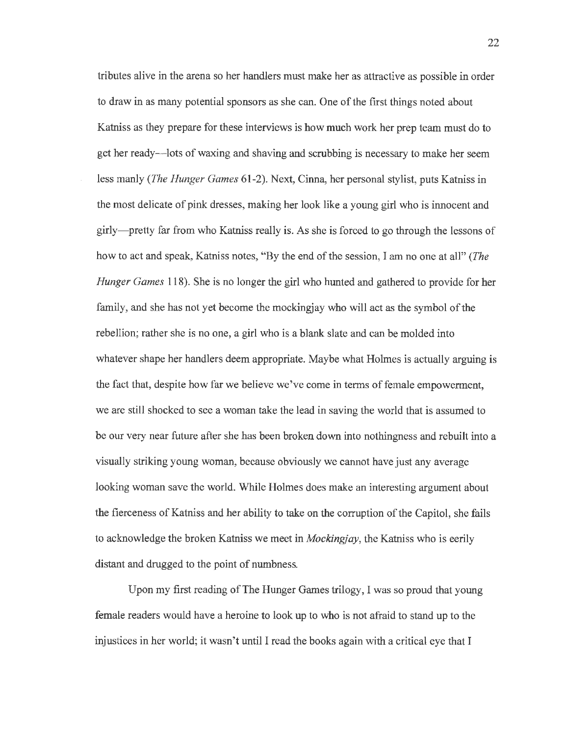tributes alive in the arena so her handlers must make her as attractive as possible in order to draw in as many potential sponsors as she can. One of the first things noted about Katniss as they prepare for these interviews is how much work her prep team must do to get her ready—lots of waxing and shaving and scrubbing is necessary to make her seem less manly (*The Hunger Games* 61-2). Next, Cinna, her personal stylist, puts Katniss in the most delicate of pink dresses, making her look like a young girl who is innocent and girly—pretty far from who Katniss really is. As she is forced to go through the lessons of how to act and speak, Katniss notes, "By the end of the session, I am no one at all" (*The Hunger Games* 118). She is no longer the girl who hunted and gathered to provide for her family, and she has not yet become the mockingjay who will act as the symbol of the rebellion; rather she is no one, a girl who is a blank slate and can be molded into whatever shape her handlers deem appropriate. Maybe what Holmes is actually arguing is the fact that, despite how far we believe we've come in terms of female empowerment, we are still shocked to see a woman take the lead in saving the world that is assumed to be our very near future after she has been broken down into nothingness and rebuilt into a visually striking young woman, because obviously we cannot have just any average looking woman save the world. While Holmes does make an interesting argument about the fierceness of Katniss and her ability to take on the corruption of the Capitol, she fails to acknowledge the broken Katniss we meet in *Mockingjay*, the Katniss who is eerily distant and drugged to the point of numbness.

Upon my first reading of The Hunger Games trilogy, I was so proud that young female readers would have a heroine to look up to who is not afraid to stand up to the injustices in her world; it wasn't until I read the books again with a critical eye that I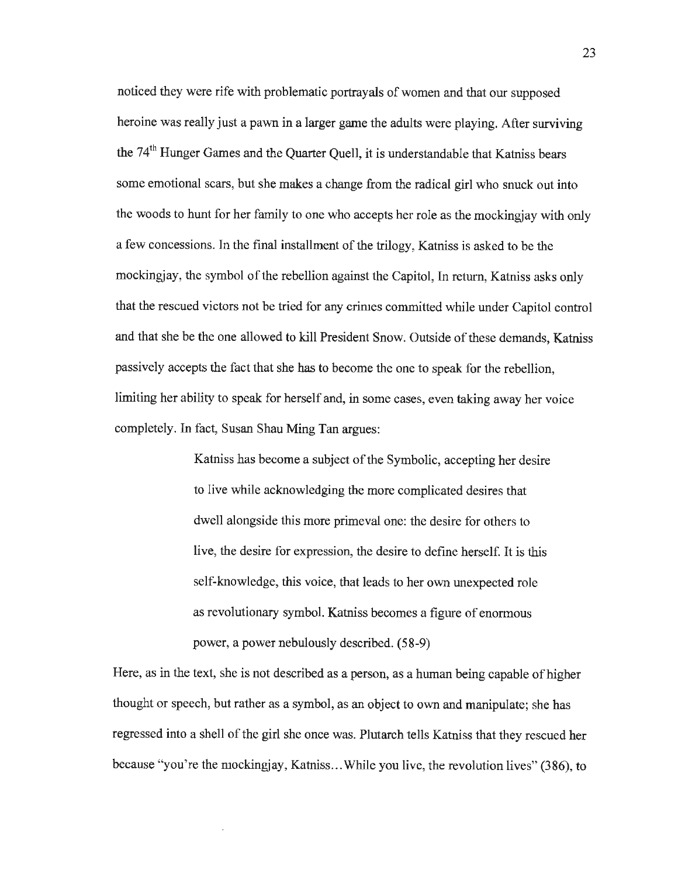noticed they were rife with problematic portrayals of women and that our supposed heroine was really just a pawn in a larger game the adults were playing. After surviving the 74th Hunger Games and the Quarter Quell, it is understandable that Katniss bears some emotional scars, but she makes a change from the radical girl who snuck out into the woods to hunt for her family to one who accepts her role as the mockingjay with only a few concessions. In the final installment of the trilogy, Katniss is asked to be the mockingjay, the symbol of the rebellion against the Capitol, In return, Katniss asks only that the rescued victors not be tried for any crimes committed while under Capitol control and that she be the one allowed to kill President Snow. Outside of these demands, Katniss passively accepts the fact that she has to become the one to speak for the rebellion, limiting her ability to speak for herself and, in some cases, even taking away her voice completely. In fact, Susan Shau Ming Tan argues:

> Katniss has become a subject of the Symbolic, accepting her desire to live while acknowledging the more complicated desires that dwell alongside this more primeval one: the desire for others to live, the desire for expression, the desire to define herself. It is this self-knowledge, this voice, that leads to her own unexpected role as revolutionary symbol. Katniss becomes a figure of enormous power, a power nebulously described. (58-9)

Here, as in the text, she is not described as a person, as a human being capable of higher thought or speech, but rather as a symbol, as an object to own and manipulate; she has regressed into a shell of the girl she once was. Plutarch tells Katniss that they rescued her because "you're the mockingjay, Katniss…While you live, the revolution lives" (386), to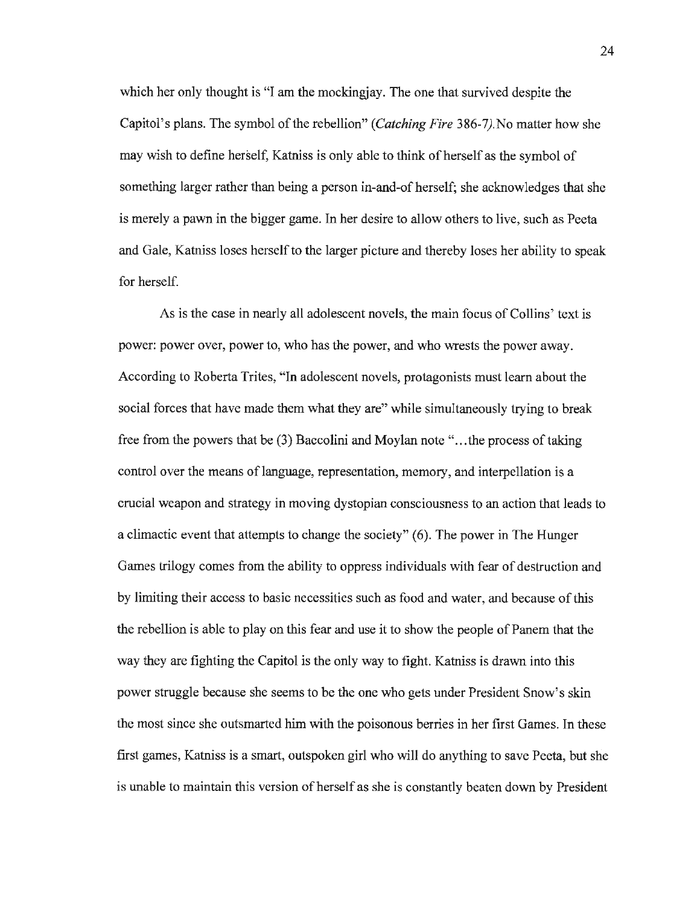which her only thought is "I am the mockingjay. The one that survived despite the Capitol's plans. The symbol of the rebellion" (*Catching Fire* 386-7).No matter how she may wish to define herself, Katniss is only able to think of herself as the symbol of something larger rather than being a person in-and-of herself; she acknowledges that she is merely a pawn in the bigger game. In her desire to allow others to live, such as Peeta and Gale, Katniss loses herself to the larger picture and thereby loses her ability to speak for herself.

As is the case in nearly all adolescent novels, the main focus of Collins' text is power: power over, power to, who has the power, and who wrests the power away. According to Roberta Trites, "In adolescent novels, protagonists must learn about the social forces that have made them what they are" while simultaneously trying to break free from the powers that be (3) Baccolini and Moylan note "...the process of taking control over the means of language, representation, memory, and interpellation is a crucial weapon and strategy in moving dystopian consciousness to an action that leads to a climactic event that attempts to change the society" (6). The power in The Hunger Games trilogy comes from the ability to oppress individuals with fear of destruction and by limiting their access to basic necessities such as food and water, and because of this the rebellion is able to play on this fear and use it to show the people of Panem that the way they are fighting the Capitol is the only way to fight. Katniss is drawn into this power struggle because she seems to be the one who gets under President Snow's skin the most since she outsmarted him with the poisonous berries in her first Games. In these first games, Katniss is a smart, outspoken girl who will do anything to save Peeta, but she is unable to maintain this version of herself as she is constantly beaten down by President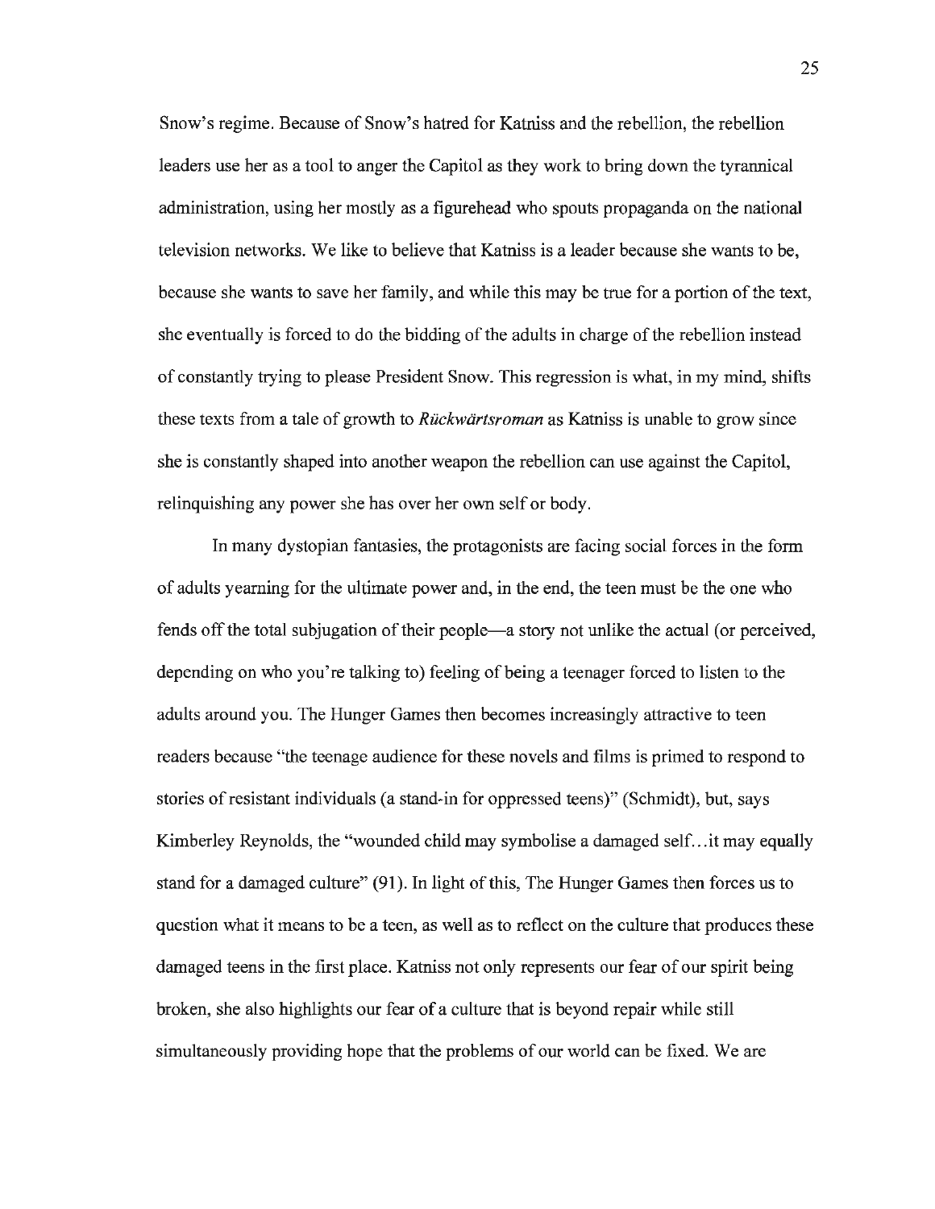Snow's regime. Because of Snow's hatred for Katniss and the rebellion, the rebellion leaders use her as a tool to anger the Capitol as they work to bring down the tyrannical administration, using her mostly as a figurehead who spouts propaganda on the national television networks. We like to believe that Katniss is a leader because she wants to be, because she wants to save her family, and while this may be true for a portion of the text, she eventually is forced to do the bidding of the adults in charge of the rebellion instead of constantly trying to please President Snow. This regression is what, in my mind, shifts these texts from a tale of growth to *Rückwärtsroman* as Katniss is unable to grow since she is constantly shaped into another weapon the rebellion can use against the Capitol, relinquishing any power she has over her own self or body.

In many dystopian fantasies, the protagonists are facing social forces in the form of adults yearning for the ultimate power and, in the end, the teen must be the one who fends off the total subjugation of their people—a story not unlike the actual (or perceived, depending on who you're talking to) feeling of being a teenager forced to listen to the adults around you. The Hunger Games then becomes increasingly attractive to teen readers because "the teenage audience for these novels and films is primed to respond to stories of resistant individuals (a stand-in for oppressed teens)" (Schmidt), but, says Kimberley Reynolds, the "wounded child may symbolise a damaged self…it may equally stand for a damaged culture" (91). In light of this, The Hunger Games then forces us to question what it means to be a teen, as well as to reflect on the culture that produces these damaged teens in the first place. Katniss not only represents our fear of our spirit being broken, she also highlights our fear of a culture that is beyond repair while still simultaneously providing hope that the problems of our world can be fixed. We are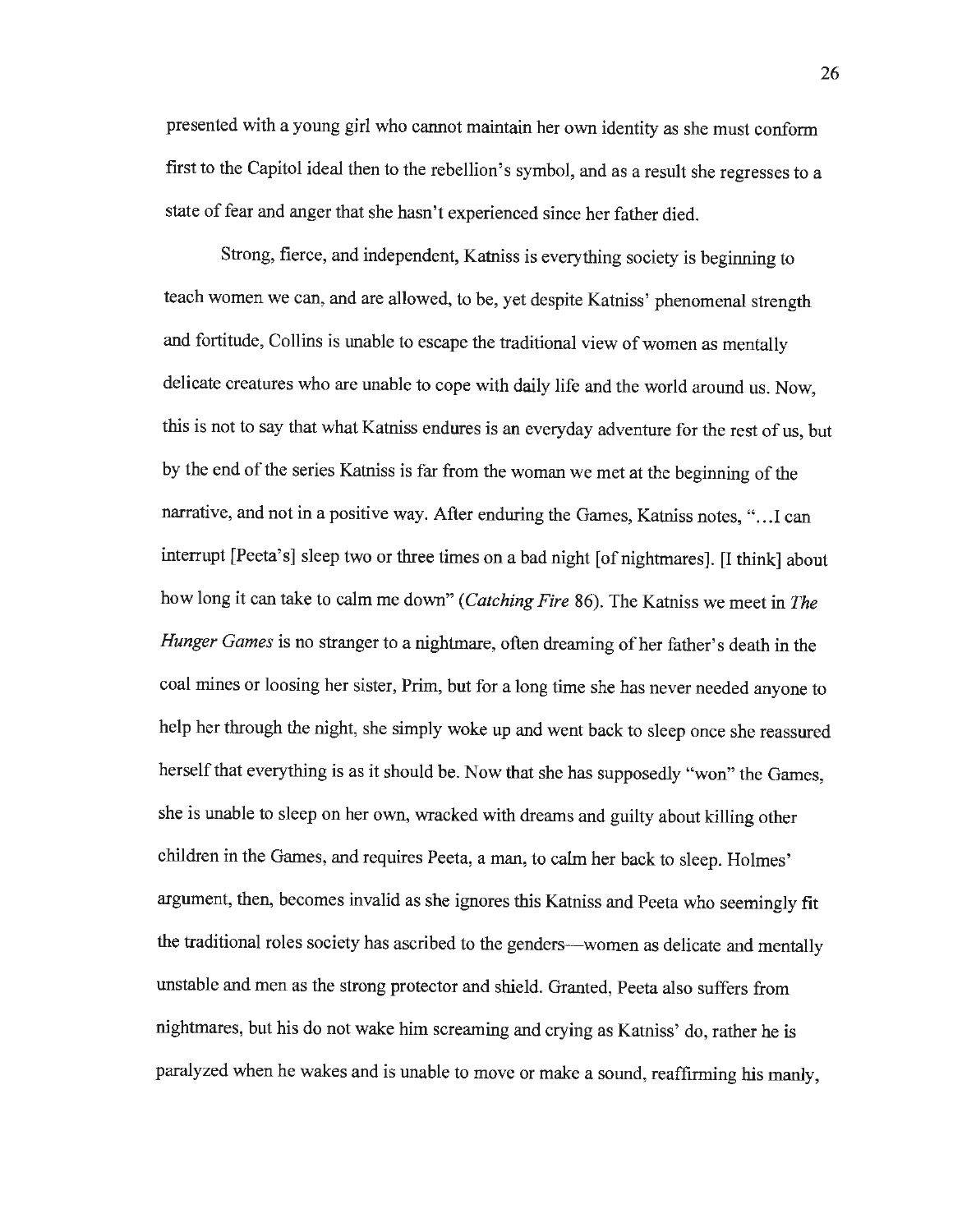presented with a young girl who cannot maintain her own identity as she must conform first to the Capitol ideal then to the rebellion's symbol, and as a result she regresses to a state of fear and anger that she hasn't experienced since her father died.

Strong, fierce, and independent, Katniss is everything society is beginning to teach women we can, and are allowed, to be, yet despite Katniss' phenomenal strength and fortitude, Collins is unable to escape the traditional view of women as mentally delicate creatures who are unable to cope with daily life and the world around us. Now, this is not to say that what Katniss endures is an everyday adventure for the rest of us, but by the end of the series Katniss is far from the woman we met at the beginning of the narrative, and not in a positive way. After enduring the Games, Katniss notes, "…I can interrupt [Peeta's] sleep two or three times on a bad night [of nightmares]. [I think] about how long it can take to calm me down" (*Catching Fire* 86). The Katniss we meet in *The Hunger Games* is no stranger to a nightmare, often dreaming of her father's death in the coal mines or loosing her sister, Prim, but for a long time she has never needed anyone to help her through the night, she simply woke up and went back to sleep once she reassured herself that everything is as it should be. Now that she has supposedly "won" the Games, she is unable to sleep on her own, wracked with dreams and guilty about killing other children in the Games, and requires Peeta, a man, to calm her back to sleep. Holmes' argument, then, becomes invalid as she ignores this Katniss and Peeta who seemingly fit the traditional roles society has ascribed to the genders—women as delicate and mentally unstable and men as the strong protector and shield. Granted, Peeta also suffers from nightmares, but his do not wake him screaming and crying as Katniss' do, rather he is paralyzed when he wakes and is unable to move or make a sound, reaffirming his manly,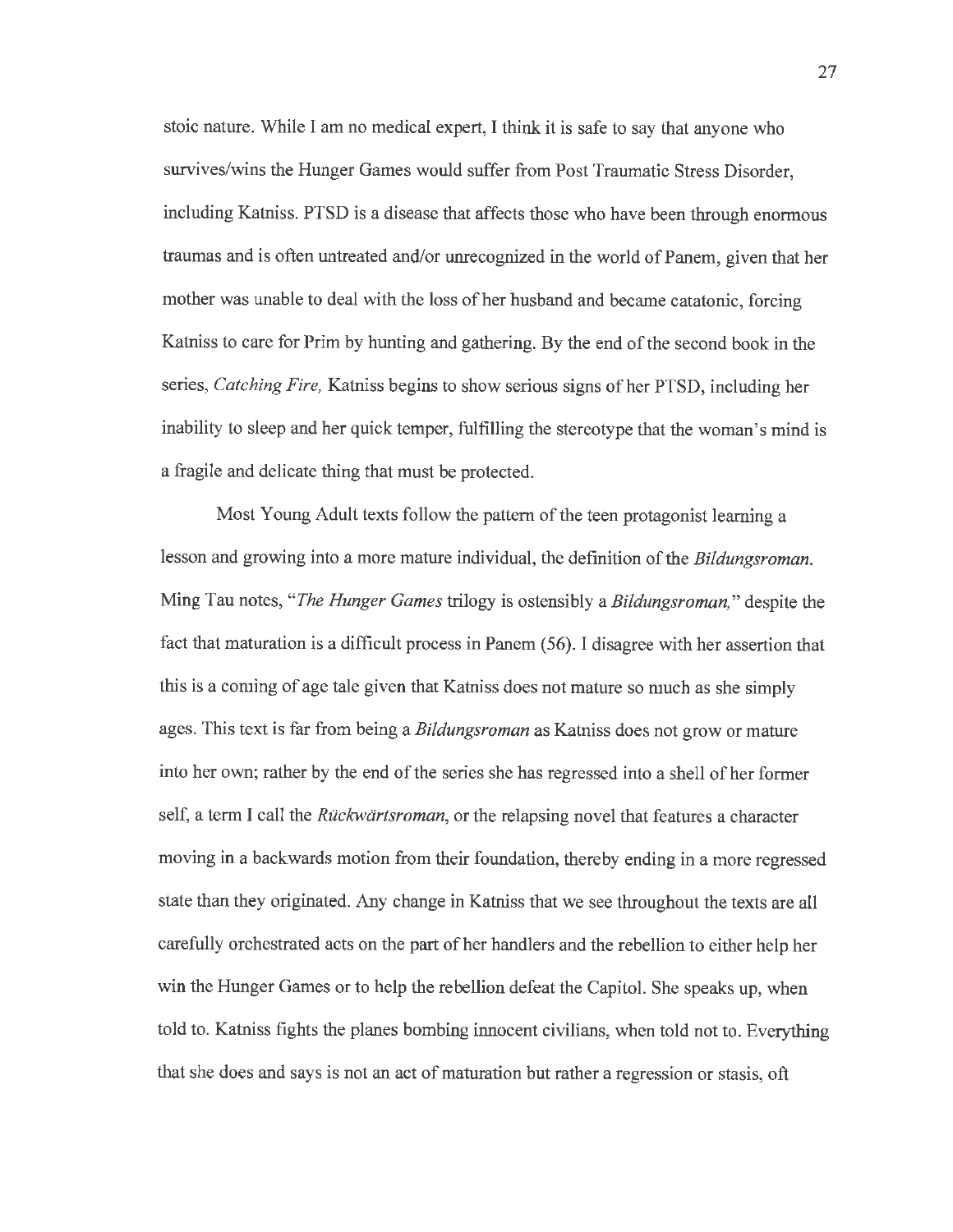stoic nature. While I am no medical expert, I think it is safe to say that anyone who survives/wins the Hunger Games would suffer from Post Traumatic Stress Disorder, including Katniss. PTSD is a disease that affects those who have been through enormous traumas and is often untreated and/or unrecognized in the world of Panem, given that her mother was unable to deal with the loss of her husband and became catatonic, forcing Katniss to care for Prim by hunting and gathering. By the end of the second book in the series, *Catching Fire,* Katniss begins to show serious signs of her PTSD, including her inability to sleep and her quick temper, fulfilling the stereotype that the woman's mind is a fragile and delicate thing that must be protected.

Most Young Adult texts follow the pattern of the teen protagonist learning a lesson and growing into a more mature individual, the definition of the *Bildungsroman*. Ming Tau notes, "*The Hunger Games* trilogy is ostensibly a *Bildungsroman,*" despite the fact that maturation is a difficult process in Panem (56). I disagree with her assertion that this is a coming of age tale given that Katniss does not mature so much as she simply ages. This text is far from being a *Bildungsroman* as Katniss does not grow or mature into her own; rather by the end of the series she has regressed into a shell of her former self, a term I call the *Rückwärtsroman*, or the relapsing novel that features a character moving in a backwards motion from their foundation, thereby ending in a more regressed state than they originated. Any change in Katniss that we see throughout the texts are all carefully orchestrated acts on the part of her handlers and the rebellion to either help her win the Hunger Games or to help the rebellion defeat the Capitol. She speaks up, when told to. Katniss fights the planes bombing innocent civilians, when told not to. Everything that she does and says is not an act of maturation but rather a regression or stasis, oft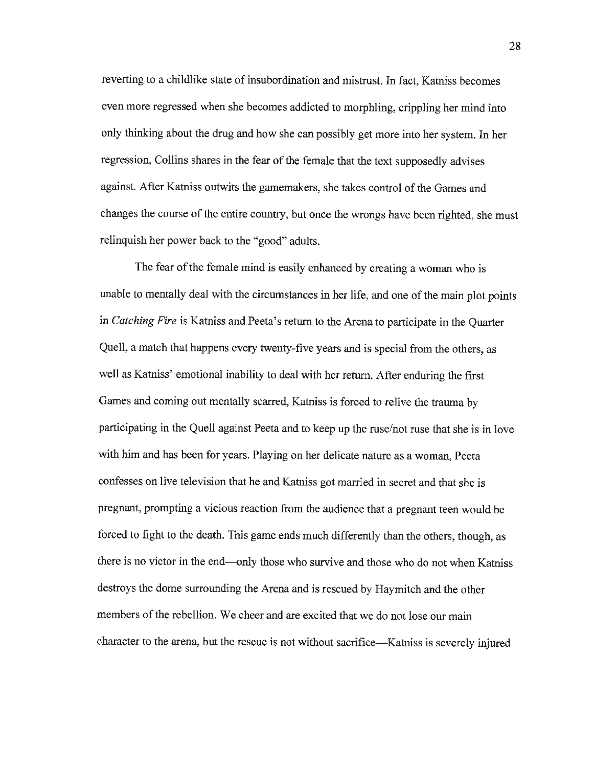reverting to a childlike state of insubordination and mistrust. In fact, Katniss becomes even more regressed when she becomes addicted to morphling, crippling her mind into only thinking about the drug and how she can possibly get more into her system. In her regression, Collins shares in the fear of the female that the text supposedly advises against. After Katniss outwits the gamemakers, she takes control of the Games and changes the course of the entire country, but once the wrongs have been righted, she must relinquish her power back to the "good" adults.

The fear of the female mind is easily enhanced by creating a woman who is unable to mentally deal with the circumstances in her life, and one of the main plot points in *Catching Fire* is Katniss and Peeta's return to the Arena to participate in the Quarter Quell, a match that happens every twenty-five years and is special from the others, as well as Katniss' emotional inability to deal with her return. After enduring the first Games and coming out mentally scarred, Katniss is forced to relive the trauma by participating in the Quell against Peeta and to keep up the ruse/not ruse that she is in love with him and has been for years. Playing on her delicate nature as a woman, Peeta confesses on live television that he and Katniss got married in secret and that she is pregnant, prompting a vicious reaction from the audience that a pregnant teen would be forced to fight to the death. This game ends much differently than the others, though, as there is no victor in the end—only those who survive and those who do not when Katniss destroys the dome surrounding the Arena and is rescued by Haymitch and the other members of the rebellion. We cheer and are excited that we do not lose our main character to the arena, but the rescue is not without sacrifice—Katniss is severely injured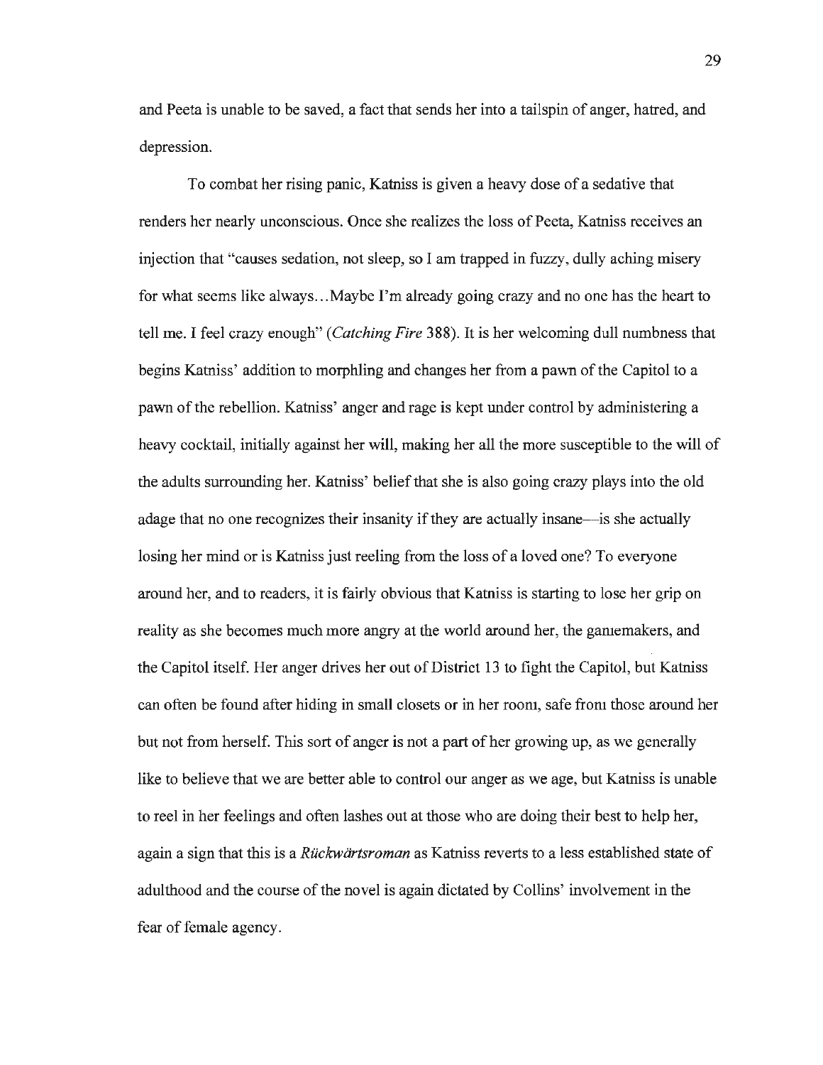and Peeta is unable to be saved, a fact that sends her into a tailspin of anger, hatred, and depression.

To combat her rising panic, Katniss is given a heavy dose of a sedative that renders her nearly unconscious. Once she realizes the loss of Peeta, Katniss receives an injection that "causes sedation, not sleep, so I am trapped in fuzzy, dully aching misery for what seems like always…Maybe I'm already going crazy and no one has the heart to tell me. I feel crazy enough" (*Catching Fire* 388). It is her welcoming dull numbness that begins Katniss' addition to morphling and changes her from a pawn of the Capitol to a pawn of the rebellion. Katniss' anger and rage is kept under control by administering a heavy cocktail, initially against her will, making her all the more susceptible to the will of the adults surrounding her. Katniss' belief that she is also going crazy plays into the old adage that no one recognizes their insanity if they are actually insane—is she actually losing her mind or is Katniss just reeling from the loss of a loved one? To everyone around her, and to readers, it is fairly obvious that Katniss is starting to lose her grip on reality as she becomes much more angry at the world around her, the gamemakers, and the Capitol itself. Her anger drives her out of District 13 to fight the Capitol, but Katniss can often be found after hiding in small closets or in her room, safe from those around her but not from herself. This sort of anger is not a part of her growing up, as we generally like to believe that we are better able to control our anger as we age, but Katniss is unable to reel in her feelings and often lashes out at those who are doing their best to help her, again a sign that this is a *Rückwärtsroman* as Katniss reverts to a less established state of adulthood and the course of the novel is again dictated by Collins' involvement in the fear of female agency.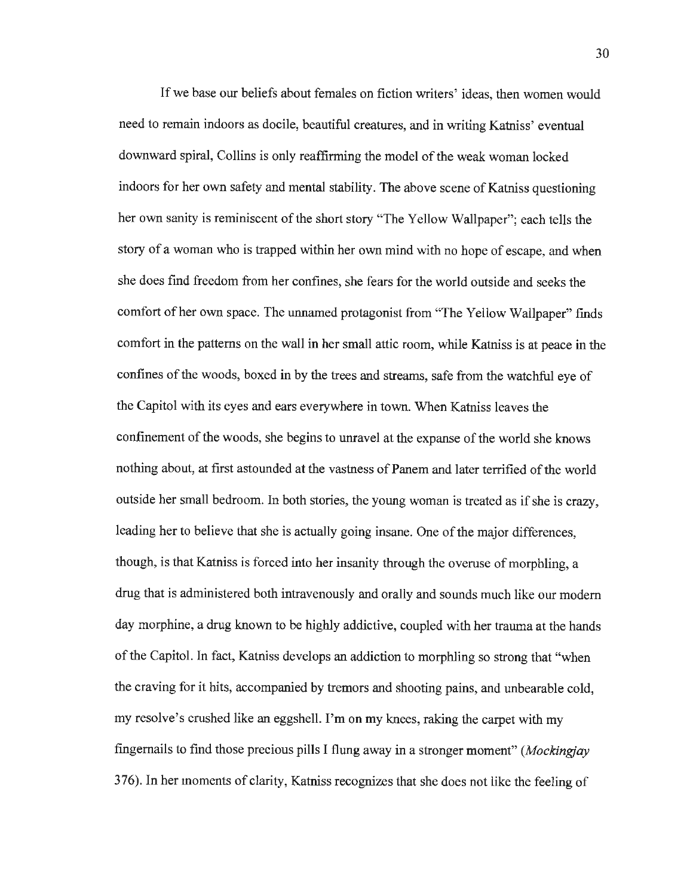If we base our beliefs about females on fiction writers' ideas, then women would need to remain indoors as docile, beautiful creatures, and in writing Katniss' eventual downward spiral, Collins is only reaffirming the model of the weak woman locked indoors for her own safety and mental stability. The above scene of Katniss questioning her own sanity is reminiscent of the short story "The Yellow Wallpaper"; each tells the story of a woman who is trapped within her own mind with no hope of escape, and when she does find freedom from her confines, she fears for the world outside and seeks the comfort of her own space. The unnamed protagonist from "The Yellow Wallpaper" finds comfort in the patterns on the wall in her small attic room, while Katniss is at peace in the confines of the woods, boxed in by the trees and streams, safe from the watchful eye of the Capitol with its eyes and ears everywhere in town. When Katniss leaves the confinement of the woods, she begins to unravel at the expanse of the world she knows nothing about, at first astounded at the vastness of Panem and later terrified of the world outside her small bedroom. In both stories, the young woman is treated as if she is crazy, leading her to believe that she is actually going insane. One of the major differences, though, is that Katniss is forced into her insanity through the overuse of morphling, a drug that is administered both intravenously and orally and sounds much like our modern day morphine, a drug known to be highly addictive, coupled with her trauma at the hands of the Capitol. In fact, Katniss develops an addiction to morphling so strong that "when the craving for it hits, accompanied by tremors and shooting pains, and unbearable cold, my resolve's crushed like an eggshell. I'm on my knees, raking the carpet with my fingernails to find those precious pills I flung away in a stronger moment" (*Mockingjay* 376). In her moments of clarity, Katniss recognizes that she does not like the feeling of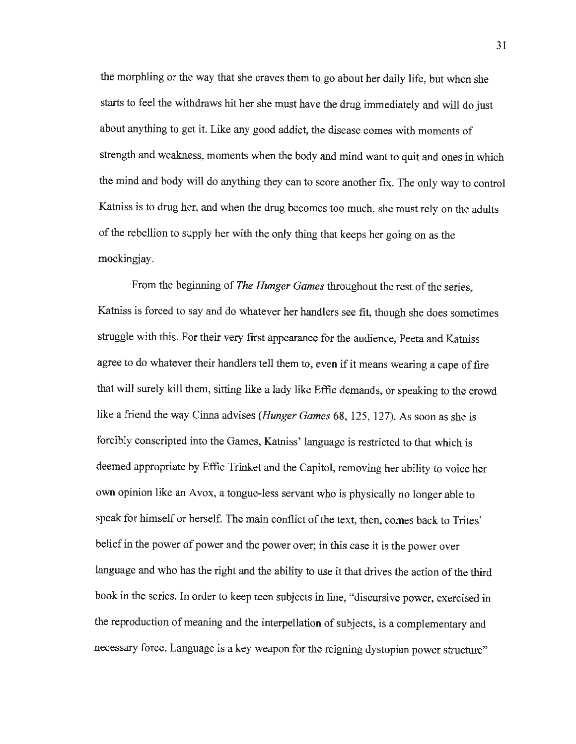the morphling or the way that she craves them to go about her daily life, but when she starts to feel the withdraws hit her she must have the drug immediately and will do just about anything to get it. Like any good addict, the disease comes with moments of strength and weakness, moments when the body and mind want to quit and ones in which the mind and body will do anything they can to score another fix. The only way to control Katniss is to drug her, and when the drug becomes too much, she must rely on the adults of the rebellion to supply her with the only thing that keeps her going on as the mockingjay.

From the beginning of *The Hunger Games* throughout the rest of the series, Katniss is forced to say and do whatever her handlers see fit, though she does sometimes struggle with this. For their very first appearance for the audience, Peeta and Katniss agree to do whatever their handlers tell them to, even if it means wearing a cape of fire that will surely kill them, sitting like a lady like Effie demands, or speaking to the crowd like a friend the way Cinna advises (*Hunger Games* 68, 125, 127). As soon as she is forcibly conscripted into the Games, Katniss' language is restricted to that which is deemed appropriate by Effie Trinket and the Capitol, removing her ability to voice her own opinion like an Avox, a tongue-less servant who is physically no longer able to speak for himself or herself. The main conflict of the text, then, comes back to Trites' belief in the power of power and the power over; in this case it is the power over language and who has the right and the ability to use it that drives the action of the third book in the series. In order to keep teen subjects in line, "discursive power, exercised in the reproduction of meaning and the interpellation of subjects, is a complementary and necessary force. Language is a key weapon for the reigning dystopian power structure"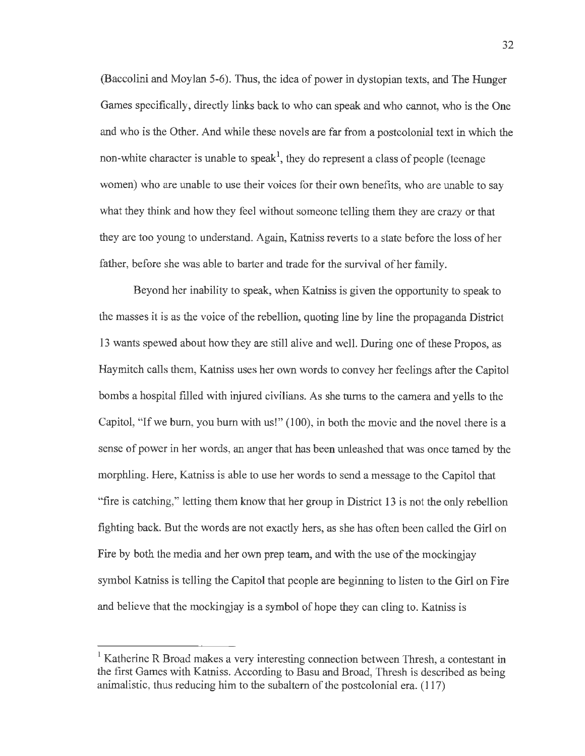(Baccolini and Moylan 5-6). Thus, the idea of power in dystopian texts, and The Hunger Games specifically, directly links back to who can speak and who cannot, who is the One and who is the Other. And while these novels are far from a postcolonial text in which the non-white character is unable to speak[1], they do represent a class of people (teenage women) who are unable to use their voices for their own benefits, who are unable to say what they think and how they feel without someone telling them they are crazy or that they are too young to understand. Again, Katniss reverts to a state before the loss of her father, before she was able to barter and trade for the survival of her family.

Beyond her inability to speak, when Katniss is given the opportunity to speak to the masses it is as the voice of the rebellion, quoting line by line the propaganda District 13 wants spewed about how they are still alive and well. During one of these Propos, as Haymitch calls them, Katniss uses her own words to convey her feelings after the Capitol bombs a hospital filled with injured civilians. As she turns to the camera and yells to the Capitol, "If we burn, you burn with us!" (100), in both the movie and the novel there is a sense of power in her words, an anger that has been unleashed that was once tamed by the morphling. Here, Katniss is able to use her words to send a message to the Capitol that "fire is catching," letting them know that her group in District 13 is not the only rebellion fighting back. But the words are not exactly hers, as she has often been called the Girl on Fire by both the media and her own prep team, and with the use of the mockingjay symbol Katniss is telling the Capitol that people are beginning to listen to the Girl on Fire and believe that the mockingjay is a symbol of hope they can cling to. Katniss is

---

[1] Katherine R Broad makes a very interesting connection between Thresh, a contestant in the first Games with Katniss. According to Basu and Broad, Thresh is described as being animalistic, thus reducing him to the subaltern of the postcolonial era. (117)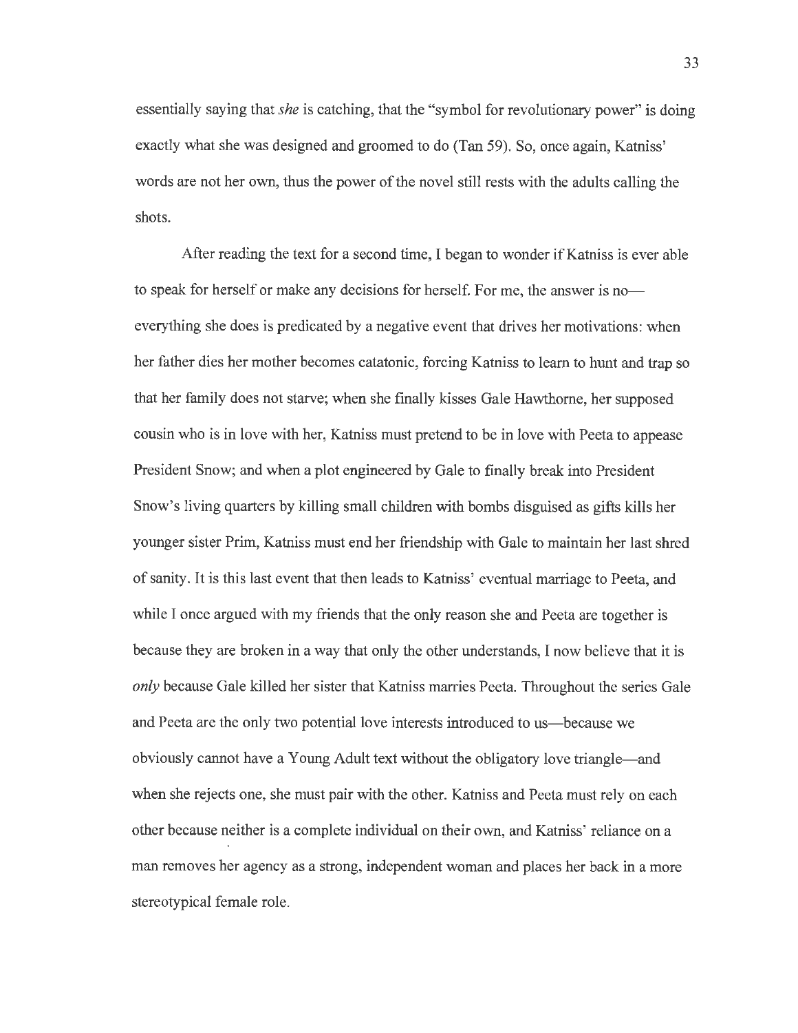essentially saying that *she* is catching, that the "symbol for revolutionary power" is doing exactly what she was designed and groomed to do (Tan 59). So, once again, Katniss' words are not her own, thus the power of the novel still rests with the adults calling the shots.

After reading the text for a second time, I began to wonder if Katniss is ever able to speak for herself or make any decisions for herself. For me, the answer is no—everything she does is predicated by a negative event that drives her motivations: when her father dies her mother becomes catatonic, forcing Katniss to learn to hunt and trap so that her family does not starve; when she finally kisses Gale Hawthorne, her supposed cousin who is in love with her, Katniss must pretend to be in love with Peeta to appease President Snow; and when a plot engineered by Gale to finally break into President Snow's living quarters by killing small children with bombs disguised as gifts kills her younger sister Prim, Katniss must end her friendship with Gale to maintain her last shred of sanity. It is this last event that then leads to Katniss' eventual marriage to Peeta, and while I once argued with my friends that the only reason she and Peeta are together is because they are broken in a way that only the other understands, I now believe that it is *only* because Gale killed her sister that Katniss marries Peeta. Throughout the series Gale and Peeta are the only two potential love interests introduced to us—because we obviously cannot have a Young Adult text without the obligatory love triangle—and when she rejects one, she must pair with the other. Katniss and Peeta must rely on each other because neither is a complete individual on their own, and Katniss' reliance on a man removes her agency as a strong, independent woman and places her back in a more stereotypical female role.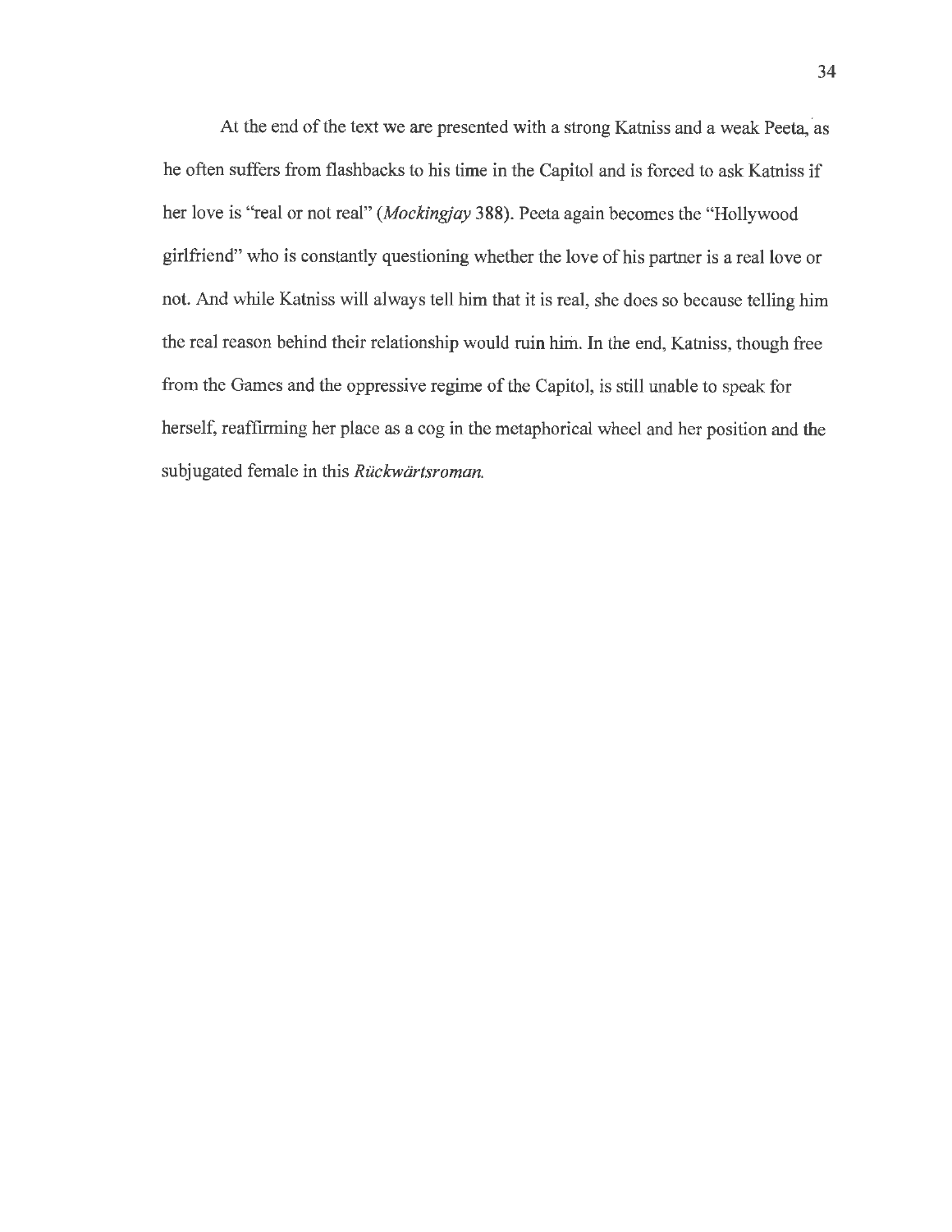At the end of the text we are presented with a strong Katniss and a weak Peeta, as he often suffers from flashbacks to his time in the Capitol and is forced to ask Katniss if her love is "real or not real" (*Mockingjay* 388). Peeta again becomes the "Hollywood girlfriend" who is constantly questioning whether the love of his partner is a real love or not. And while Katniss will always tell him that it is real, she does so because telling him the real reason behind their relationship would ruin him. In the end, Katniss, though free from the Games and the oppressive regime of the Capitol, is still unable to speak for herself, reaffirming her place as a cog in the metaphorical wheel and her position and the subjugated female in this *Rückwärtsroman*.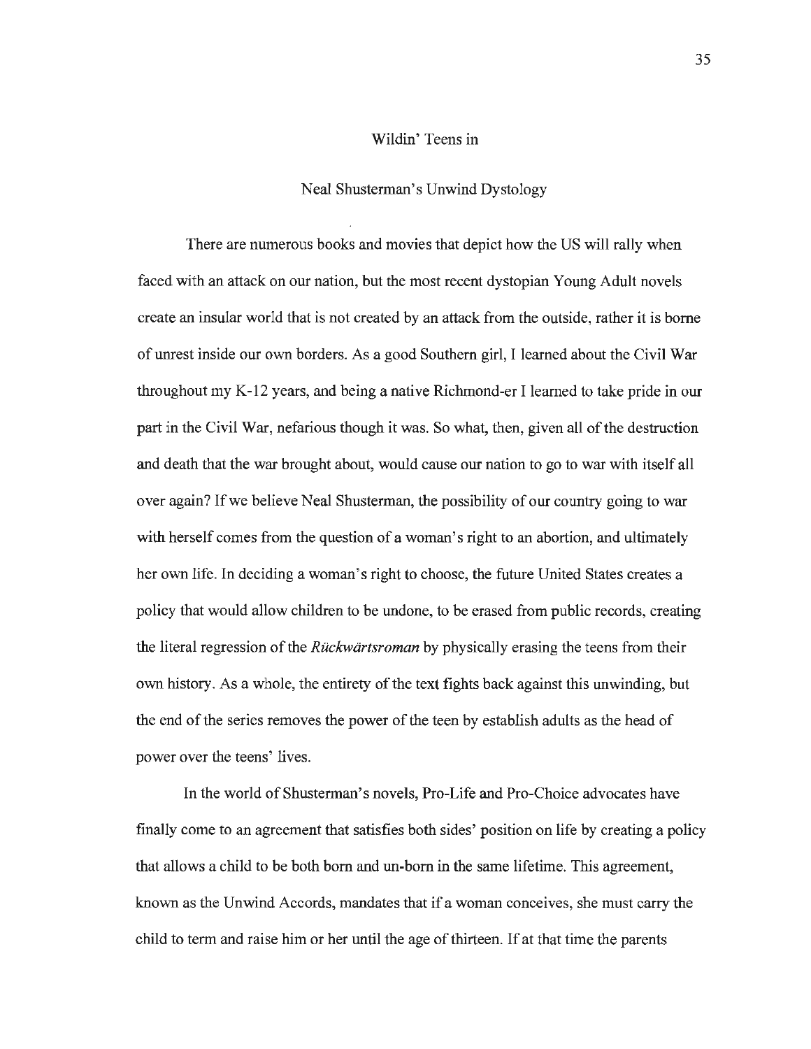## Wildin' Teens in

## Neal Shusterman's Unwind Dystology

There are numerous books and movies that depict how the US will rally when faced with an attack on our nation, but the most recent dystopian Young Adult novels create an insular world that is not created by an attack from the outside, rather it is borne of unrest inside our own borders. As a good Southern girl, I learned about the Civil War throughout my K-12 years, and being a native Richmond-er I learned to take pride in our part in the Civil War, nefarious though it was. So what, then, given all of the destruction and death that the war brought about, would cause our nation to go to war with itself all over again? If we believe Neal Shusterman, the possibility of our country going to war with herself comes from the question of a woman's right to an abortion, and ultimately her own life. In deciding a woman's right to choose, the future United States creates a policy that would allow children to be undone, to be erased from public records, creating the literal regression of the *Rückwärtsroman* by physically erasing the teens from their own history. As a whole, the entirety of the text fights back against this unwinding, but the end of the series removes the power of the teen by establish adults as the head of power over the teens' lives.

In the world of Shusterman's novels, Pro-Life and Pro-Choice advocates have finally come to an agreement that satisfies both sides' position on life by creating a policy that allows a child to be both born and un-born in the same lifetime. This agreement, known as the Unwind Accords, mandates that if a woman conceives, she must carry the child to term and raise him or her until the age of thirteen. If at that time the parents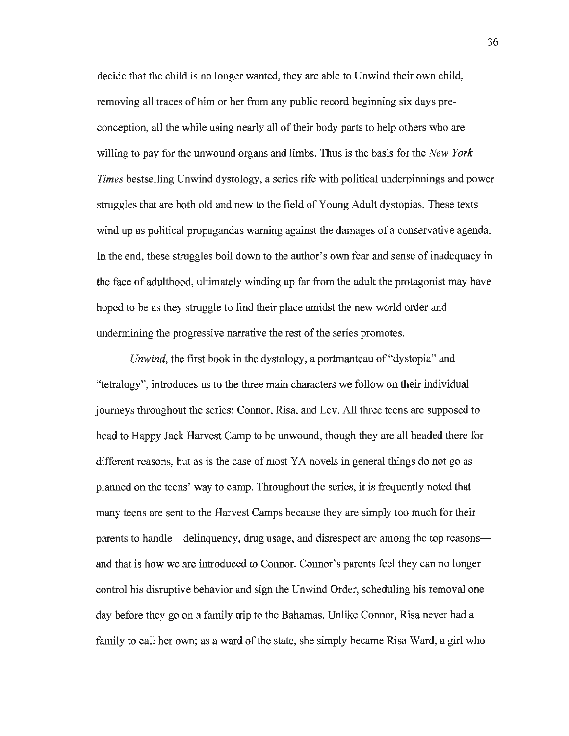decide that the child is no longer wanted, they are able to Unwind their own child, removing all traces of him or her from any public record beginning six days pre-conception, all the while using nearly all of their body parts to help others who are willing to pay for the unwound organs and limbs. Thus is the basis for the *New York Times* bestselling Unwind dystology, a series rife with political underpinnings and power struggles that are both old and new to the field of Young Adult dystopias. These texts wind up as political propagandas warning against the damages of a conservative agenda. In the end, these struggles boil down to the author's own fear and sense of inadequacy in the face of adulthood, ultimately winding up far from the adult the protagonist may have hoped to be as they struggle to find their place amidst the new world order and undermining the progressive narrative the rest of the series promotes.

*Unwind*, the first book in the dystology, a portmanteau of "dystopia" and "tetralogy", introduces us to the three main characters we follow on their individual journeys throughout the series: Connor, Risa, and Lev. All three teens are supposed to head to Happy Jack Harvest Camp to be unwound, though they are all headed there for different reasons, but as is the case of most YA novels in general things do not go as planned on the teens' way to camp. Throughout the series, it is frequently noted that many teens are sent to the Harvest Camps because they are simply too much for their parents to handle—delinquency, drug usage, and disrespect are among the top reasons—and that is how we are introduced to Connor. Connor's parents feel they can no longer control his disruptive behavior and sign the Unwind Order, scheduling his removal one day before they go on a family trip to the Bahamas. Unlike Connor, Risa never had a family to call her own; as a ward of the state, she simply became Risa Ward, a girl who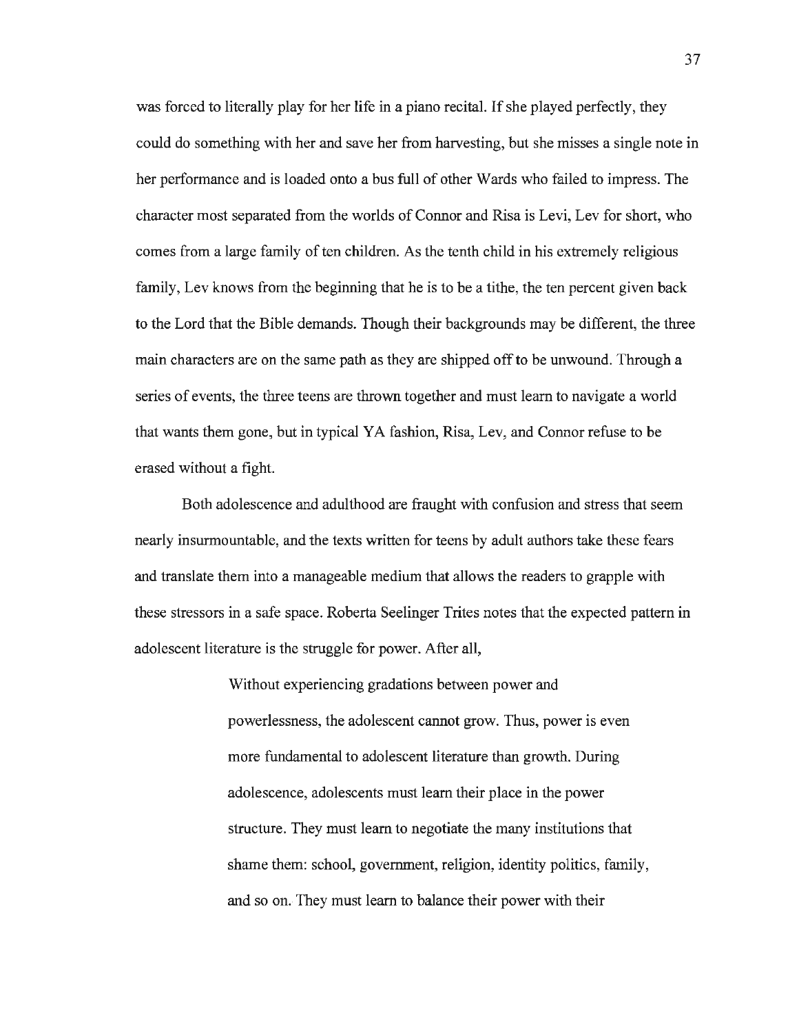was forced to literally play for her life in a piano recital. If she played perfectly, they could do something with her and save her from harvesting, but she misses a single note in her performance and is loaded onto a bus full of other Wards who failed to impress. The character most separated from the worlds of Connor and Risa is Levi, Lev for short, who comes from a large family of ten children. As the tenth child in his extremely religious family, Lev knows from the beginning that he is to be a tithe, the ten percent given back to the Lord that the Bible demands. Though their backgrounds may be different, the three main characters are on the same path as they are shipped off to be unwound. Through a series of events, the three teens are thrown together and must learn to navigate a world that wants them gone, but in typical YA fashion, Risa, Lev, and Connor refuse to be erased without a fight.

Both adolescence and adulthood are fraught with confusion and stress that seem nearly insurmountable, and the texts written for teens by adult authors take these fears and translate them into a manageable medium that allows the readers to grapple with these stressors in a safe space. Roberta Seelinger Trites notes that the expected pattern in adolescent literature is the struggle for power. After all,

> Without experiencing gradations between power and powerlessness, the adolescent cannot grow. Thus, power is even more fundamental to adolescent literature than growth. During adolescence, adolescents must learn their place in the power structure. They must learn to negotiate the many institutions that shame them: school, government, religion, identity politics, family, and so on. They must learn to balance their power with their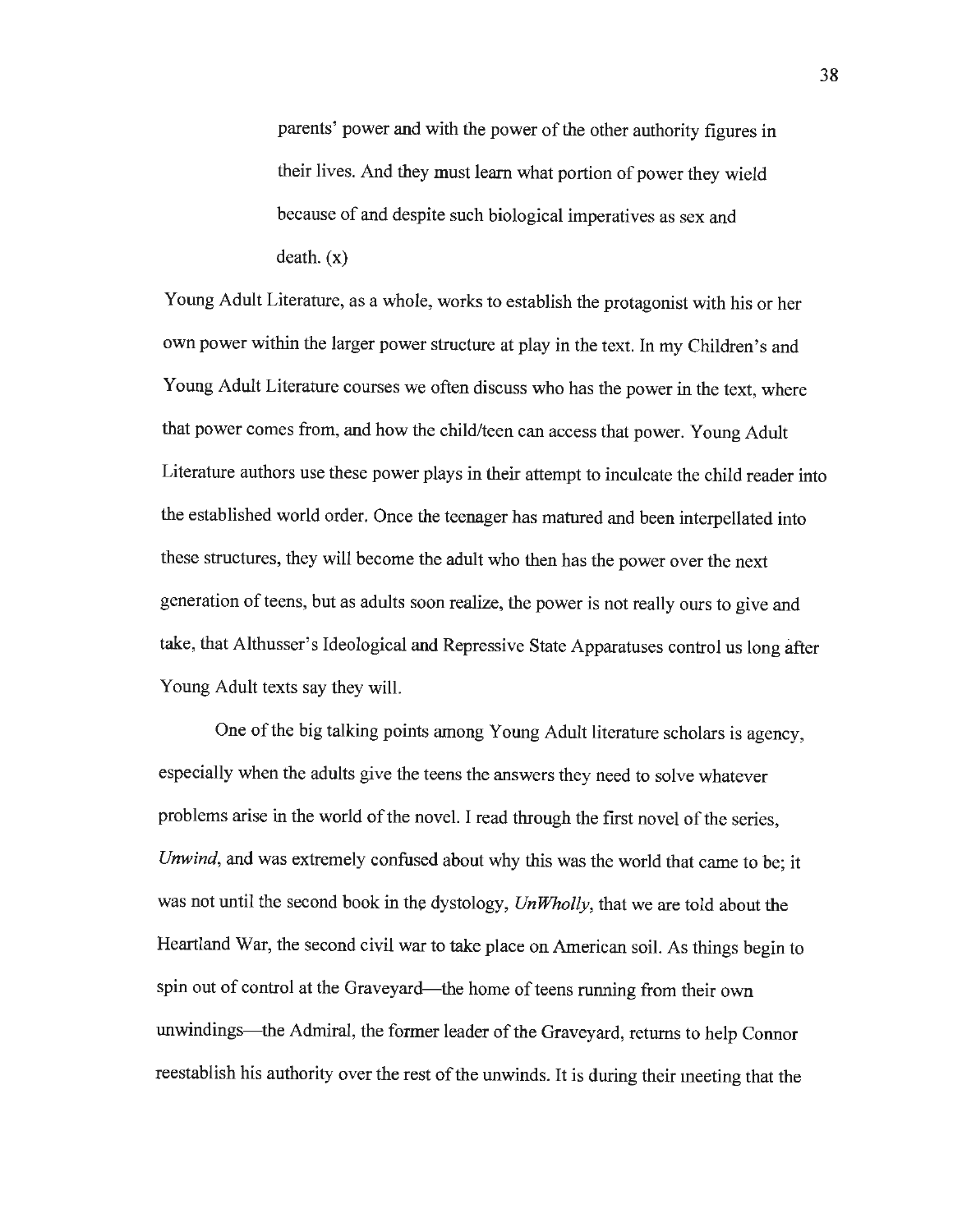> parents' power and with the power of the other authority figures in their lives. And they must learn what portion of power they wield because of and despite such biological imperatives as sex and death. (x)

Young Adult Literature, as a whole, works to establish the protagonist with his or her own power within the larger power structure at play in the text. In my Children's and Young Adult Literature courses we often discuss who has the power in the text, where that power comes from, and how the child/teen can access that power. Young Adult Literature authors use these power plays in their attempt to inculcate the child reader into the established world order. Once the teenager has matured and been interpellated into these structures, they will become the adult who then has the power over the next generation of teens, but as adults soon realize, the power is not really ours to give and take, that Althusser's Ideological and Repressive State Apparatuses control us long after Young Adult texts say they will.

One of the big talking points among Young Adult literature scholars is agency, especially when the adults give the teens the answers they need to solve whatever problems arise in the world of the novel. I read through the first novel of the series, *Unwind*, and was extremely confused about why this was the world that came to be; it was not until the second book in the dystology, *UnWholly*, that we are told about the Heartland War, the second civil war to take place on American soil. As things begin to spin out of control at the Graveyard—the home of teens running from their own unwindings—the Admiral, the former leader of the Graveyard, returns to help Connor reestablish his authority over the rest of the unwinds. It is during their meeting that the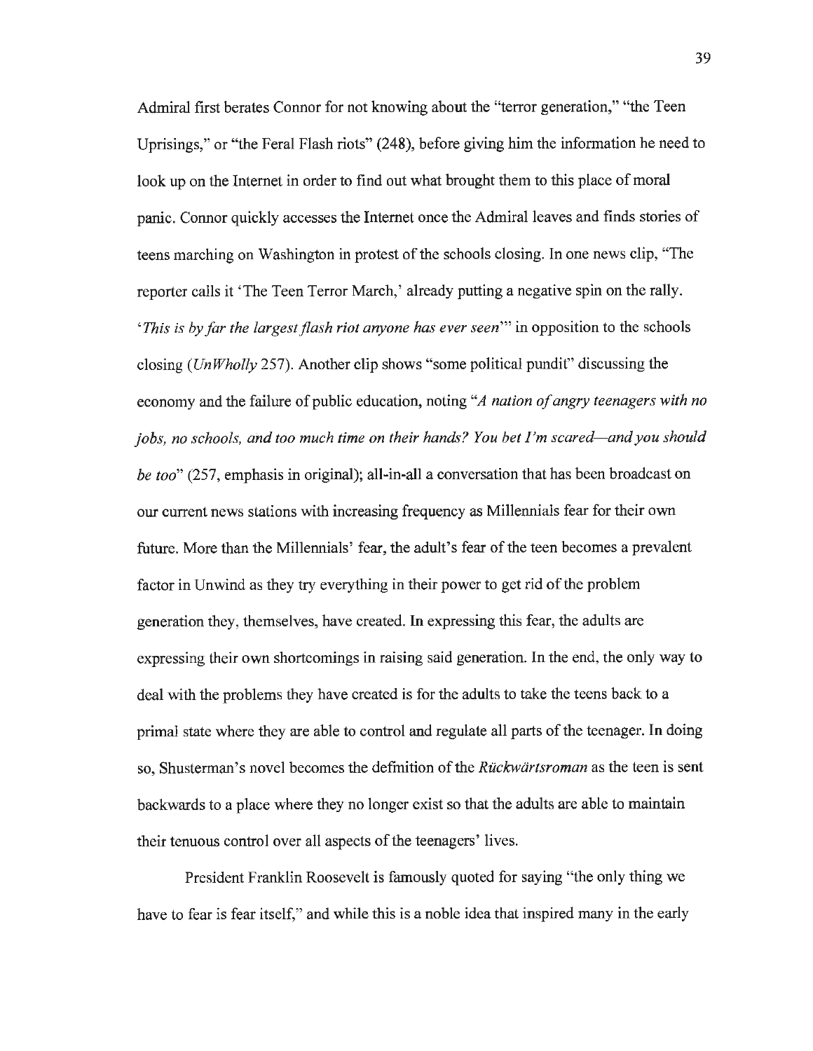Admiral first berates Connor for not knowing about the "terror generation," "the Teen Uprisings," or "the Feral Flash riots" (248), before giving him the information he need to look up on the Internet in order to find out what brought them to this place of moral panic. Connor quickly accesses the Internet once the Admiral leaves and finds stories of teens marching on Washington in protest of the schools closing. In one news clip, "The reporter calls it 'The Teen Terror March,' already putting a negative spin on the rally. '*This is by far the largest flash riot anyone has ever seen*'" in opposition to the schools closing (*UnWholly* 257). Another clip shows "some political pundit" discussing the economy and the failure of public education, noting "*A nation of angry teenagers with no jobs, no schools, and too much time on their hands? You bet I'm scared—and you should be too*" (257, emphasis in original); all-in-all a conversation that has been broadcast on our current news stations with increasing frequency as Millennials fear for their own future. More than the Millennials' fear, the adult's fear of the teen becomes a prevalent factor in Unwind as they try everything in their power to get rid of the problem generation they, themselves, have created. In expressing this fear, the adults are expressing their own shortcomings in raising said generation. In the end, the only way to deal with the problems they have created is for the adults to take the teens back to a primal state where they are able to control and regulate all parts of the teenager. In doing so, Shusterman's novel becomes the definition of the *Rückwärtsroman* as the teen is sent backwards to a place where they no longer exist so that the adults are able to maintain their tenuous control over all aspects of the teenagers' lives.

President Franklin Roosevelt is famously quoted for saying "the only thing we have to fear is fear itself," and while this is a noble idea that inspired many in the early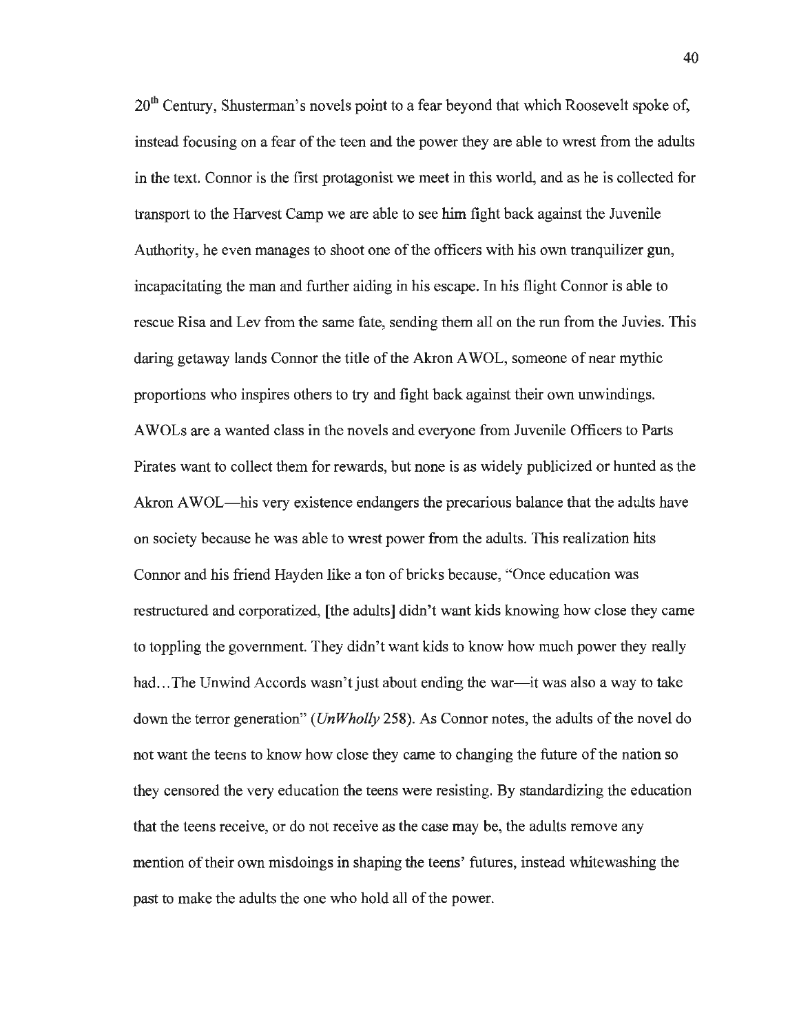20th Century, Shusterman's novels point to a fear beyond that which Roosevelt spoke of, instead focusing on a fear of the teen and the power they are able to wrest from the adults in the text. Connor is the first protagonist we meet in this world, and as he is collected for transport to the Harvest Camp we are able to see him fight back against the Juvenile Authority, he even manages to shoot one of the officers with his own tranquilizer gun, incapacitating the man and further aiding in his escape. In his flight Connor is able to rescue Risa and Lev from the same fate, sending them all on the run from the Juvies. This daring getaway lands Connor the title of the Akron AWOL, someone of near mythic proportions who inspires others to try and fight back against their own unwindings. AWOLs are a wanted class in the novels and everyone from Juvenile Officers to Parts Pirates want to collect them for rewards, but none is as widely publicized or hunted as the Akron AWOL—his very existence endangers the precarious balance that the adults have on society because he was able to wrest power from the adults. This realization hits Connor and his friend Hayden like a ton of bricks because, "Once education was restructured and corporatized, [the adults] didn't want kids knowing how close they came to toppling the government. They didn't want kids to know how much power they really had…The Unwind Accords wasn't just about ending the war—it was also a way to take down the terror generation" (*UnWholly* 258). As Connor notes, the adults of the novel do not want the teens to know how close they came to changing the future of the nation so they censored the very education the teens were resisting. By standardizing the education that the teens receive, or do not receive as the case may be, the adults remove any mention of their own misdoings in shaping the teens' futures, instead whitewashing the past to make the adults the one who hold all of the power.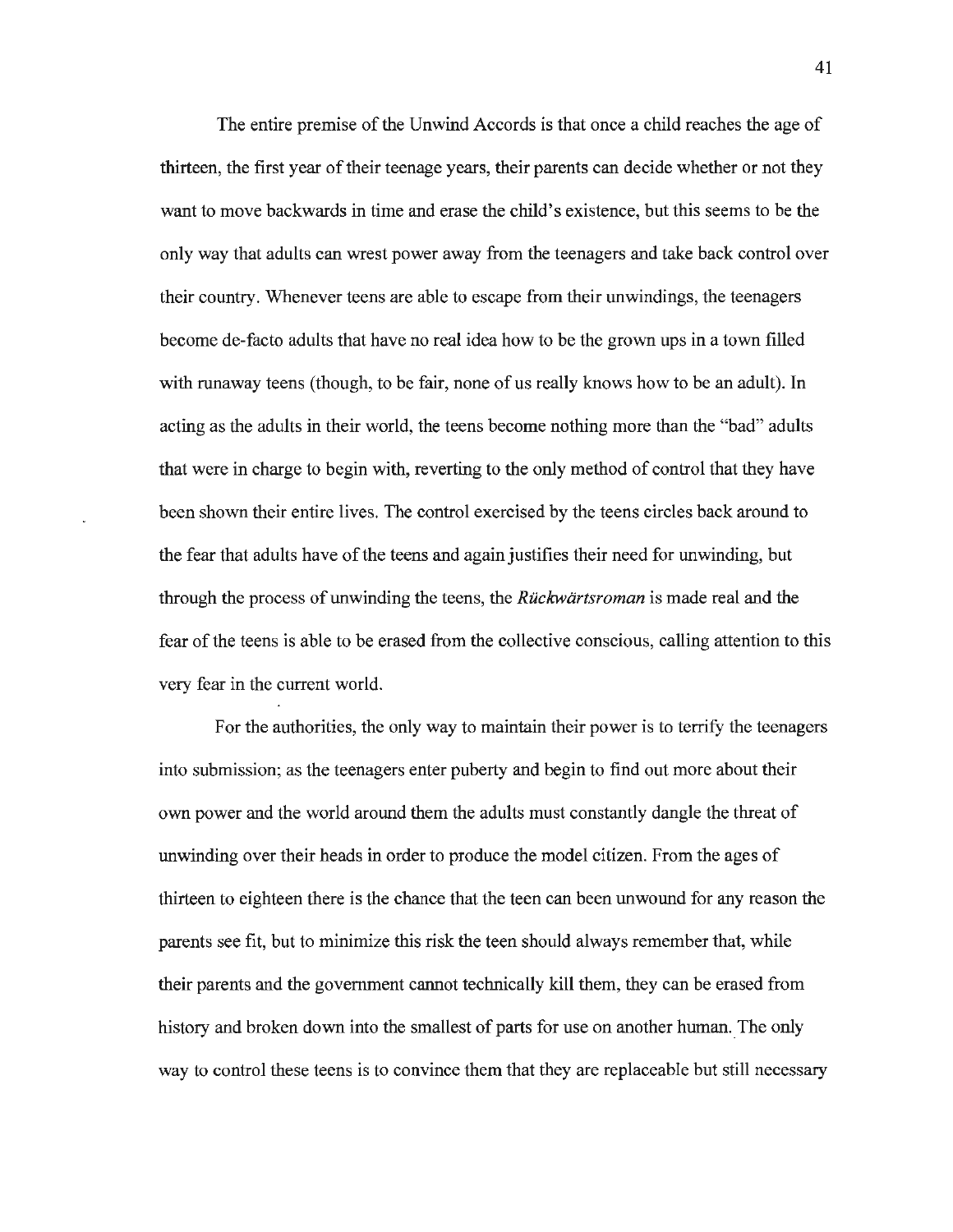The entire premise of the Unwind Accords is that once a child reaches the age of thirteen, the first year of their teenage years, their parents can decide whether or not they want to move backwards in time and erase the child's existence, but this seems to be the only way that adults can wrest power away from the teenagers and take back control over their country. Whenever teens are able to escape from their unwindings, the teenagers become de-facto adults that have no real idea how to be the grown ups in a town filled with runaway teens (though, to be fair, none of us really knows how to be an adult). In acting as the adults in their world, the teens become nothing more than the "bad" adults that were in charge to begin with, reverting to the only method of control that they have been shown their entire lives. The control exercised by the teens circles back around to the fear that adults have of the teens and again justifies their need for unwinding, but through the process of unwinding the teens, the *Rückwärtsroman* is made real and the fear of the teens is able to be erased from the collective conscious, calling attention to this very fear in the current world.

For the authorities, the only way to maintain their power is to terrify the teenagers into submission; as the teenagers enter puberty and begin to find out more about their own power and the world around them the adults must constantly dangle the threat of unwinding over their heads in order to produce the model citizen. From the ages of thirteen to eighteen there is the chance that the teen can been unwound for any reason the parents see fit, but to minimize this risk the teen should always remember that, while their parents and the government cannot technically kill them, they can be erased from history and broken down into the smallest of parts for use on another human. The only way to control these teens is to convince them that they are replaceable but still necessary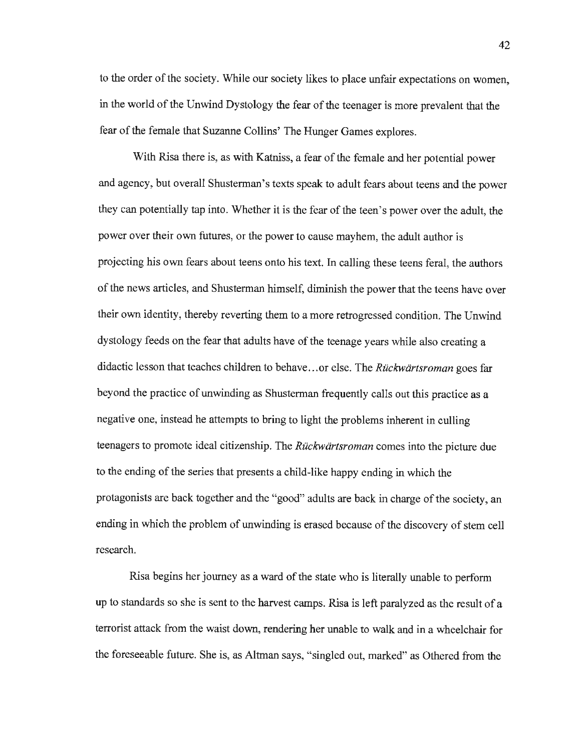to the order of the society. While our society likes to place unfair expectations on women, in the world of the Unwind Dystology the fear of the teenager is more prevalent that the fear of the female that Suzanne Collins' The Hunger Games explores.

With Risa there is, as with Katniss, a fear of the female and her potential power and agency, but overall Shusterman's texts speak to adult fears about teens and the power they can potentially tap into. Whether it is the fear of the teen's power over the adult, the power over their own futures, or the power to cause mayhem, the adult author is projecting his own fears about teens onto his text. In calling these teens feral, the authors of the news articles, and Shusterman himself, diminish the power that the teens have over their own identity, thereby reverting them to a more retrogressed condition. The Unwind dystology feeds on the fear that adults have of the teenage years while also creating a didactic lesson that teaches children to behave…or else. The *Rückwärtsroman* goes far beyond the practice of unwinding as Shusterman frequently calls out this practice as a negative one, instead he attempts to bring to light the problems inherent in culling teenagers to promote ideal citizenship. The *Rückwärtsroman* comes into the picture due to the ending of the series that presents a child-like happy ending in which the protagonists are back together and the "good" adults are back in charge of the society, an ending in which the problem of unwinding is erased because of the discovery of stem cell research.

Risa begins her journey as a ward of the state who is literally unable to perform up to standards so she is sent to the harvest camps. Risa is left paralyzed as the result of a terrorist attack from the waist down, rendering her unable to walk and in a wheelchair for the foreseeable future. She is, as Altman says, "singled out, marked" as Othered from the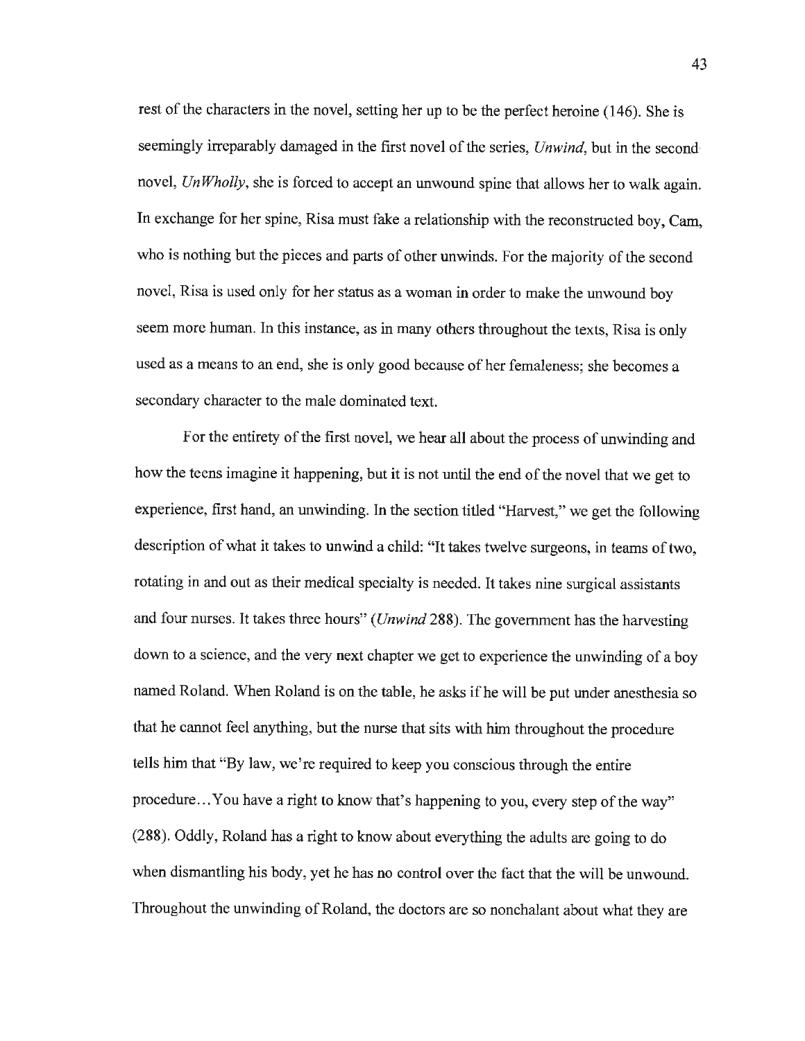rest of the characters in the novel, setting her up to be the perfect heroine (146). She is seemingly irreparably damaged in the first novel of the series, *Unwind*, but in the second novel, *UnWholly*, she is forced to accept an unwound spine that allows her to walk again. In exchange for her spine, Risa must fake a relationship with the reconstructed boy, Cam, who is nothing but the pieces and parts of other unwinds. For the majority of the second novel, Risa is used only for her status as a woman in order to make the unwound boy seem more human. In this instance, as in many others throughout the texts, Risa is only used as a means to an end, she is only good because of her femaleness; she becomes a secondary character to the male dominated text.

For the entirety of the first novel, we hear all about the process of unwinding and how the teens imagine it happening, but it is not until the end of the novel that we get to experience, first hand, an unwinding. In the section titled "Harvest," we get the following description of what it takes to unwind a child: "It takes twelve surgeons, in teams of two, rotating in and out as their medical specialty is needed. It takes nine surgical assistants and four nurses. It takes three hours" (*Unwind* 288). The government has the harvesting down to a science, and the very next chapter we get to experience the unwinding of a boy named Roland. When Roland is on the table, he asks if he will be put under anesthesia so that he cannot feel anything, but the nurse that sits with him throughout the procedure tells him that "By law, we're required to keep you conscious through the entire procedure…You have a right to know that's happening to you, every step of the way" (288). Oddly, Roland has a right to know about everything the adults are going to do when dismantling his body, yet he has no control over the fact that the will be unwound. Throughout the unwinding of Roland, the doctors are so nonchalant about what they are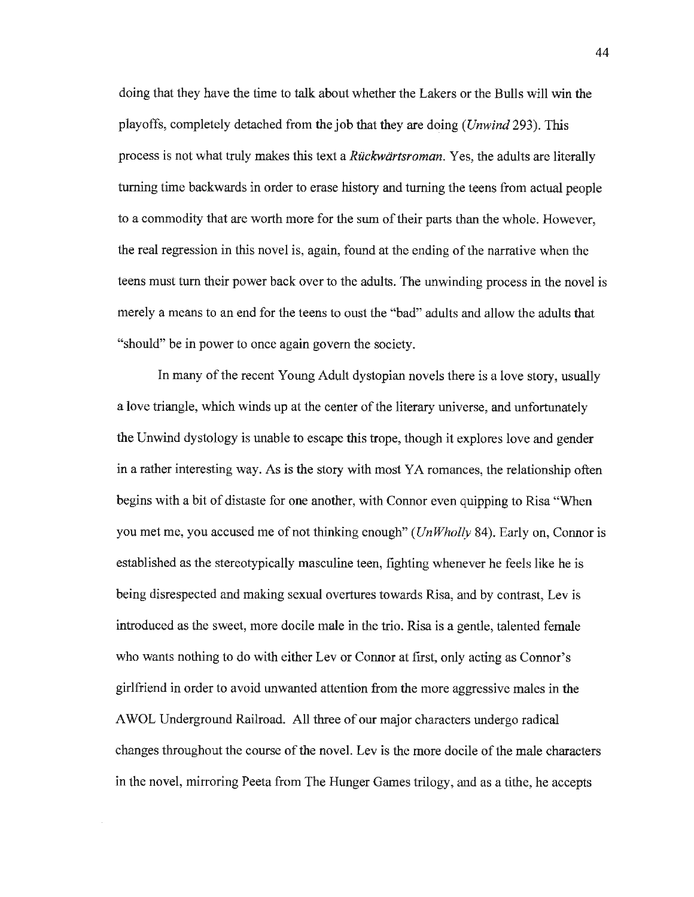doing that they have the time to talk about whether the Lakers or the Bulls will win the playoffs, completely detached from the job that they are doing (*Unwind* 293). This process is not what truly makes this text a *Rückwärtsroman*. Yes, the adults are literally turning time backwards in order to erase history and turning the teens from actual people to a commodity that are worth more for the sum of their parts than the whole. However, the real regression in this novel is, again, found at the ending of the narrative when the teens must turn their power back over to the adults. The unwinding process in the novel is merely a means to an end for the teens to oust the "bad" adults and allow the adults that "should" be in power to once again govern the society.

In many of the recent Young Adult dystopian novels there is a love story, usually a love triangle, which winds up at the center of the literary universe, and unfortunately the Unwind dystology is unable to escape this trope, though it explores love and gender in a rather interesting way. As is the story with most YA romances, the relationship often begins with a bit of distaste for one another, with Connor even quipping to Risa "When you met me, you accused me of not thinking enough" (*UnWholly* 84). Early on, Connor is established as the stereotypically masculine teen, fighting whenever he feels like he is being disrespected and making sexual overtures towards Risa, and by contrast, Lev is introduced as the sweet, more docile male in the trio. Risa is a gentle, talented female who wants nothing to do with either Lev or Connor at first, only acting as Connor's girlfriend in order to avoid unwanted attention from the more aggressive males in the AWOL Underground Railroad. All three of our major characters undergo radical changes throughout the course of the novel. Lev is the more docile of the male characters in the novel, mirroring Peeta from The Hunger Games trilogy, and as a tithe, he accepts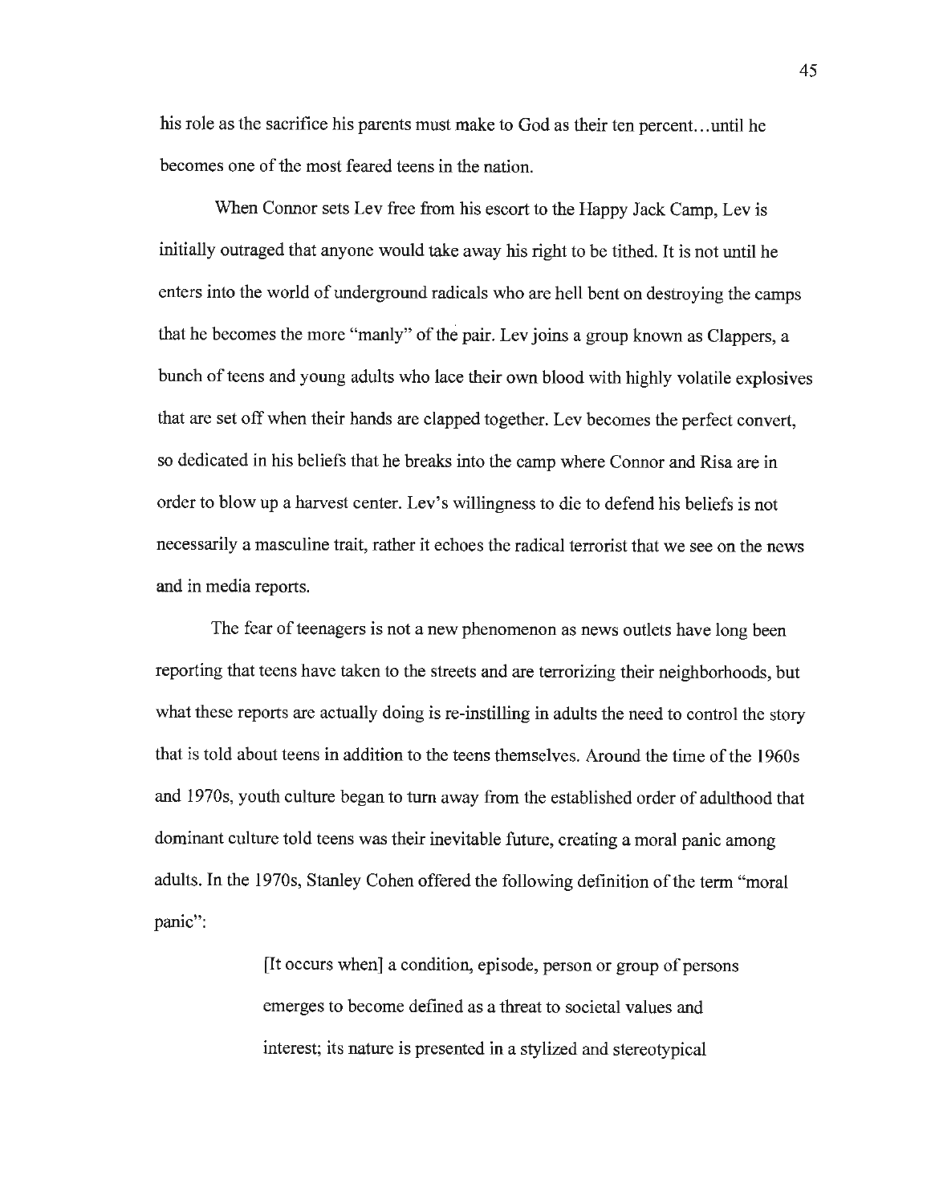his role as the sacrifice his parents must make to God as their ten percent…until he becomes one of the most feared teens in the nation.

When Connor sets Lev free from his escort to the Happy Jack Camp, Lev is initially outraged that anyone would take away his right to be tithed. It is not until he enters into the world of underground radicals who are hell bent on destroying the camps that he becomes the more "manly" of the pair. Lev joins a group known as Clappers, a bunch of teens and young adults who lace their own blood with highly volatile explosives that are set off when their hands are clapped together. Lev becomes the perfect convert, so dedicated in his beliefs that he breaks into the camp where Connor and Risa are in order to blow up a harvest center. Lev's willingness to die to defend his beliefs is not necessarily a masculine trait, rather it echoes the radical terrorist that we see on the news and in media reports.

The fear of teenagers is not a new phenomenon as news outlets have long been reporting that teens have taken to the streets and are terrorizing their neighborhoods, but what these reports are actually doing is re-instilling in adults the need to control the story that is told about teens in addition to the teens themselves. Around the time of the 1960s and 1970s, youth culture began to turn away from the established order of adulthood that dominant culture told teens was their inevitable future, creating a moral panic among adults. In the 1970s, Stanley Cohen offered the following definition of the term "moral panic":

> [It occurs when] a condition, episode, person or group of persons emerges to become defined as a threat to societal values and interest; its nature is presented in a stylized and stereotypical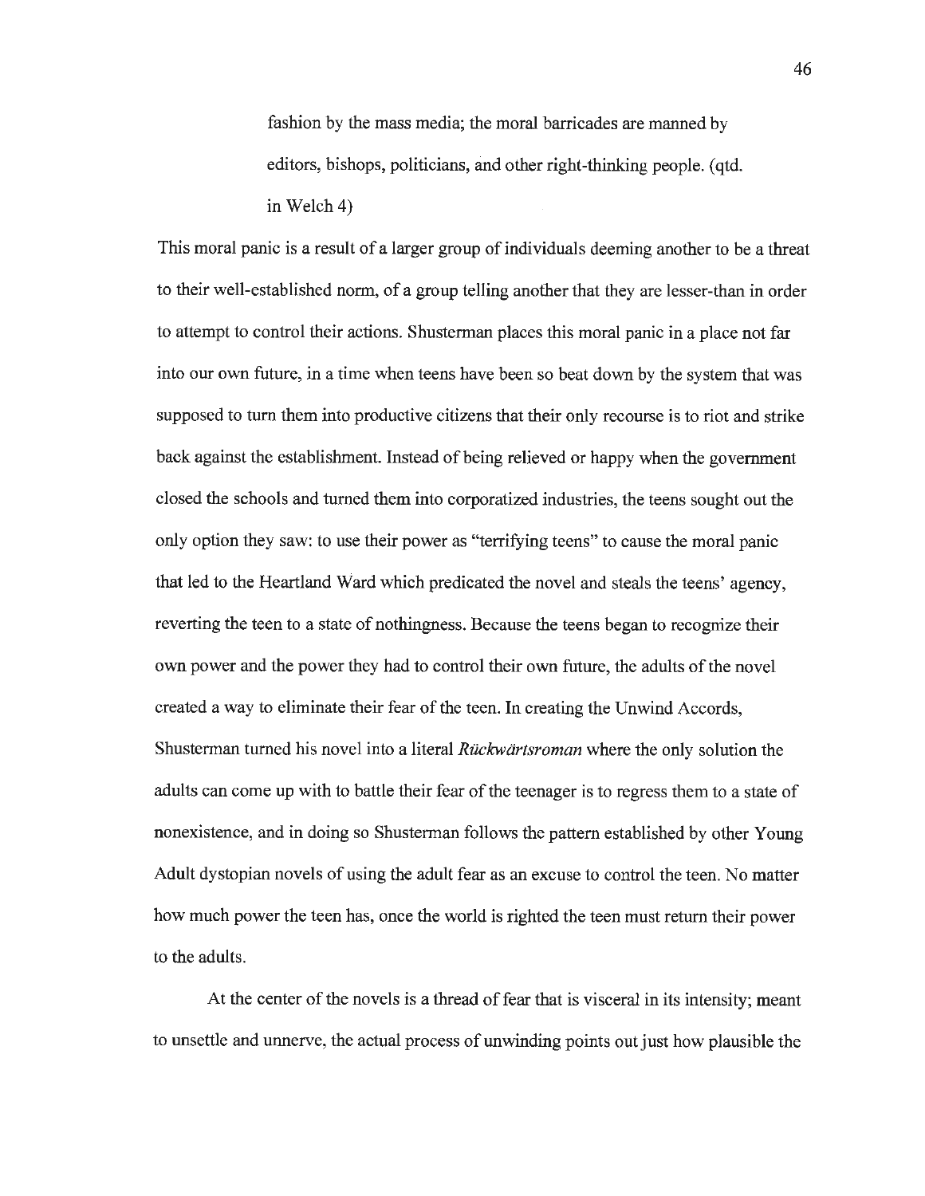> fashion by the mass media; the moral barricades are manned by editors, bishops, politicians, and other right-thinking people. (qtd. in Welch 4)

This moral panic is a result of a larger group of individuals deeming another to be a threat to their well-established norm, of a group telling another that they are lesser-than in order to attempt to control their actions. Shusterman places this moral panic in a place not far into our own future, in a time when teens have been so beat down by the system that was supposed to turn them into productive citizens that their only recourse is to riot and strike back against the establishment. Instead of being relieved or happy when the government closed the schools and turned them into corporatized industries, the teens sought out the only option they saw: to use their power as "terrifying teens" to cause the moral panic that led to the Heartland Ward which predicated the novel and steals the teens' agency, reverting the teen to a state of nothingness. Because the teens began to recognize their own power and the power they had to control their own future, the adults of the novel created a way to eliminate their fear of the teen. In creating the Unwind Accords, Shusterman turned his novel into a literal *Rückwärtsroman* where the only solution the adults can come up with to battle their fear of the teenager is to regress them to a state of nonexistence, and in doing so Shusterman follows the pattern established by other Young Adult dystopian novels of using the adult fear as an excuse to control the teen. No matter how much power the teen has, once the world is righted the teen must return their power to the adults.

At the center of the novels is a thread of fear that is visceral in its intensity; meant to unsettle and unnerve, the actual process of unwinding points out just how plausible the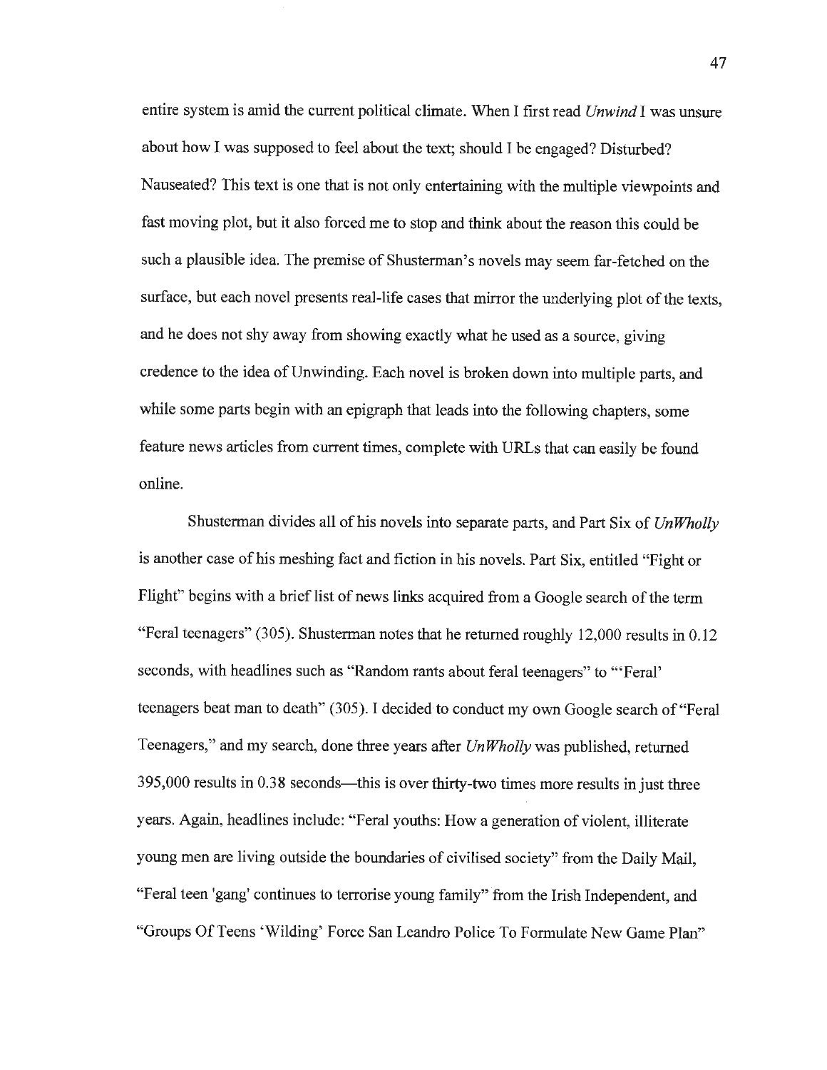entire system is amid the current political climate. When I first read *Unwind* I was unsure about how I was supposed to feel about the text; should I be engaged? Disturbed? Nauseated? This text is one that is not only entertaining with the multiple viewpoints and fast moving plot, but it also forced me to stop and think about the reason this could be such a plausible idea. The premise of Shusterman's novels may seem far-fetched on the surface, but each novel presents real-life cases that mirror the underlying plot of the texts, and he does not shy away from showing exactly what he used as a source, giving credence to the idea of Unwinding. Each novel is broken down into multiple parts, and while some parts begin with an epigraph that leads into the following chapters, some feature news articles from current times, complete with URLs that can easily be found online.

Shusterman divides all of his novels into separate parts, and Part Six of *UnWholly* is another case of his meshing fact and fiction in his novels. Part Six, entitled "Fight or Flight" begins with a brief list of news links acquired from a Google search of the term "Feral teenagers" (305). Shusterman notes that he returned roughly 12,000 results in 0.12 seconds, with headlines such as "Random rants about feral teenagers" to "'Feral' teenagers beat man to death" (305). I decided to conduct my own Google search of "Feral Teenagers," and my search, done three years after *UnWholly* was published, returned 395,000 results in 0.38 seconds—this is over thirty-two times more results in just three years. Again, headlines include: "Feral youths: How a generation of violent, illiterate young men are living outside the boundaries of civilised society" from the Daily Mail, "Feral teen 'gang' continues to terrorise young family" from the Irish Independent, and "Groups Of Teens 'Wilding' Force San Leandro Police To Formulate New Game Plan"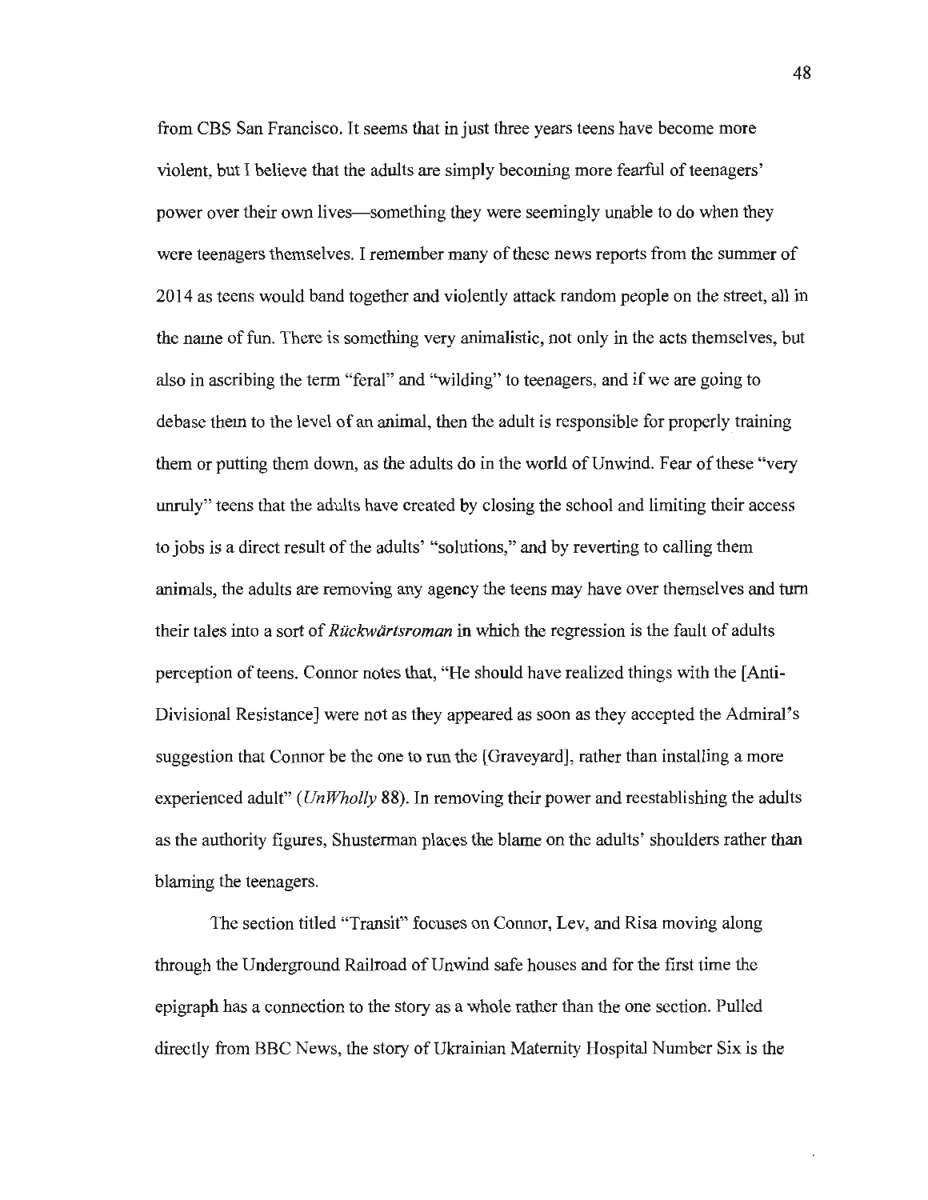from CBS San Francisco. It seems that in just three years teens have become more violent, but I believe that the adults are simply becoming more fearful of teenagers' power over their own lives—something they were seemingly unable to do when they were teenagers themselves. I remember many of these news reports from the summer of 2014 as teens would band together and violently attack random people on the street, all in the name of fun. There is something very animalistic, not only in the acts themselves, but also in ascribing the term "feral" and "wilding" to teenagers, and if we are going to debase them to the level of an animal, then the adult is responsible for properly training them or putting them down, as the adults do in the world of Unwind. Fear of these "very unruly" teens that the adults have created by closing the school and limiting their access to jobs is a direct result of the adults' "solutions," and by reverting to calling them animals, the adults are removing any agency the teens may have over themselves and turn their tales into a sort of *Rückwärtsroman* in which the regression is the fault of adults perception of teens. Connor notes that, "He should have realized things with the [Anti-Divisional Resistance] were not as they appeared as soon as they accepted the Admiral's suggestion that Connor be the one to run the [Graveyard], rather than installing a more experienced adult" (*UnWholly* 88). In removing their power and reestablishing the adults as the authority figures, Shusterman places the blame on the adults' shoulders rather than blaming the teenagers.

The section titled "Transit" focuses on Connor, Lev, and Risa moving along through the Underground Railroad of Unwind safe houses and for the first time the epigraph has a connection to the story as a whole rather than the one section. Pulled directly from BBC News, the story of Ukrainian Maternity Hospital Number Six is the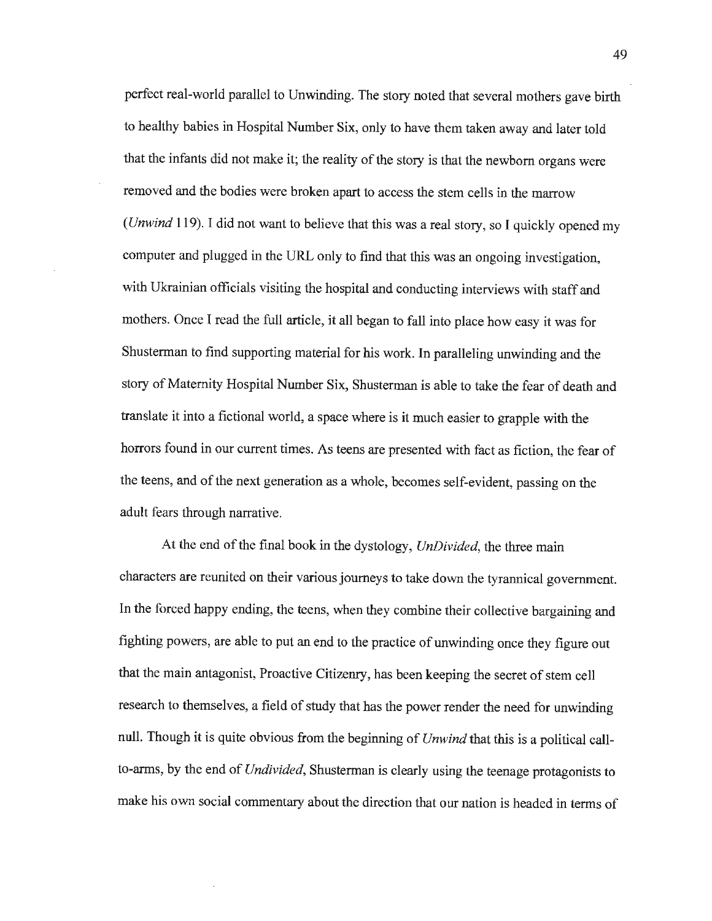perfect real-world parallel to Unwinding. The story noted that several mothers gave birth to healthy babies in Hospital Number Six, only to have them taken away and later told that the infants did not make it; the reality of the story is that the newborn organs were removed and the bodies were broken apart to access the stem cells in the marrow (*Unwind* 119). I did not want to believe that this was a real story, so I quickly opened my computer and plugged in the URL only to find that this was an ongoing investigation, with Ukrainian officials visiting the hospital and conducting interviews with staff and mothers. Once I read the full article, it all began to fall into place how easy it was for Shusterman to find supporting material for his work. In paralleling unwinding and the story of Maternity Hospital Number Six, Shusterman is able to take the fear of death and translate it into a fictional world, a space where is it much easier to grapple with the horrors found in our current times. As teens are presented with fact as fiction, the fear of the teens, and of the next generation as a whole, becomes self-evident, passing on the adult fears through narrative.

At the end of the final book in the dystology, *UnDivided*, the three main characters are reunited on their various journeys to take down the tyrannical government. In the forced happy ending, the teens, when they combine their collective bargaining and fighting powers, are able to put an end to the practice of unwinding once they figure out that the main antagonist, Proactive Citizenry, has been keeping the secret of stem cell research to themselves, a field of study that has the power render the need for unwinding null. Though it is quite obvious from the beginning of *Unwind* that this is a political call-to-arms, by the end of *Undivided*, Shusterman is clearly using the teenage protagonists to make his own social commentary about the direction that our nation is headed in terms of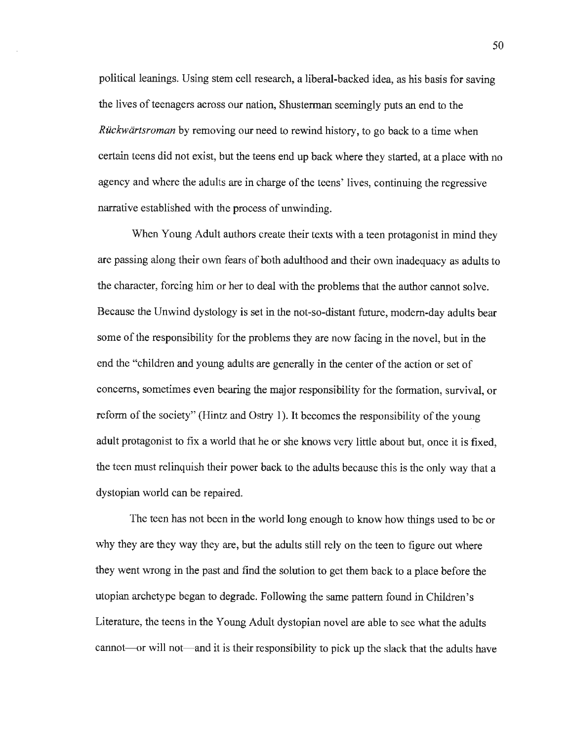political leanings. Using stem cell research, a liberal-backed idea, as his basis for saving the lives of teenagers across our nation, Shusterman seemingly puts an end to the *Rückwärtsroman* by removing our need to rewind history, to go back to a time when certain teens did not exist, but the teens end up back where they started, at a place with no agency and where the adults are in charge of the teens' lives, continuing the regressive narrative established with the process of unwinding.

When Young Adult authors create their texts with a teen protagonist in mind they are passing along their own fears of both adulthood and their own inadequacy as adults to the character, forcing him or her to deal with the problems that the author cannot solve. Because the Unwind dystology is set in the not-so-distant future, modern-day adults bear some of the responsibility for the problems they are now facing in the novel, but in the end the "children and young adults are generally in the center of the action or set of concerns, sometimes even bearing the major responsibility for the formation, survival, or reform of the society" (Hintz and Ostry 1). It becomes the responsibility of the young adult protagonist to fix a world that he or she knows very little about but, once it is fixed, the teen must relinquish their power back to the adults because this is the only way that a dystopian world can be repaired.

The teen has not been in the world long enough to know how things used to be or why they are they way they are, but the adults still rely on the teen to figure out where they went wrong in the past and find the solution to get them back to a place before the utopian archetype began to degrade. Following the same pattern found in Children's Literature, the teens in the Young Adult dystopian novel are able to see what the adults cannot—or will not—and it is their responsibility to pick up the slack that the adults have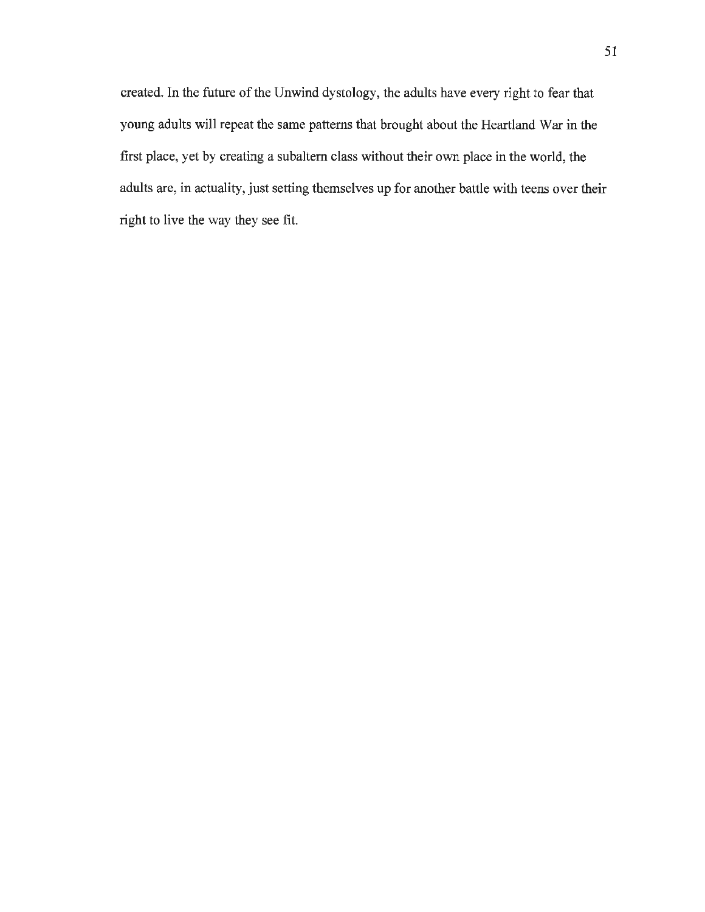created. In the future of the Unwind dystology, the adults have every right to fear that young adults will repeat the same patterns that brought about the Heartland War in the first place, yet by creating a subaltern class without their own place in the world, the adults are, in actuality, just setting themselves up for another battle with teens over their right to live the way they see fit.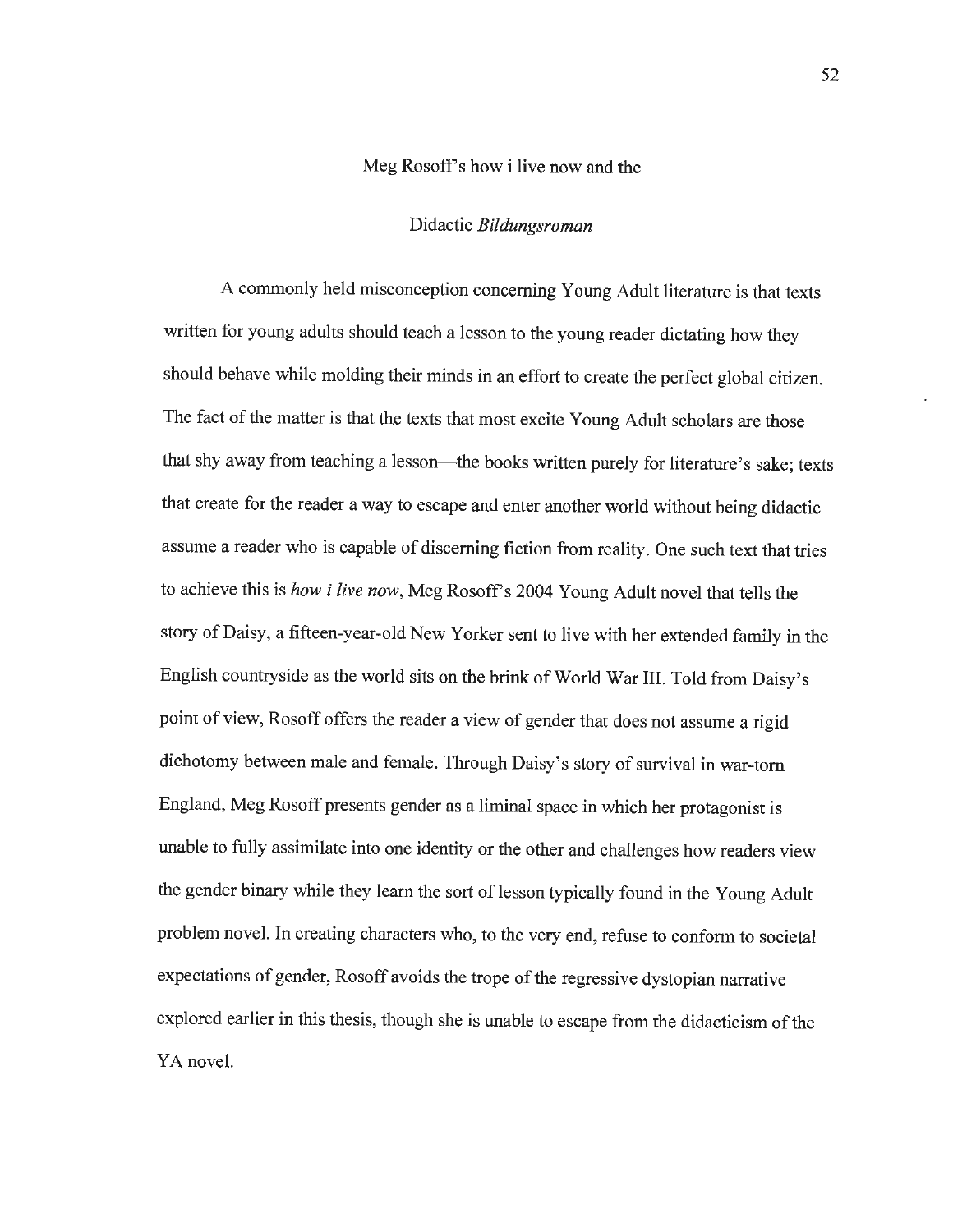# Meg Rosoff's how i live now and the Didactic *Bildungsroman*

A commonly held misconception concerning Young Adult literature is that texts written for young adults should teach a lesson to the young reader dictating how they should behave while molding their minds in an effort to create the perfect global citizen. The fact of the matter is that the texts that most excite Young Adult scholars are those that shy away from teaching a lesson—the books written purely for literature's sake; texts that create for the reader a way to escape and enter another world without being didactic assume a reader who is capable of discerning fiction from reality. One such text that tries to achieve this is *how i live now*, Meg Rosoff's 2004 Young Adult novel that tells the story of Daisy, a fifteen-year-old New Yorker sent to live with her extended family in the English countryside as the world sits on the brink of World War III. Told from Daisy's point of view, Rosoff offers the reader a view of gender that does not assume a rigid dichotomy between male and female. Through Daisy's story of survival in war-torn England, Meg Rosoff presents gender as a liminal space in which her protagonist is unable to fully assimilate into one identity or the other and challenges how readers view the gender binary while they learn the sort of lesson typically found in the Young Adult problem novel. In creating characters who, to the very end, refuse to conform to societal expectations of gender, Rosoff avoids the trope of the regressive dystopian narrative explored earlier in this thesis, though she is unable to escape from the didacticism of the YA novel.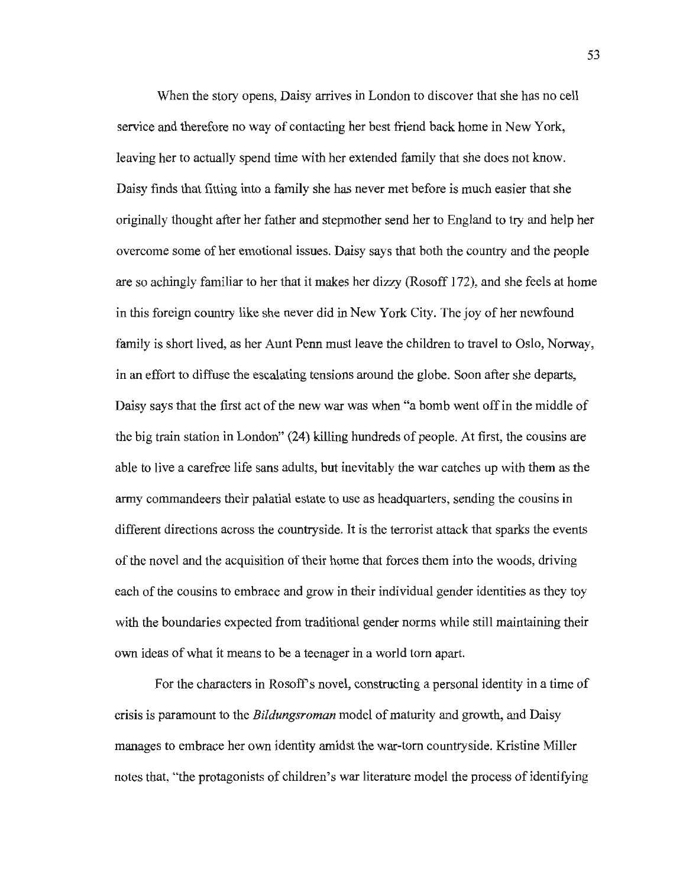When the story opens, Daisy arrives in London to discover that she has no cell service and therefore no way of contacting her best friend back home in New York, leaving her to actually spend time with her extended family that she does not know. Daisy finds that fitting into a family she has never met before is much easier that she originally thought after her father and stepmother send her to England to try and help her overcome some of her emotional issues. Daisy says that both the country and the people are so achingly familiar to her that it makes her dizzy (Rosoff 172), and she feels at home in this foreign country like she never did in New York City. The joy of her newfound family is short lived, as her Aunt Penn must leave the children to travel to Oslo, Norway, in an effort to diffuse the escalating tensions around the globe. Soon after she departs, Daisy says that the first act of the new war was when "a bomb went off in the middle of the big train station in London" (24) killing hundreds of people. At first, the cousins are able to live a carefree life sans adults, but inevitably the war catches up with them as the army commandeers their palatial estate to use as headquarters, sending the cousins in different directions across the countryside. It is the terrorist attack that sparks the events of the novel and the acquisition of their home that forces them into the woods, driving each of the cousins to embrace and grow in their individual gender identities as they toy with the boundaries expected from traditional gender norms while still maintaining their own ideas of what it means to be a teenager in a world torn apart.

For the characters in Rosoff's novel, constructing a personal identity in a time of crisis is paramount to the *Bildungsroman* model of maturity and growth, and Daisy manages to embrace her own identity amidst the war-torn countryside. Kristine Miller notes that, "the protagonists of children's war literature model the process of identifying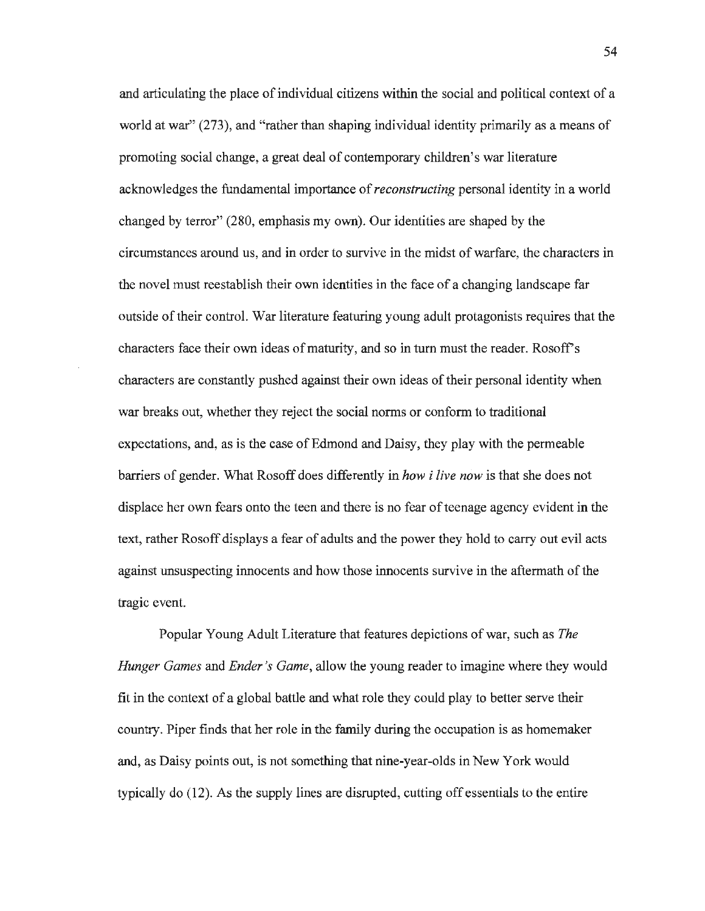and articulating the place of individual citizens within the social and political context of a world at war" (273), and "rather than shaping individual identity primarily as a means of promoting social change, a great deal of contemporary children's war literature acknowledges the fundamental importance of *reconstructing* personal identity in a world changed by terror" (280, emphasis my own). Our identities are shaped by the circumstances around us, and in order to survive in the midst of warfare, the characters in the novel must reestablish their own identities in the face of a changing landscape far outside of their control. War literature featuring young adult protagonists requires that the characters face their own ideas of maturity, and so in turn must the reader. Rosoff's characters are constantly pushed against their own ideas of their personal identity when war breaks out, whether they reject the social norms or conform to traditional expectations, and, as is the case of Edmond and Daisy, they play with the permeable barriers of gender. What Rosoff does differently in *how i live now* is that she does not displace her own fears onto the teen and there is no fear of teenage agency evident in the text, rather Rosoff displays a fear of adults and the power they hold to carry out evil acts against unsuspecting innocents and how those innocents survive in the aftermath of the tragic event.

Popular Young Adult Literature that features depictions of war, such as *The Hunger Games* and *Ender's Game*, allow the young reader to imagine where they would fit in the context of a global battle and what role they could play to better serve their country. Piper finds that her role in the family during the occupation is as homemaker and, as Daisy points out, is not something that nine-year-olds in New York would typically do (12). As the supply lines are disrupted, cutting off essentials to the entire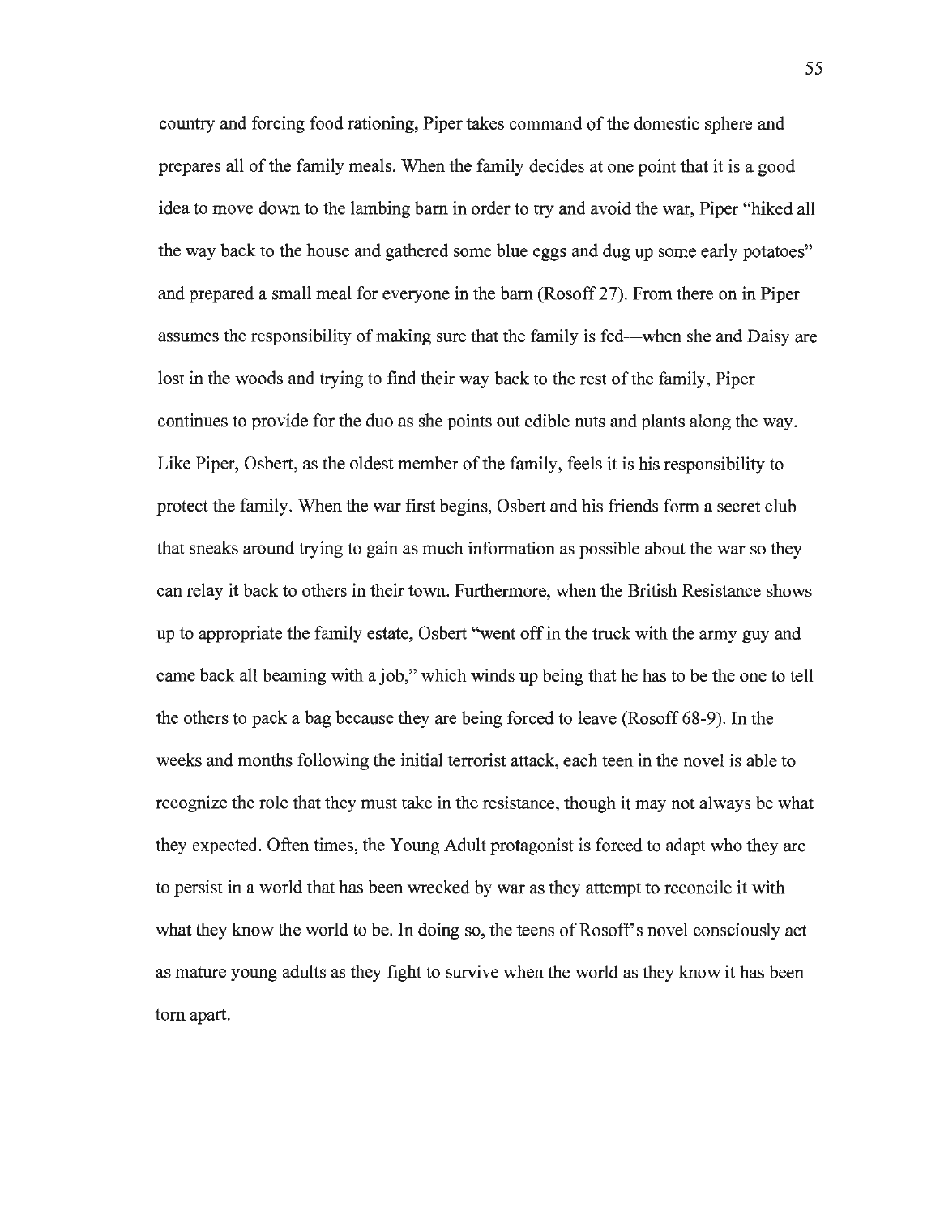country and forcing food rationing, Piper takes command of the domestic sphere and prepares all of the family meals. When the family decides at one point that it is a good idea to move down to the lambing barn in order to try and avoid the war, Piper "hiked all the way back to the house and gathered some blue eggs and dug up some early potatoes" and prepared a small meal for everyone in the barn (Rosoff 27). From there on in Piper assumes the responsibility of making sure that the family is fed—when she and Daisy are lost in the woods and trying to find their way back to the rest of the family, Piper continues to provide for the duo as she points out edible nuts and plants along the way. Like Piper, Osbert, as the oldest member of the family, feels it is his responsibility to protect the family. When the war first begins, Osbert and his friends form a secret club that sneaks around trying to gain as much information as possible about the war so they can relay it back to others in their town. Furthermore, when the British Resistance shows up to appropriate the family estate, Osbert "went off in the truck with the army guy and came back all beaming with a job," which winds up being that he has to be the one to tell the others to pack a bag because they are being forced to leave (Rosoff 68-9). In the weeks and months following the initial terrorist attack, each teen in the novel is able to recognize the role that they must take in the resistance, though it may not always be what they expected. Often times, the Young Adult protagonist is forced to adapt who they are to persist in a world that has been wrecked by war as they attempt to reconcile it with what they know the world to be. In doing so, the teens of Rosoff's novel consciously act as mature young adults as they fight to survive when the world as they know it has been torn apart.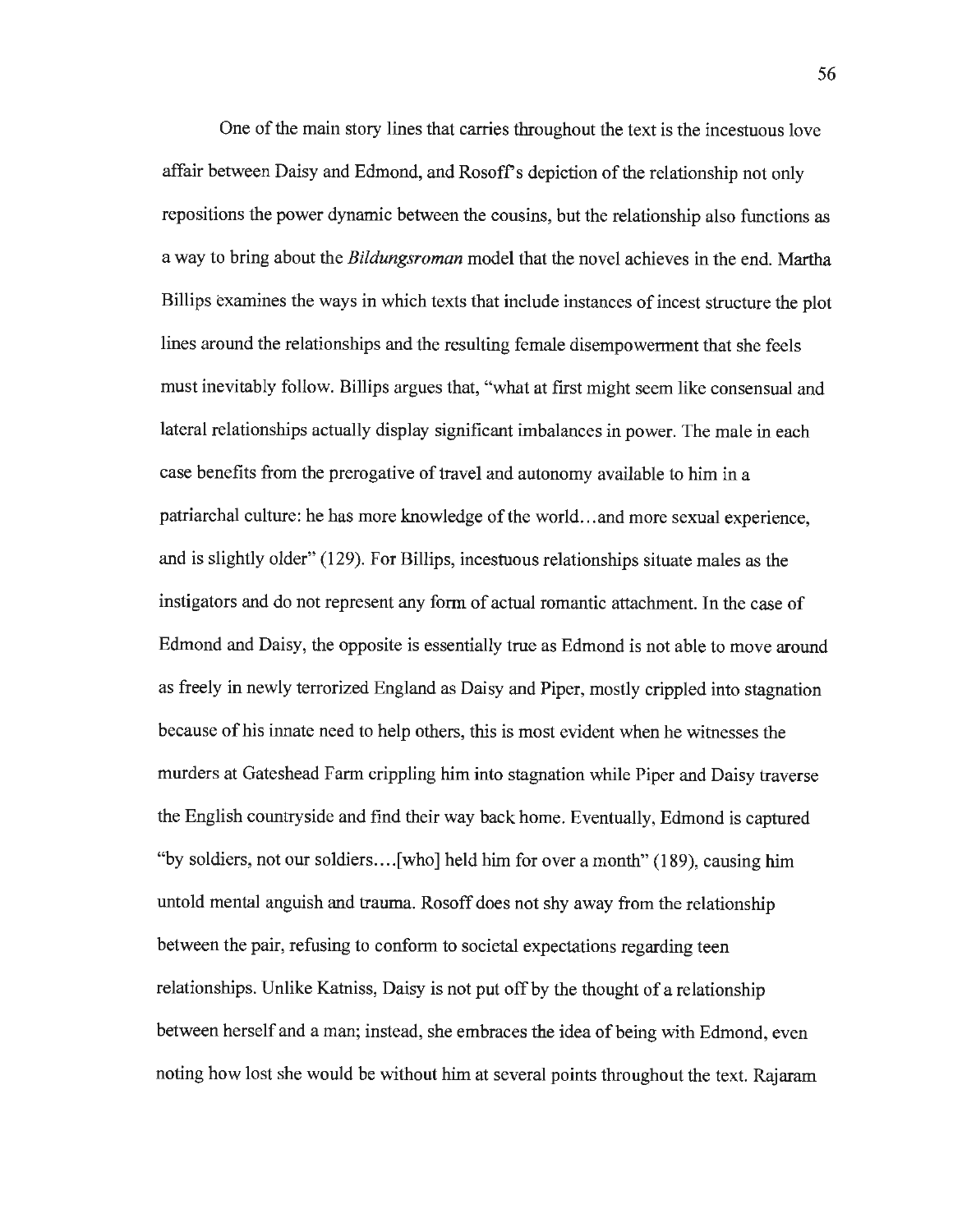One of the main story lines that carries throughout the text is the incestuous love affair between Daisy and Edmond, and Rosoff's depiction of the relationship not only repositions the power dynamic between the cousins, but the relationship also functions as a way to bring about the *Bildungsroman* model that the novel achieves in the end. Martha Billips examines the ways in which texts that include instances of incest structure the plot lines around the relationships and the resulting female disempowerment that she feels must inevitably follow. Billips argues that, "what at first might seem like consensual and lateral relationships actually display significant imbalances in power. The male in each case benefits from the prerogative of travel and autonomy available to him in a patriarchal culture: he has more knowledge of the world…and more sexual experience, and is slightly older" (129). For Billips, incestuous relationships situate males as the instigators and do not represent any form of actual romantic attachment. In the case of Edmond and Daisy, the opposite is essentially true as Edmond is not able to move around as freely in newly terrorized England as Daisy and Piper, mostly crippled into stagnation because of his innate need to help others, this is most evident when he witnesses the murders at Gateshead Farm crippling him into stagnation while Piper and Daisy traverse the English countryside and find their way back home. Eventually, Edmond is captured "by soldiers, not our soldiers….[who] held him for over a month" (189), causing him untold mental anguish and trauma. Rosoff does not shy away from the relationship between the pair, refusing to conform to societal expectations regarding teen relationships. Unlike Katniss, Daisy is not put off by the thought of a relationship between herself and a man; instead, she embraces the idea of being with Edmond, even noting how lost she would be without him at several points throughout the text. Rajaram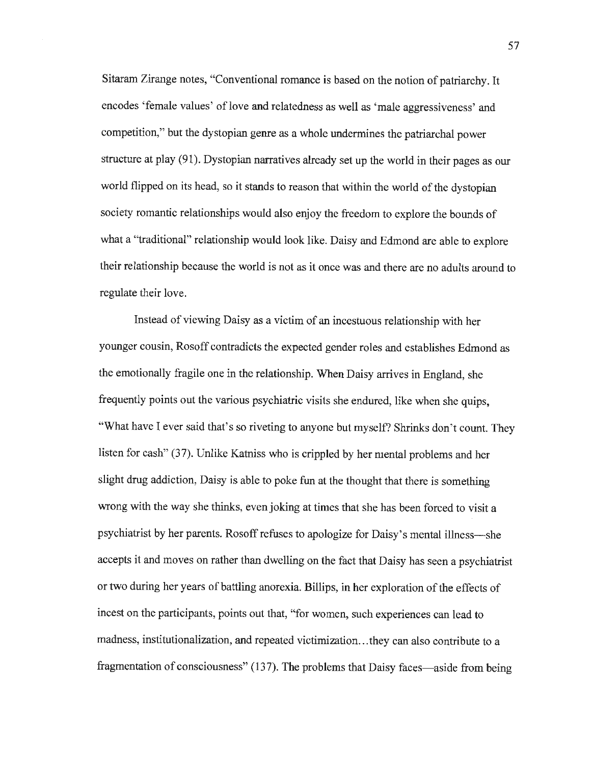Sitaram Zirange notes, "Conventional romance is based on the notion of patriarchy. It encodes 'female values' of love and relatedness as well as 'male aggressiveness' and competition," but the dystopian genre as a whole undermines the patriarchal power structure at play (91). Dystopian narratives already set up the world in their pages as our world flipped on its head, so it stands to reason that within the world of the dystopian society romantic relationships would also enjoy the freedom to explore the bounds of what a "traditional" relationship would look like. Daisy and Edmond are able to explore their relationship because the world is not as it once was and there are no adults around to regulate their love.

Instead of viewing Daisy as a victim of an incestuous relationship with her younger cousin, Rosoff contradicts the expected gender roles and establishes Edmond as the emotionally fragile one in the relationship. When Daisy arrives in England, she frequently points out the various psychiatric visits she endured, like when she quips, "What have I ever said that's so riveting to anyone but myself? Shrinks don't count. They listen for cash" (37). Unlike Katniss who is crippled by her mental problems and her slight drug addiction, Daisy is able to poke fun at the thought that there is something wrong with the way she thinks, even joking at times that she has been forced to visit a psychiatrist by her parents. Rosoff refuses to apologize for Daisy's mental illness—she accepts it and moves on rather than dwelling on the fact that Daisy has seen a psychiatrist or two during her years of battling anorexia. Billips, in her exploration of the effects of incest on the participants, points out that, "for women, such experiences can lead to madness, institutionalization, and repeated victimization…they can also contribute to a fragmentation of consciousness" (137). The problems that Daisy faces—aside from being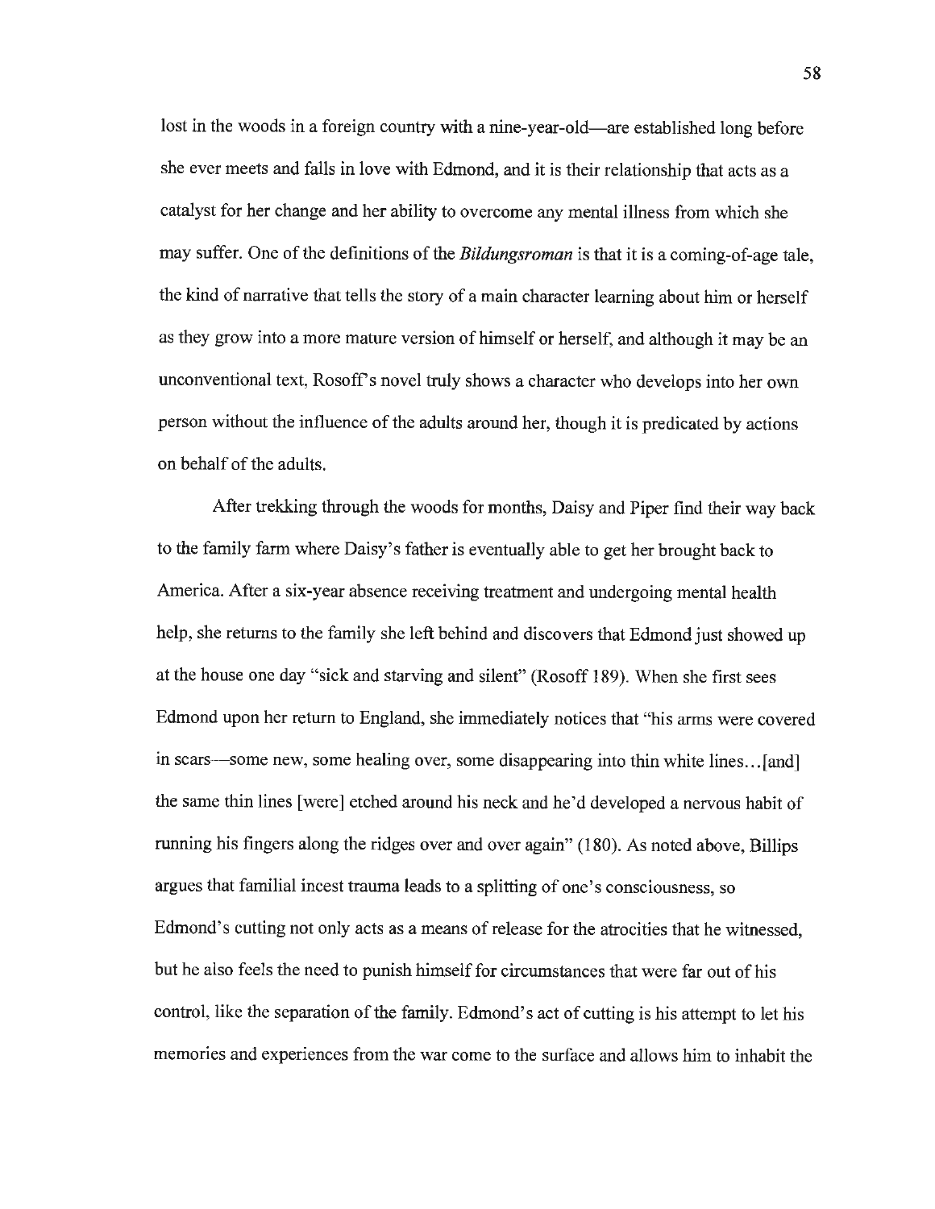lost in the woods in a foreign country with a nine-year-old—are established long before she ever meets and falls in love with Edmond, and it is their relationship that acts as a catalyst for her change and her ability to overcome any mental illness from which she may suffer. One of the definitions of the *Bildungsroman* is that it is a coming-of-age tale, the kind of narrative that tells the story of a main character learning about him or herself as they grow into a more mature version of himself or herself, and although it may be an unconventional text, Rosoff's novel truly shows a character who develops into her own person without the influence of the adults around her, though it is predicated by actions on behalf of the adults.

After trekking through the woods for months, Daisy and Piper find their way back to the family farm where Daisy's father is eventually able to get her brought back to America. After a six-year absence receiving treatment and undergoing mental health help, she returns to the family she left behind and discovers that Edmond just showed up at the house one day "sick and starving and silent" (Rosoff 189). When she first sees Edmond upon her return to England, she immediately notices that "his arms were covered in scars—some new, some healing over, some disappearing into thin white lines…[and] the same thin lines [were] etched around his neck and he'd developed a nervous habit of running his fingers along the ridges over and over again" (180). As noted above, Billips argues that familial incest trauma leads to a splitting of one's consciousness, so Edmond's cutting not only acts as a means of release for the atrocities that he witnessed, but he also feels the need to punish himself for circumstances that were far out of his control, like the separation of the family. Edmond's act of cutting is his attempt to let his memories and experiences from the war come to the surface and allows him to inhabit the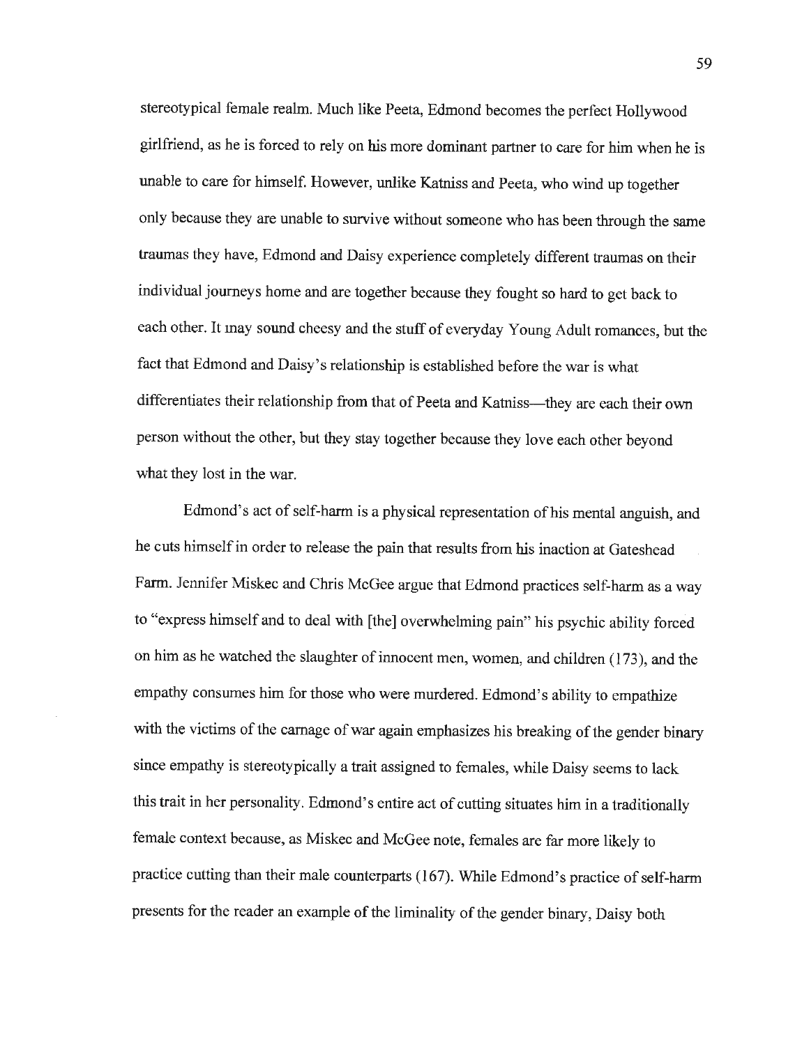stereotypical female realm. Much like Peeta, Edmond becomes the perfect Hollywood girlfriend, as he is forced to rely on his more dominant partner to care for him when he is unable to care for himself. However, unlike Katniss and Peeta, who wind up together only because they are unable to survive without someone who has been through the same traumas they have, Edmond and Daisy experience completely different traumas on their individual journeys home and are together because they fought so hard to get back to each other. It may sound cheesy and the stuff of everyday Young Adult romances, but the fact that Edmond and Daisy's relationship is established before the war is what differentiates their relationship from that of Peeta and Katniss—they are each their own person without the other, but they stay together because they love each other beyond what they lost in the war.

Edmond's act of self-harm is a physical representation of his mental anguish, and he cuts himself in order to release the pain that results from his inaction at Gateshead Farm. Jennifer Miskec and Chris McGee argue that Edmond practices self-harm as a way to "express himself and to deal with [the] overwhelming pain" his psychic ability forced on him as he watched the slaughter of innocent men, women, and children (173), and the empathy consumes him for those who were murdered. Edmond's ability to empathize with the victims of the carnage of war again emphasizes his breaking of the gender binary since empathy is stereotypically a trait assigned to females, while Daisy seems to lack this trait in her personality. Edmond's entire act of cutting situates him in a traditionally female context because, as Miskec and McGee note, females are far more likely to practice cutting than their male counterparts (167). While Edmond's practice of self-harm presents for the reader an example of the liminality of the gender binary, Daisy both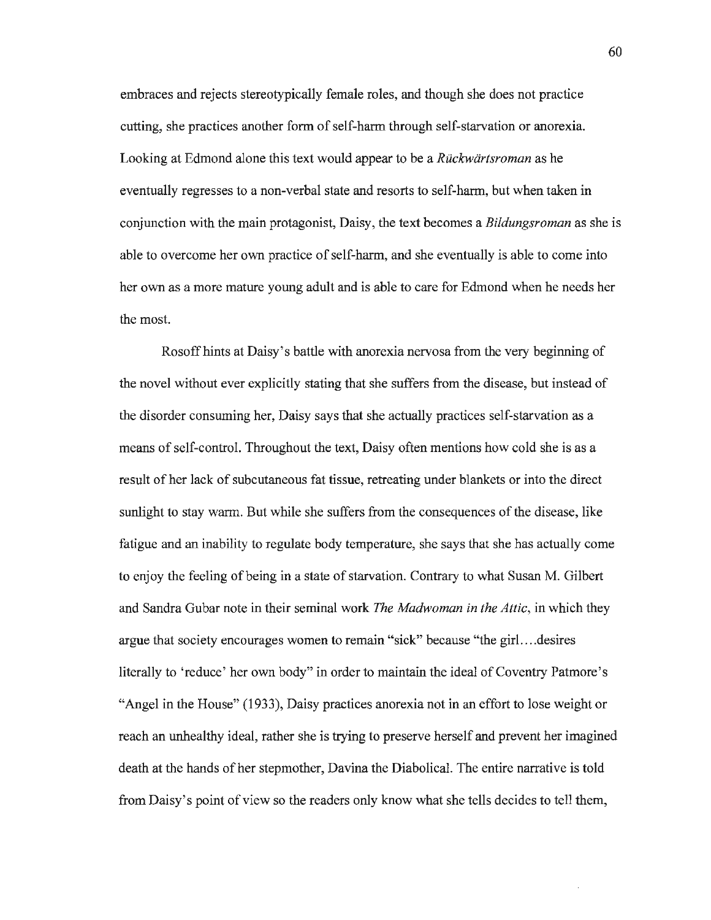embraces and rejects stereotypically female roles, and though she does not practice cutting, she practices another form of self-harm through self-starvation or anorexia. Looking at Edmond alone this text would appear to be a *Rückwärtsroman* as he eventually regresses to a non-verbal state and resorts to self-harm, but when taken in conjunction with the main protagonist, Daisy, the text becomes a *Bildungsroman* as she is able to overcome her own practice of self-harm, and she eventually is able to come into her own as a more mature young adult and is able to care for Edmond when he needs her the most.

Rosoff hints at Daisy's battle with anorexia nervosa from the very beginning of the novel without ever explicitly stating that she suffers from the disease, but instead of the disorder consuming her, Daisy says that she actually practices self-starvation as a means of self-control. Throughout the text, Daisy often mentions how cold she is as a result of her lack of subcutaneous fat tissue, retreating under blankets or into the direct sunlight to stay warm. But while she suffers from the consequences of the disease, like fatigue and an inability to regulate body temperature, she says that she has actually come to enjoy the feeling of being in a state of starvation. Contrary to what Susan M. Gilbert and Sandra Gubar note in their seminal work *The Madwoman in the Attic*, in which they argue that society encourages women to remain "sick" because "the girl….desires literally to 'reduce' her own body" in order to maintain the ideal of Coventry Patmore's "Angel in the House" (1933), Daisy practices anorexia not in an effort to lose weight or reach an unhealthy ideal, rather she is trying to preserve herself and prevent her imagined death at the hands of her stepmother, Davina the Diabolical. The entire narrative is told from Daisy's point of view so the readers only know what she tells decides to tell them,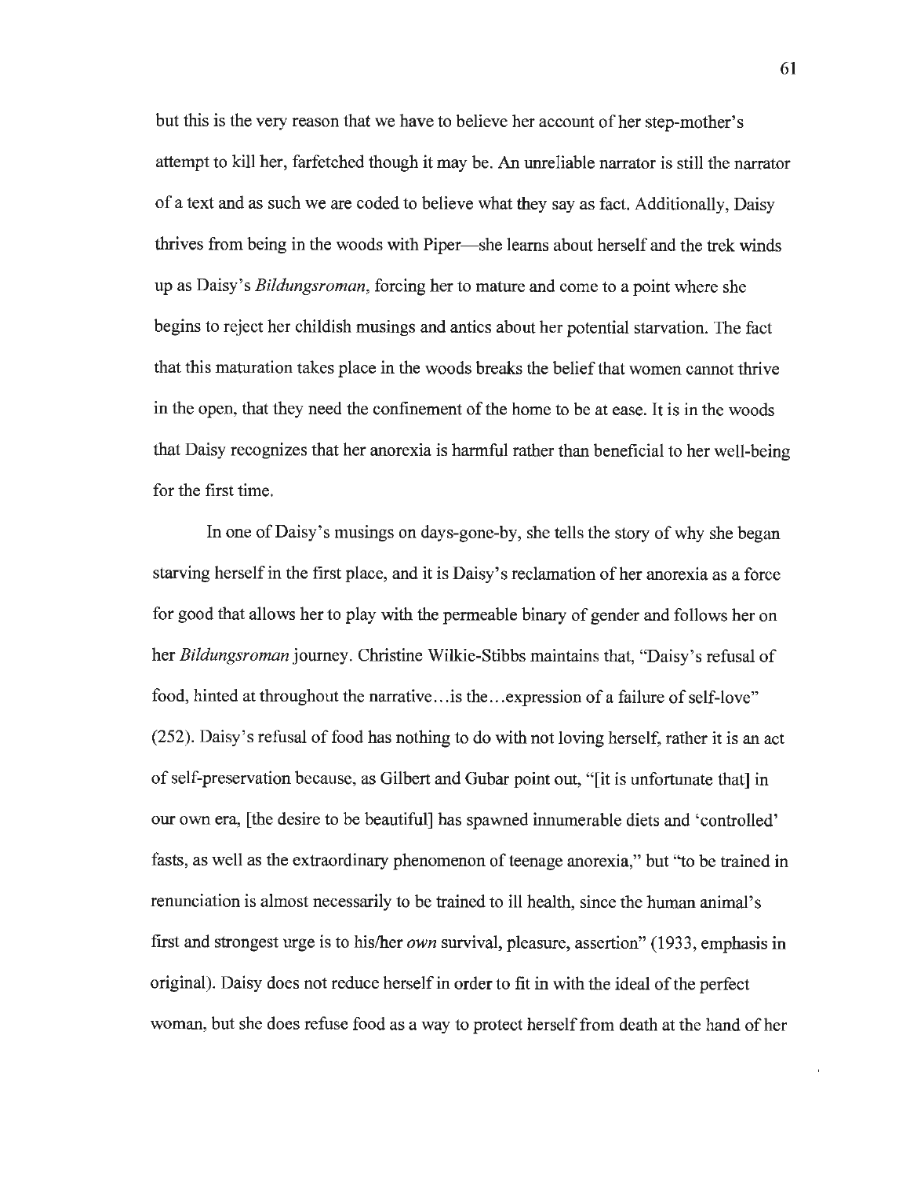but this is the very reason that we have to believe her account of her step-mother's attempt to kill her, farfetched though it may be. An unreliable narrator is still the narrator of a text and as such we are coded to believe what they say as fact. Additionally, Daisy thrives from being in the woods with Piper—she learns about herself and the trek winds up as Daisy's *Bildungsroman*, forcing her to mature and come to a point where she begins to reject her childish musings and antics about her potential starvation. The fact that this maturation takes place in the woods breaks the belief that women cannot thrive in the open, that they need the confinement of the home to be at ease. It is in the woods that Daisy recognizes that her anorexia is harmful rather than beneficial to her well-being for the first time.

In one of Daisy's musings on days-gone-by, she tells the story of why she began starving herself in the first place, and it is Daisy's reclamation of her anorexia as a force for good that allows her to play with the permeable binary of gender and follows her on her *Bildungsroman* journey. Christine Wilkie-Stibbs maintains that, "Daisy's refusal of food, hinted at throughout the narrative…is the…expression of a failure of self-love" (252). Daisy's refusal of food has nothing to do with not loving herself, rather it is an act of self-preservation because, as Gilbert and Gubar point out, "[it is unfortunate that] in our own era, [the desire to be beautiful] has spawned innumerable diets and 'controlled' fasts, as well as the extraordinary phenomenon of teenage anorexia," but "to be trained in renunciation is almost necessarily to be trained to ill health, since the human animal's first and strongest urge is to his/her *own* survival, pleasure, assertion" (1933, emphasis in original). Daisy does not reduce herself in order to fit in with the ideal of the perfect woman, but she does refuse food as a way to protect herself from death at the hand of her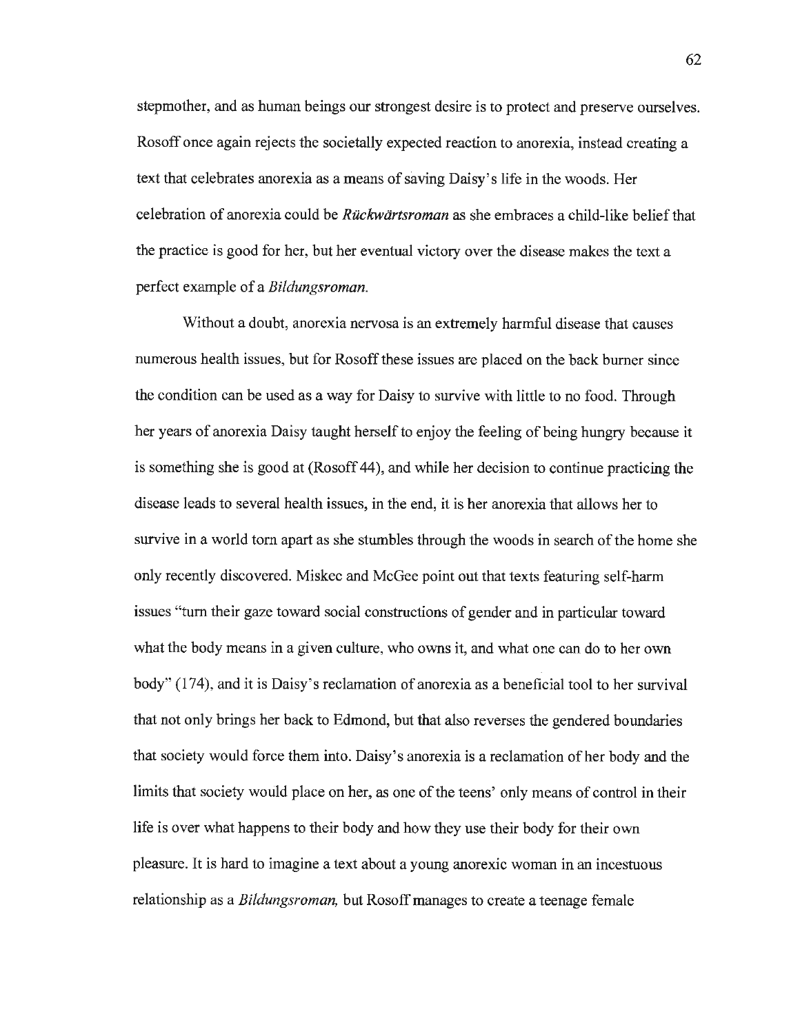stepmother, and as human beings our strongest desire is to protect and preserve ourselves. Rosoff once again rejects the societally expected reaction to anorexia, instead creating a text that celebrates anorexia as a means of saving Daisy's life in the woods. Her celebration of anorexia could be *Rückwärtsroman* as she embraces a child-like belief that the practice is good for her, but her eventual victory over the disease makes the text a perfect example of a *Bildungsroman.*

Without a doubt, anorexia nervosa is an extremely harmful disease that causes numerous health issues, but for Rosoff these issues are placed on the back burner since the condition can be used as a way for Daisy to survive with little to no food. Through her years of anorexia Daisy taught herself to enjoy the feeling of being hungry because it is something she is good at (Rosoff 44), and while her decision to continue practicing the disease leads to several health issues, in the end, it is her anorexia that allows her to survive in a world torn apart as she stumbles through the woods in search of the home she only recently discovered. Miskec and McGee point out that texts featuring self-harm issues "turn their gaze toward social constructions of gender and in particular toward what the body means in a given culture, who owns it, and what one can do to her own body" (174), and it is Daisy's reclamation of anorexia as a beneficial tool to her survival that not only brings her back to Edmond, but that also reverses the gendered boundaries that society would force them into. Daisy's anorexia is a reclamation of her body and the limits that society would place on her, as one of the teens' only means of control in their life is over what happens to their body and how they use their body for their own pleasure. It is hard to imagine a text about a young anorexic woman in an incestuous relationship as a *Bildungsroman,* but Rosoff manages to create a teenage female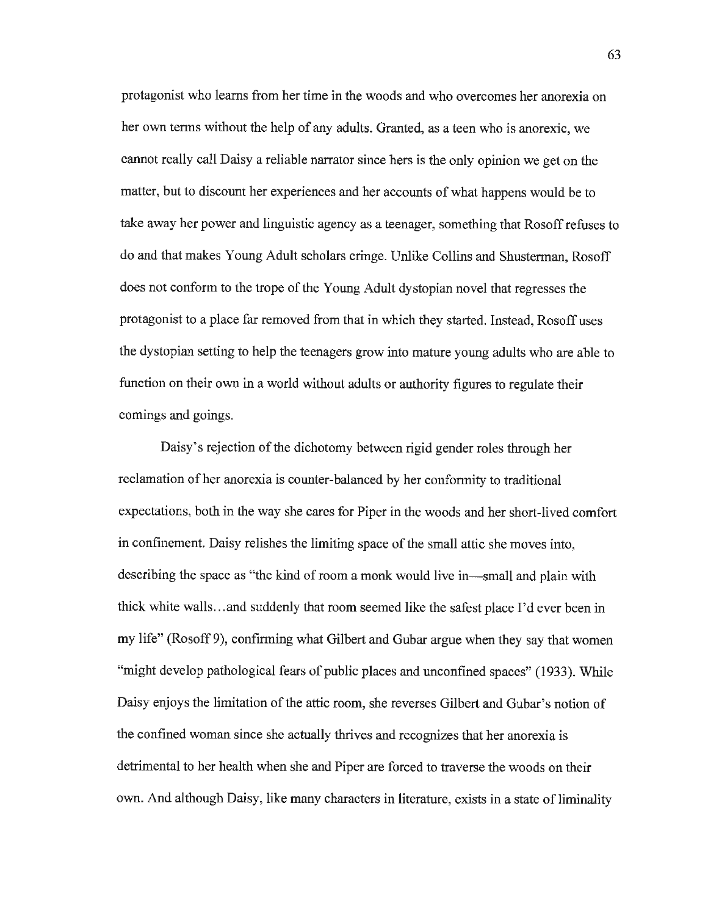protagonist who learns from her time in the woods and who overcomes her anorexia on her own terms without the help of any adults. Granted, as a teen who is anorexic, we cannot really call Daisy a reliable narrator since hers is the only opinion we get on the matter, but to discount her experiences and her accounts of what happens would be to take away her power and linguistic agency as a teenager, something that Rosoff refuses to do and that makes Young Adult scholars cringe. Unlike Collins and Shusterman, Rosoff does not conform to the trope of the Young Adult dystopian novel that regresses the protagonist to a place far removed from that in which they started. Instead, Rosoff uses the dystopian setting to help the teenagers grow into mature young adults who are able to function on their own in a world without adults or authority figures to regulate their comings and goings.

Daisy's rejection of the dichotomy between rigid gender roles through her reclamation of her anorexia is counter-balanced by her conformity to traditional expectations, both in the way she cares for Piper in the woods and her short-lived comfort in confinement. Daisy relishes the limiting space of the small attic she moves into, describing the space as "the kind of room a monk would live in—small and plain with thick white walls…and suddenly that room seemed like the safest place I'd ever been in my life" (Rosoff 9), confirming what Gilbert and Gubar argue when they say that women "might develop pathological fears of public places and unconfined spaces" (1933). While Daisy enjoys the limitation of the attic room, she reverses Gilbert and Gubar's notion of the confined woman since she actually thrives and recognizes that her anorexia is detrimental to her health when she and Piper are forced to traverse the woods on their own. And although Daisy, like many characters in literature, exists in a state of liminality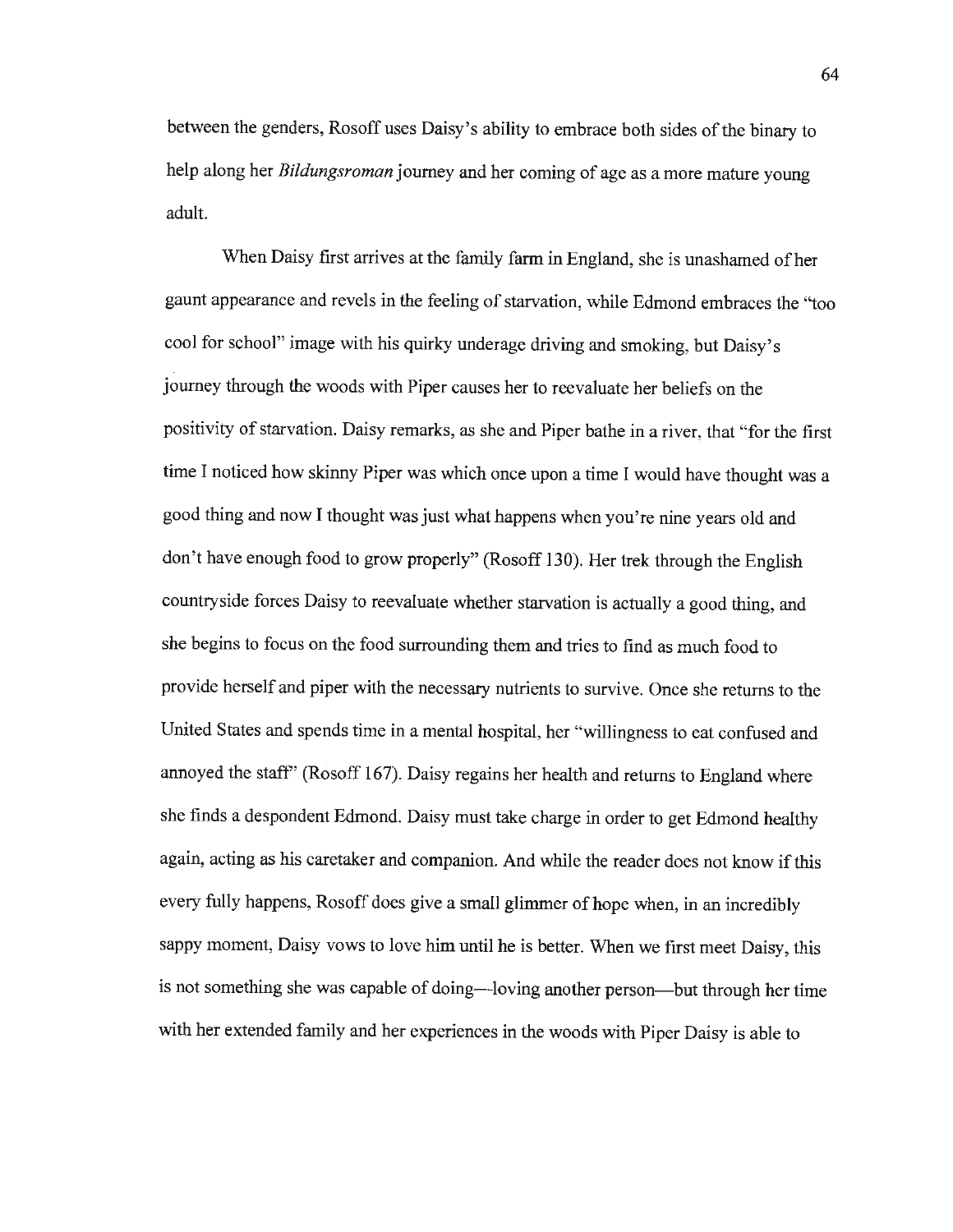between the genders, Rosoff uses Daisy's ability to embrace both sides of the binary to help along her *Bildungsroman* journey and her coming of age as a more mature young adult.

When Daisy first arrives at the family farm in England, she is unashamed of her gaunt appearance and revels in the feeling of starvation, while Edmond embraces the "too cool for school" image with his quirky underage driving and smoking, but Daisy's journey through the woods with Piper causes her to reevaluate her beliefs on the positivity of starvation. Daisy remarks, as she and Piper bathe in a river, that "for the first time I noticed how skinny Piper was which once upon a time I would have thought was a good thing and now I thought was just what happens when you're nine years old and don't have enough food to grow properly" (Rosoff 130). Her trek through the English countryside forces Daisy to reevaluate whether starvation is actually a good thing, and she begins to focus on the food surrounding them and tries to find as much food to provide herself and piper with the necessary nutrients to survive. Once she returns to the United States and spends time in a mental hospital, her "willingness to eat confused and annoyed the staff" (Rosoff 167). Daisy regains her health and returns to England where she finds a despondent Edmond. Daisy must take charge in order to get Edmond healthy again, acting as his caretaker and companion. And while the reader does not know if this every fully happens, Rosoff does give a small glimmer of hope when, in an incredibly sappy moment, Daisy vows to love him until he is better. When we first meet Daisy, this is not something she was capable of doing—loving another person—but through her time with her extended family and her experiences in the woods with Piper Daisy is able to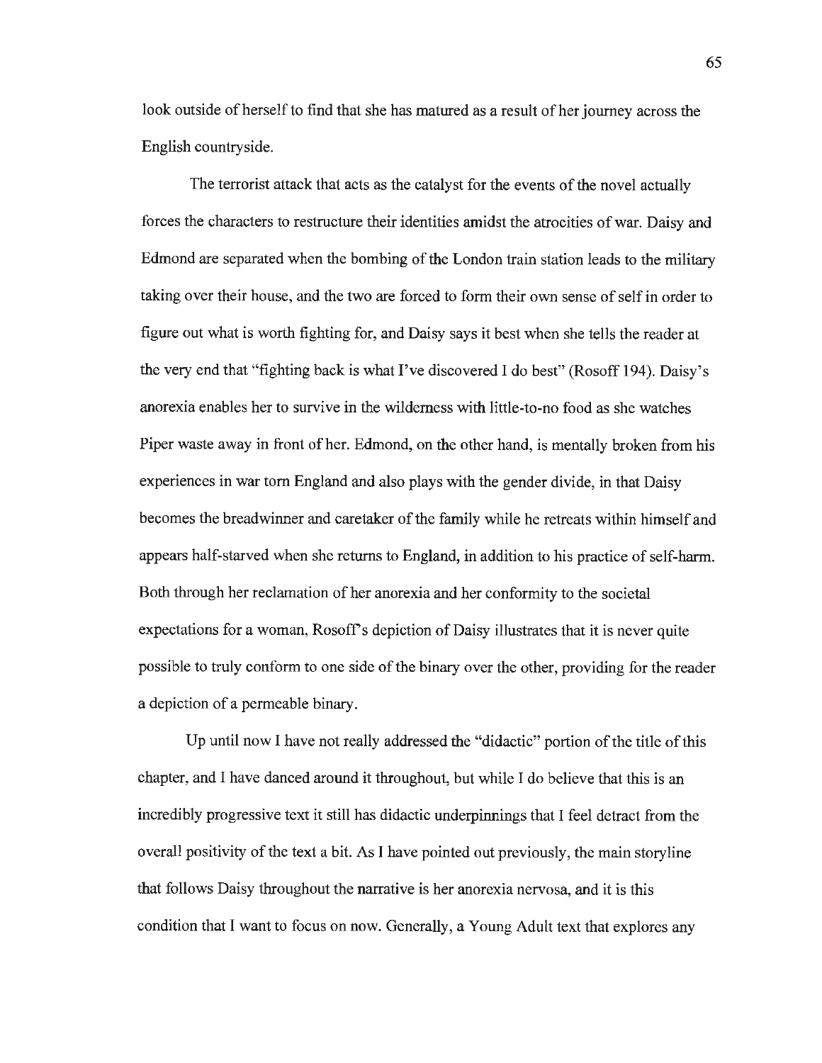look outside of herself to find that she has matured as a result of her journey across the English countryside.

The terrorist attack that acts as the catalyst for the events of the novel actually forces the characters to restructure their identities amidst the atrocities of war. Daisy and Edmond are separated when the bombing of the London train station leads to the military taking over their house, and the two are forced to form their own sense of self in order to figure out what is worth fighting for, and Daisy says it best when she tells the reader at the very end that "fighting back is what I've discovered I do best" (Rosoff 194). Daisy's anorexia enables her to survive in the wilderness with little-to-no food as she watches Piper waste away in front of her. Edmond, on the other hand, is mentally broken from his experiences in war torn England and also plays with the gender divide, in that Daisy becomes the breadwinner and caretaker of the family while he retreats within himself and appears half-starved when she returns to England, in addition to his practice of self-harm. Both through her reclamation of her anorexia and her conformity to the societal expectations for a woman, Rosoff's depiction of Daisy illustrates that it is never quite possible to truly conform to one side of the binary over the other, providing for the reader a depiction of a permeable binary.

Up until now I have not really addressed the "didactic" portion of the title of this chapter, and I have danced around it throughout, but while I do believe that this is an incredibly progressive text it still has didactic underpinnings that I feel detract from the overall positivity of the text a bit. As I have pointed out previously, the main storyline that follows Daisy throughout the narrative is her anorexia nervosa, and it is this condition that I want to focus on now. Generally, a Young Adult text that explores any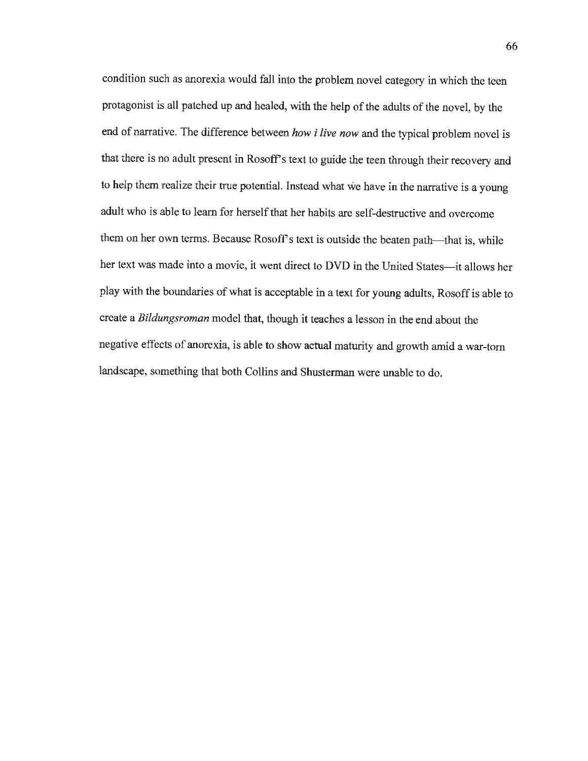condition such as anorexia would fall into the problem novel category in which the teen protagonist is all patched up and healed, with the help of the adults of the novel, by the end of narrative. The difference between *how i live now* and the typical problem novel is that there is no adult present in Rosoff's text to guide the teen through their recovery and to help them realize their true potential. Instead what we have in the narrative is a young adult who is able to learn for herself that her habits are self-destructive and overcome them on her own terms. Because Rosoff's text is outside the beaten path—that is, while her text was made into a movie, it went direct to DVD in the United States—it allows her play with the boundaries of what is acceptable in a text for young adults, Rosoff is able to create a *Bildungsroman* model that, though it teaches a lesson in the end about the negative effects of anorexia, is able to show actual maturity and growth amid a war-torn landscape, something that both Collins and Shusterman were unable to do.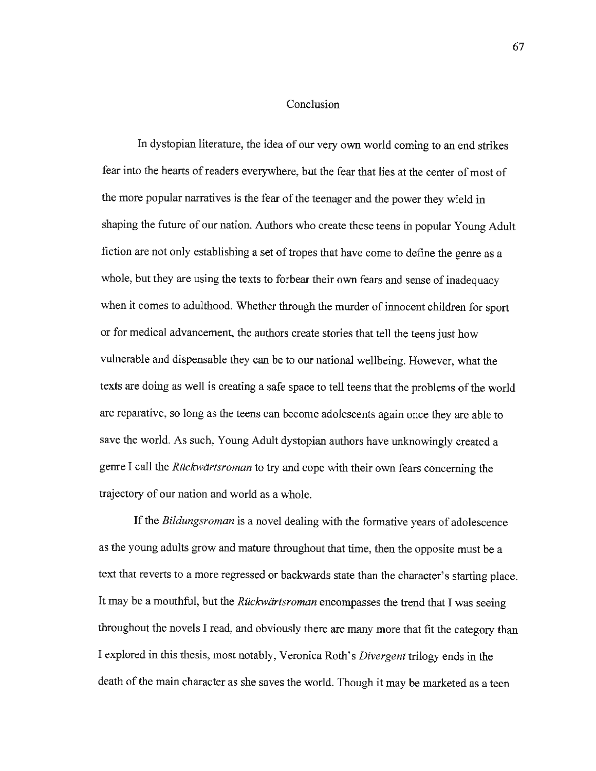# Conclusion

In dystopian literature, the idea of our very own world coming to an end strikes fear into the hearts of readers everywhere, but the fear that lies at the center of most of the more popular narratives is the fear of the teenager and the power they wield in shaping the future of our nation. Authors who create these teens in popular Young Adult fiction are not only establishing a set of tropes that have come to define the genre as a whole, but they are using the texts to forbear their own fears and sense of inadequacy when it comes to adulthood. Whether through the murder of innocent children for sport or for medical advancement, the authors create stories that tell the teens just how vulnerable and dispensable they can be to our national wellbeing. However, what the texts are doing as well is creating a safe space to tell teens that the problems of the world are reparative, so long as the teens can become adolescents again once they are able to save the world. As such, Young Adult dystopian authors have unknowingly created a genre I call the *Rückwärtsroman* to try and cope with their own fears concerning the trajectory of our nation and world as a whole.

If the *Bildungsroman* is a novel dealing with the formative years of adolescence as the young adults grow and mature throughout that time, then the opposite must be a text that reverts to a more regressed or backwards state than the character's starting place. It may be a mouthful, but the *Rückwärtsroman* encompasses the trend that I was seeing throughout the novels I read, and obviously there are many more that fit the category than I explored in this thesis, most notably, Veronica Roth's *Divergent* trilogy ends in the death of the main character as she saves the world. Though it may be marketed as a teen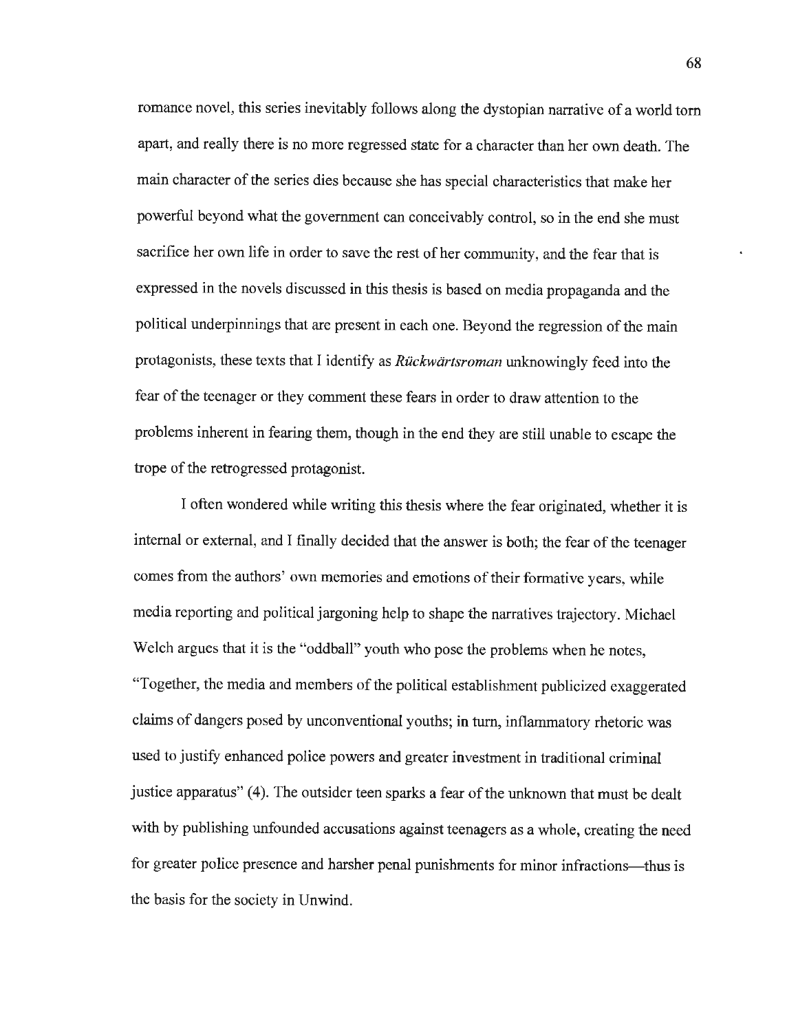romance novel, this series inevitably follows along the dystopian narrative of a world torn apart, and really there is no more regressed state for a character than her own death. The main character of the series dies because she has special characteristics that make her powerful beyond what the government can conceivably control, so in the end she must sacrifice her own life in order to save the rest of her community, and the fear that is expressed in the novels discussed in this thesis is based on media propaganda and the political underpinnings that are present in each one. Beyond the regression of the main protagonists, these texts that I identify as *Rückwärtsroman* unknowingly feed into the fear of the teenager or they comment these fears in order to draw attention to the problems inherent in fearing them, though in the end they are still unable to escape the trope of the retrogressed protagonist.

I often wondered while writing this thesis where the fear originated, whether it is internal or external, and I finally decided that the answer is both; the fear of the teenager comes from the authors' own memories and emotions of their formative years, while media reporting and political jargoning help to shape the narratives trajectory. Michael Welch argues that it is the "oddball" youth who pose the problems when he notes, "Together, the media and members of the political establishment publicized exaggerated claims of dangers posed by unconventional youths; in turn, inflammatory rhetoric was used to justify enhanced police powers and greater investment in traditional criminal justice apparatus" (4). The outsider teen sparks a fear of the unknown that must be dealt with by publishing unfounded accusations against teenagers as a whole, creating the need for greater police presence and harsher penal punishments for minor infractions—thus is the basis for the society in Unwind.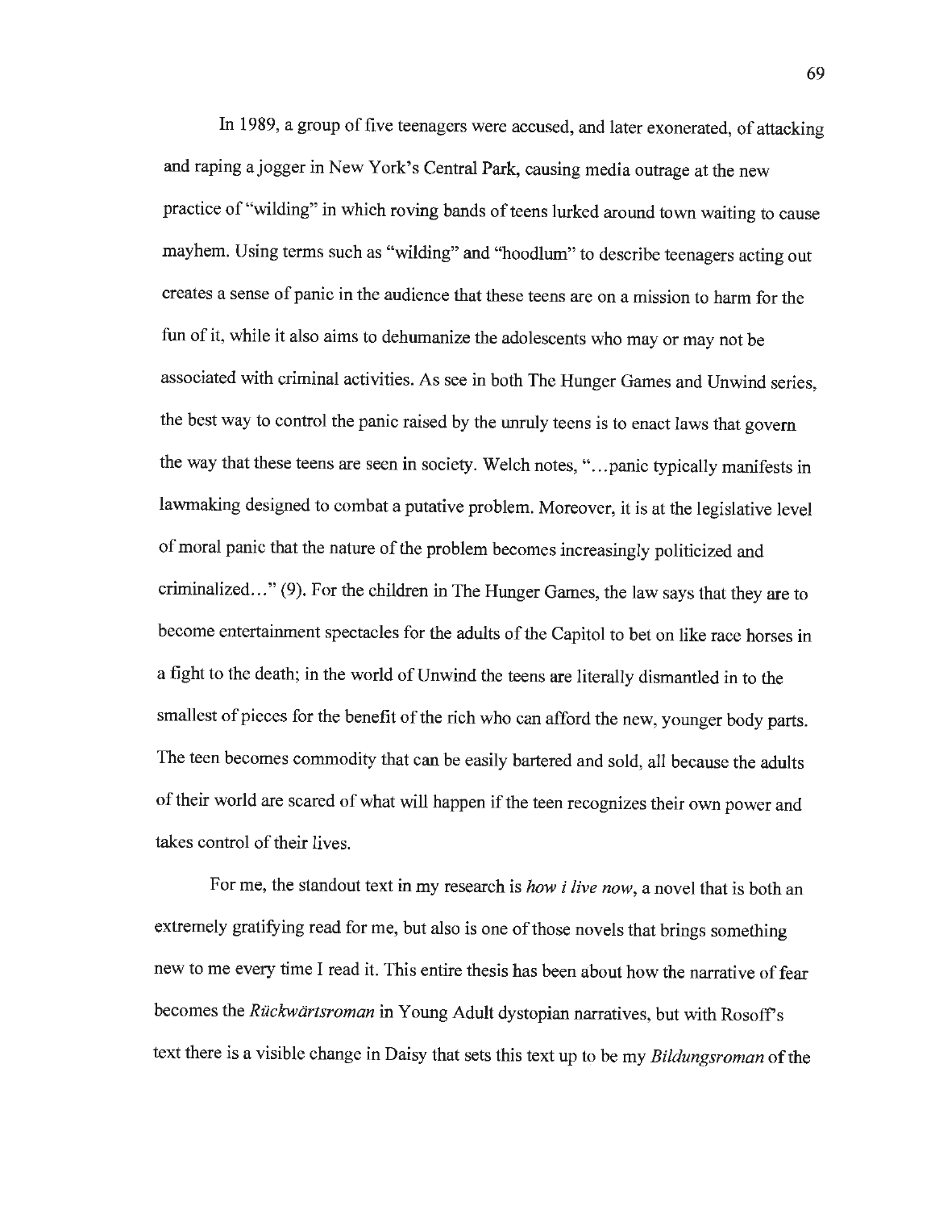In 1989, a group of five teenagers were accused, and later exonerated, of attacking and raping a jogger in New York's Central Park, causing media outrage at the new practice of "wilding" in which roving bands of teens lurked around town waiting to cause mayhem. Using terms such as "wilding" and "hoodlum" to describe teenagers acting out creates a sense of panic in the audience that these teens are on a mission to harm for the fun of it, while it also aims to dehumanize the adolescents who may or may not be associated with criminal activities. As see in both The Hunger Games and Unwind series, the best way to control the panic raised by the unruly teens is to enact laws that govern the way that these teens are seen in society. Welch notes, "…panic typically manifests in lawmaking designed to combat a putative problem. Moreover, it is at the legislative level of moral panic that the nature of the problem becomes increasingly politicized and criminalized…" (9). For the children in The Hunger Games, the law says that they are to become entertainment spectacles for the adults of the Capitol to bet on like race horses in a fight to the death; in the world of Unwind the teens are literally dismantled in to the smallest of pieces for the benefit of the rich who can afford the new, younger body parts. The teen becomes commodity that can be easily bartered and sold, all because the adults of their world are scared of what will happen if the teen recognizes their own power and takes control of their lives.

For me, the standout text in my research is *how i live now*, a novel that is both an extremely gratifying read for me, but also is one of those novels that brings something new to me every time I read it. This entire thesis has been about how the narrative of fear becomes the *Rückwärtsroman* in Young Adult dystopian narratives, but with Rosoff's text there is a visible change in Daisy that sets this text up to be my *Bildungsroman* of the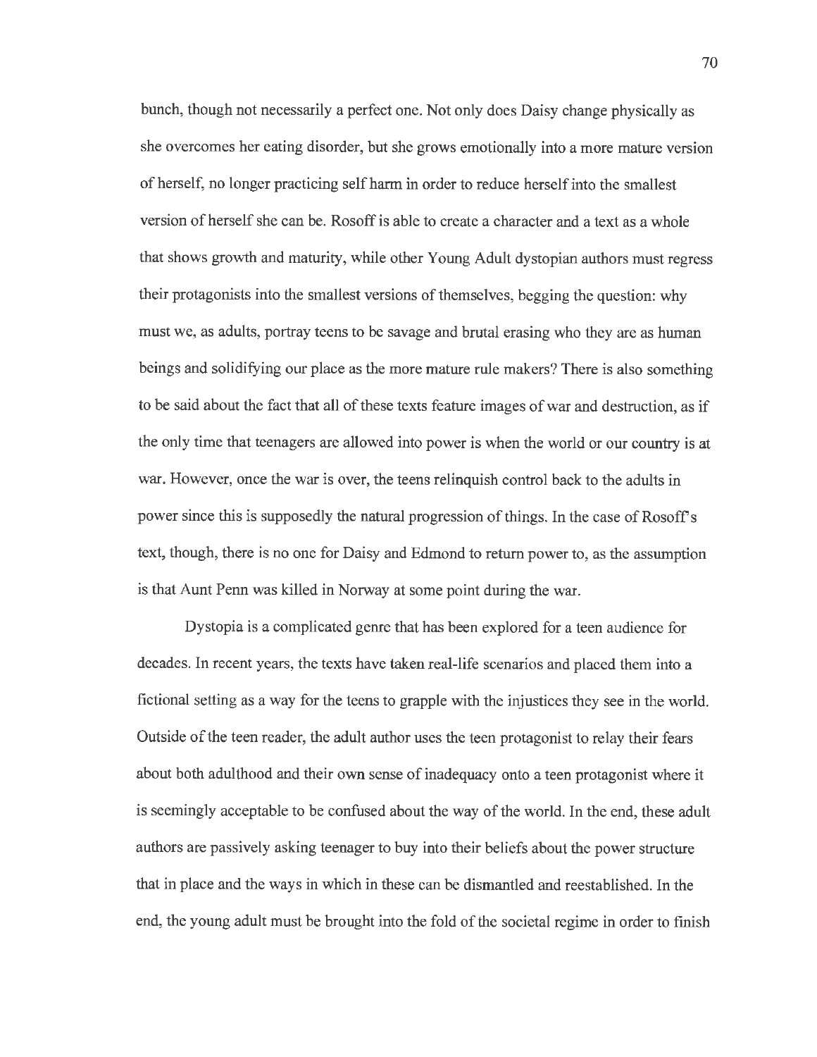bunch, though not necessarily a perfect one. Not only does Daisy change physically as she overcomes her eating disorder, but she grows emotionally into a more mature version of herself, no longer practicing self harm in order to reduce herself into the smallest version of herself she can be. Rosoff is able to create a character and a text as a whole that shows growth and maturity, while other Young Adult dystopian authors must regress their protagonists into the smallest versions of themselves, begging the question: why must we, as adults, portray teens to be savage and brutal erasing who they are as human beings and solidifying our place as the more mature rule makers? There is also something to be said about the fact that all of these texts feature images of war and destruction, as if the only time that teenagers are allowed into power is when the world or our country is at war. However, once the war is over, the teens relinquish control back to the adults in power since this is supposedly the natural progression of things. In the case of Rosoff's text, though, there is no one for Daisy and Edmond to return power to, as the assumption is that Aunt Penn was killed in Norway at some point during the war.

Dystopia is a complicated genre that has been explored for a teen audience for decades. In recent years, the texts have taken real-life scenarios and placed them into a fictional setting as a way for the teens to grapple with the injustices they see in the world. Outside of the teen reader, the adult author uses the teen protagonist to relay their fears about both adulthood and their own sense of inadequacy onto a teen protagonist where it is seemingly acceptable to be confused about the way of the world. In the end, these adult authors are passively asking teenager to buy into their beliefs about the power structure that in place and the ways in which in these can be dismantled and reestablished. In the end, the young adult must be brought into the fold of the societal regime in order to finish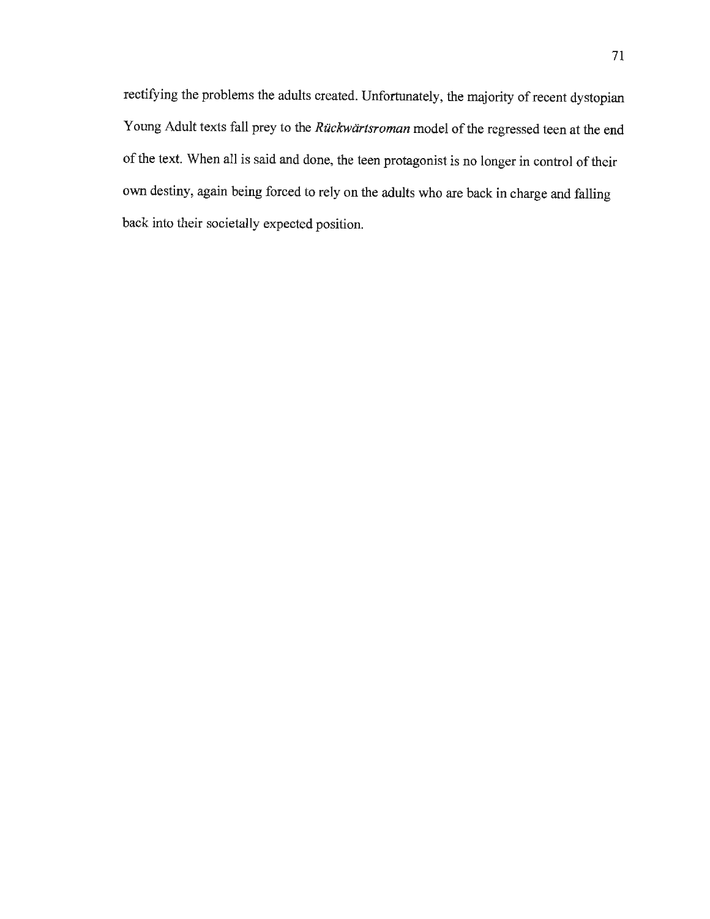rectifying the problems the adults created. Unfortunately, the majority of recent dystopian Young Adult texts fall prey to the ***Rückwärtsroman*** model of the regressed teen at the end of the text. When all is said and done, the teen protagonist is no longer in control of their own destiny, again being forced to rely on the adults who are back in charge and falling back into their societally expected position.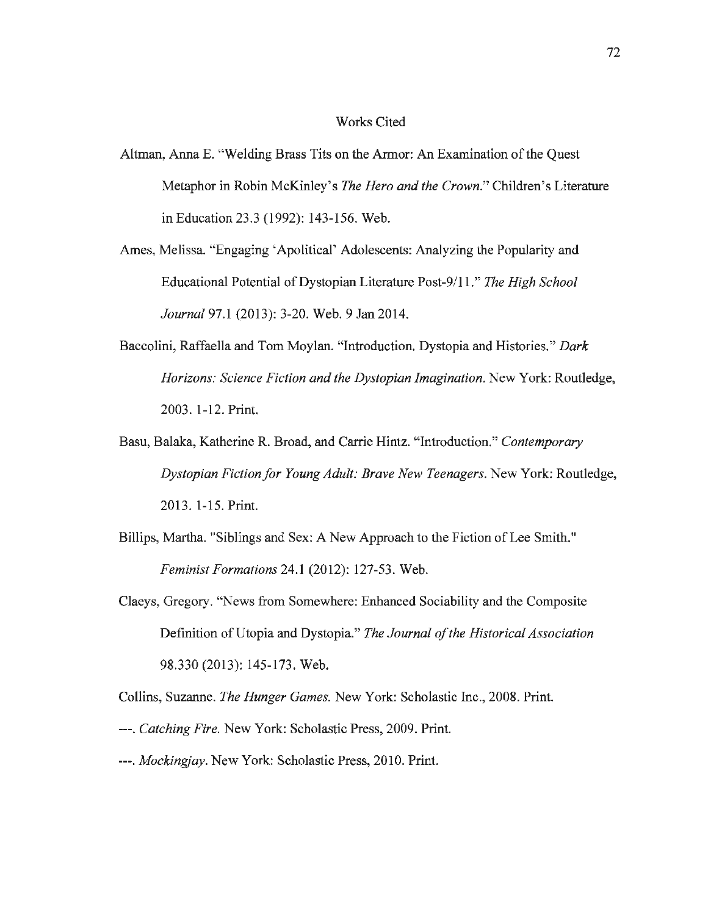# Works Cited

Altman, Anna E. "Welding Brass Tits on the Armor: An Examination of the Quest Metaphor in Robin McKinley's *The Hero and the Crown*." Children's Literature in Education 23.3 (1992): 143-156. Web.

Ames, Melissa. "Engaging 'Apolitical' Adolescents: Analyzing the Popularity and Educational Potential of Dystopian Literature Post-9/11." *The High School Journal* 97.1 (2013): 3-20. Web. 9 Jan 2014.

Baccolini, Raffaella and Tom Moylan. "Introduction. Dystopia and Histories." *Dark Horizons: Science Fiction and the Dystopian Imagination*. New York: Routledge, 2003. 1-12. Print.

Basu, Balaka, Katherine R. Broad, and Carrie Hintz. "Introduction." *Contemporary Dystopian Fiction for Young Adult: Brave New Teenagers*. New York: Routledge, 2013. 1-15. Print.

Billips, Martha. "Siblings and Sex: A New Approach to the Fiction of Lee Smith." *Feminist Formations* 24.1 (2012): 127-53. Web.

Claeys, Gregory. "News from Somewhere: Enhanced Sociability and the Composite Definition of Utopia and Dystopia." *The Journal of the Historical Association* 98.330 (2013): 145-173. Web.

Collins, Suzanne. *The Hunger Games*. New York: Scholastic Inc., 2008. Print.

---. *Catching Fire*. New York: Scholastic Press, 2009. Print.

---. *Mockingjay*. New York: Scholastic Press, 2010. Print.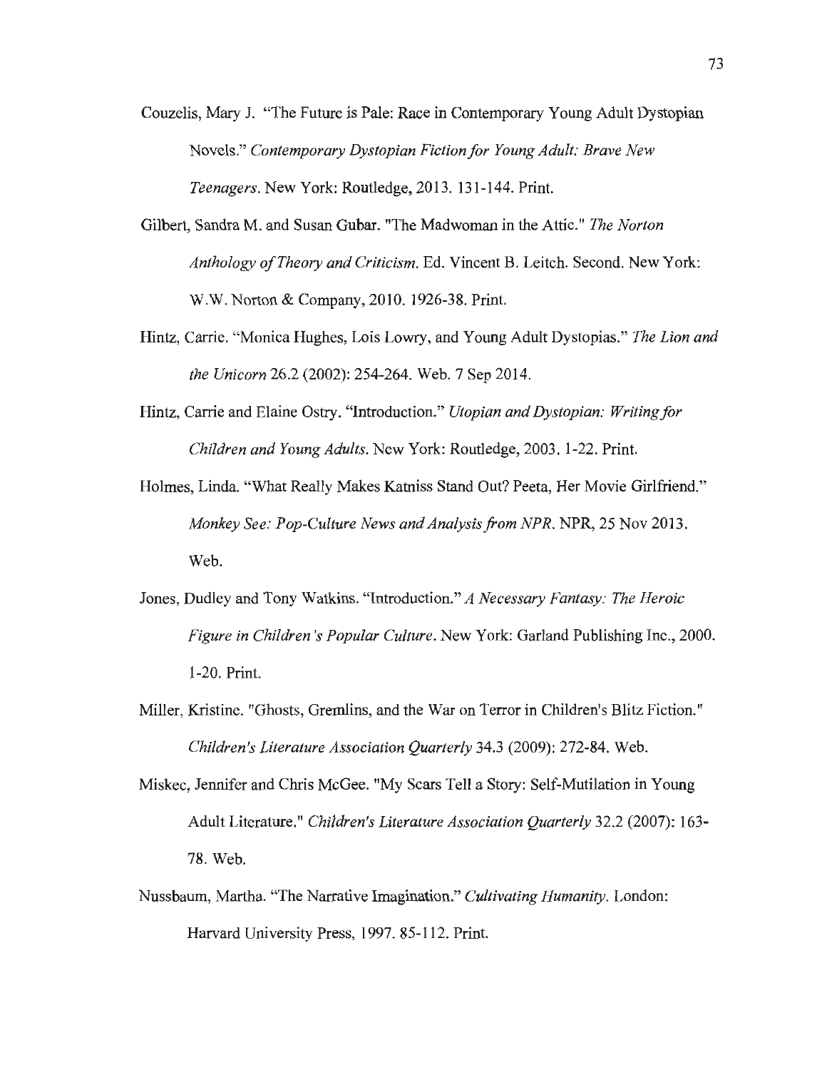Couzelis, Mary J. "The Future is Pale: Race in Contemporary Young Adult Dystopian Novels." *Contemporary Dystopian Fiction for Young Adult: Brave New Teenagers*. New York: Routledge, 2013. 131-144. Print.

Gilbert, Sandra M. and Susan Gubar. "The Madwoman in the Attic." *The Norton Anthology of Theory and Criticism*. Ed. Vincent B. Leitch. Second. New York: W.W. Norton & Company, 2010. 1926-38. Print.

Hintz, Carrie. "Monica Hughes, Lois Lowry, and Young Adult Dystopias." *The Lion and the Unicorn* 26.2 (2002): 254-264. Web. 7 Sep 2014.

Hintz, Carrie and Elaine Ostry. "Introduction." *Utopian and Dystopian: Writing for Children and Young Adults*. New York: Routledge, 2003. 1-22. Print.

Holmes, Linda. "What Really Makes Katniss Stand Out? Peeta, Her Movie Girlfriend." *Monkey See: Pop-Culture News and Analysis from NPR*. NPR, 25 Nov 2013. Web.

Jones, Dudley and Tony Watkins. "Introduction." *A Necessary Fantasy: The Heroic Figure in Children's Popular Culture*. New York: Garland Publishing Inc., 2000. 1-20. Print.

Miller, Kristine. "Ghosts, Gremlins, and the War on Terror in Children's Blitz Fiction." *Children's Literature Association Quarterly* 34.3 (2009): 272-84. Web.

Miskec, Jennifer and Chris McGee. "My Scars Tell a Story: Self-Mutilation in Young Adult Literature." *Children's Literature Association Quarterly* 32.2 (2007): 163-78. Web.

Nussbaum, Martha. "The Narrative Imagination." *Cultivating Humanity*. London: Harvard University Press, 1997. 85-112. Print.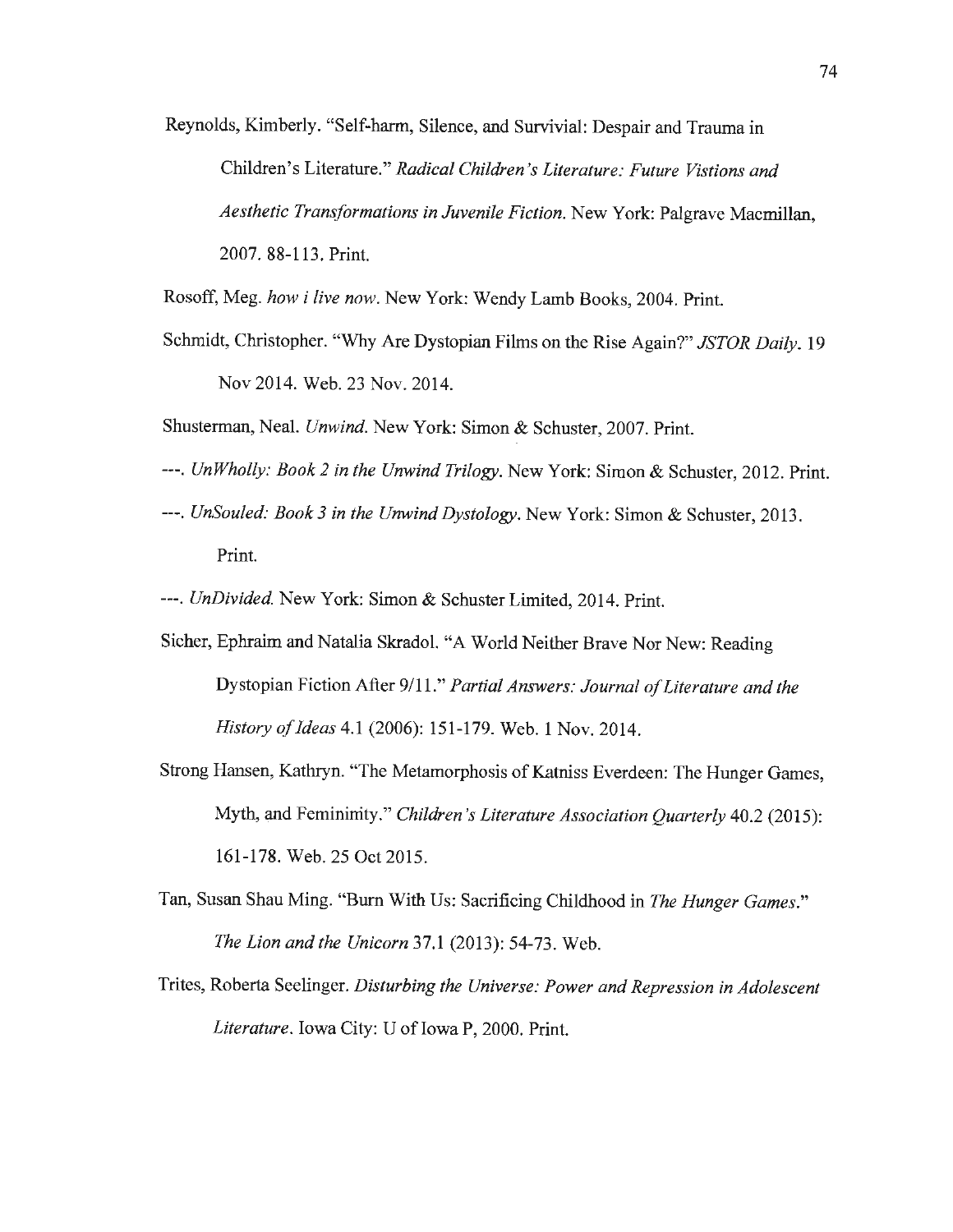Reynolds, Kimberly. "Self-harm, Silence, and Survivial: Despair and Trauma in Children's Literature." *Radical Children's Literature: Future Vistions and Aesthetic Transformations in Juvenile Fiction.* New York: Palgrave Macmillan, 2007. 88-113. Print.

Rosoff, Meg. *how i live now.* New York: Wendy Lamb Books, 2004. Print.

Schmidt, Christopher. "Why Are Dystopian Films on the Rise Again?" *JSTOR Daily.* 19 Nov 2014. Web. 23 Nov. 2014.

Shusterman, Neal. *Unwind.* New York: Simon & Schuster, 2007. Print.

---. *UnWholly: Book 2 in the Unwind Trilogy.* New York: Simon & Schuster, 2012. Print.

---. *UnSouled: Book 3 in the Unwind Dystology.* New York: Simon & Schuster, 2013. Print.

---. *UnDivided.* New York: Simon & Schuster Limited, 2014. Print.

Sicher, Ephraim and Natalia Skradol. "A World Neither Brave Nor New: Reading Dystopian Fiction After 9/11." *Partial Answers: Journal of Literature and the History of Ideas* 4.1 (2006): 151-179. Web. 1 Nov. 2014.

Strong Hansen, Kathryn. "The Metamorphosis of Katniss Everdeen: The Hunger Games, Myth, and Femininity." *Children's Literature Association Quarterly* 40.2 (2015): 161-178. Web. 25 Oct 2015.

Tan, Susan Shau Ming. "Burn With Us: Sacrificing Childhood in *The Hunger Games.*" *The Lion and the Unicorn* 37.1 (2013): 54-73. Web.

Trites, Roberta Seelinger. *Disturbing the Universe: Power and Repression in Adolescent Literature.* Iowa City: U of Iowa P, 2000. Print.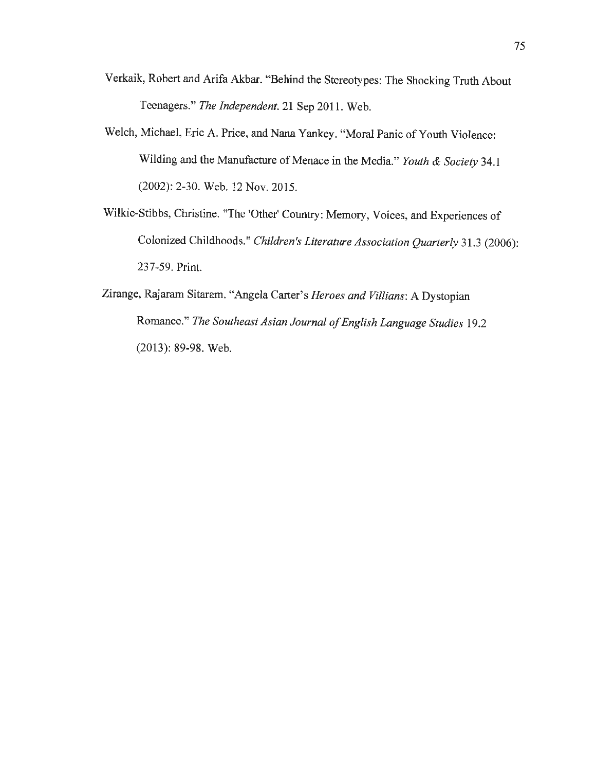Verkaik, Robert and Arifa Akbar. "Behind the Stereotypes: The Shocking Truth About Teenagers." *The Independent.* 21 Sep 2011. Web.

Welch, Michael, Eric A. Price, and Nana Yankey. "Moral Panic of Youth Violence: Wilding and the Manufacture of Menace in the Media." *Youth & Society* 34.1 (2002): 2-30. Web. 12 Nov. 2015.

Wilkie-Stibbs, Christine. "The 'Other' Country: Memory, Voices, and Experiences of Colonized Childhoods." *Children's Literature Association Quarterly* 31.3 (2006): 237-59. Print.

Zirange, Rajaram Sitaram. "Angela Carter's *Heroes and Villians*: A Dystopian Romance." *The Southeast Asian Journal of English Language Studies* 19.2 (2013): 89-98. Web.